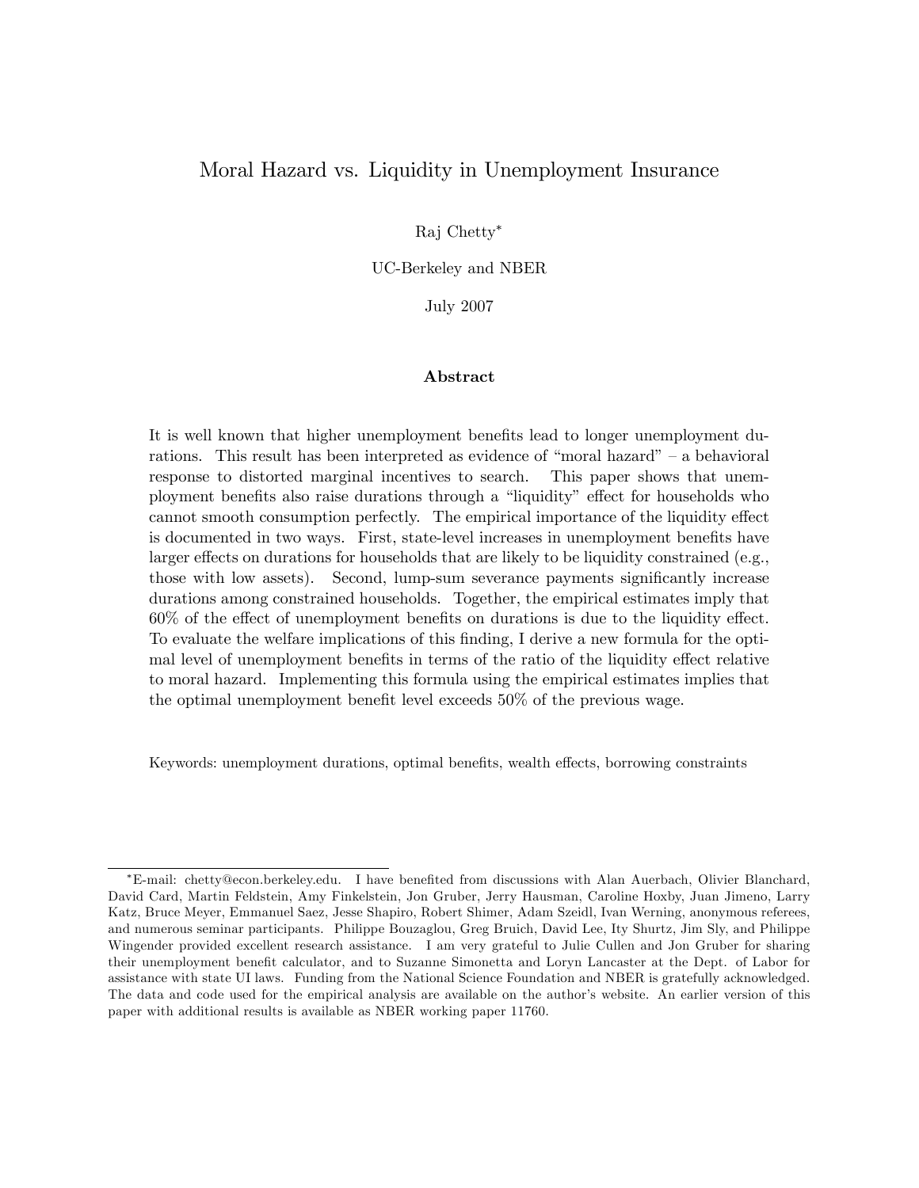# Moral Hazard vs. Liquidity in Unemployment Insurance

Raj Chetty*

UC-Berkeley and NBER

July 2007

## Abstract

It is well known that higher unemployment benefits lead to longer unemployment durations. This result has been interpreted as evidence of "moral hazard" – a behavioral response to distorted marginal incentives to search. This paper shows that unemployment benefits also raise durations through a "liquidity" effect for households who cannot smooth consumption perfectly. The empirical importance of the liquidity effect is documented in two ways. First, state-level increases in unemployment benefits have larger effects on durations for households that are likely to be liquidity constrained (e.g., those with low assets). Second, lump-sum severance payments significantly increase durations among constrained households. Together, the empirical estimates imply that 60% of the effect of unemployment benefits on durations is due to the liquidity effect. To evaluate the welfare implications of this finding, I derive a new formula for the optimal level of unemployment benefits in terms of the ratio of the liquidity effect relative to moral hazard. Implementing this formula using the empirical estimates implies that the optimal unemployment benefit level exceeds 50% of the previous wage.

Keywords: unemployment durations, optimal benefits, wealth effects, borrowing constraints

---

*E-mail: chetty@econ.berkeley.edu. I have benefited from discussions with Alan Auerbach, Olivier Blanchard, David Card, Martin Feldstein, Amy Finkelstein, Jon Gruber, Jerry Hausman, Caroline Hoxby, Juan Jimeno, Larry Katz, Bruce Meyer, Emmanuel Saez, Jesse Shapiro, Robert Shimer, Adam Szeidl, Ivan Werning, anonymous referees, and numerous seminar participants. Philippe Bouzaglou, Greg Bruich, David Lee, Ity Shurtz, Jim Sly, and Philippe Wingender provided excellent research assistance. I am very grateful to Julie Cullen and Jon Gruber for sharing their unemployment benefit calculator, and to Suzanne Simonetta and Loryn Lancaster at the Dept. of Labor for assistance with state UI laws. Funding from the National Science Foundation and NBER is gratefully acknowledged. The data and code used for the empirical analysis are available on the author's website. An earlier version of this paper with additional results is available as NBER working paper 11760.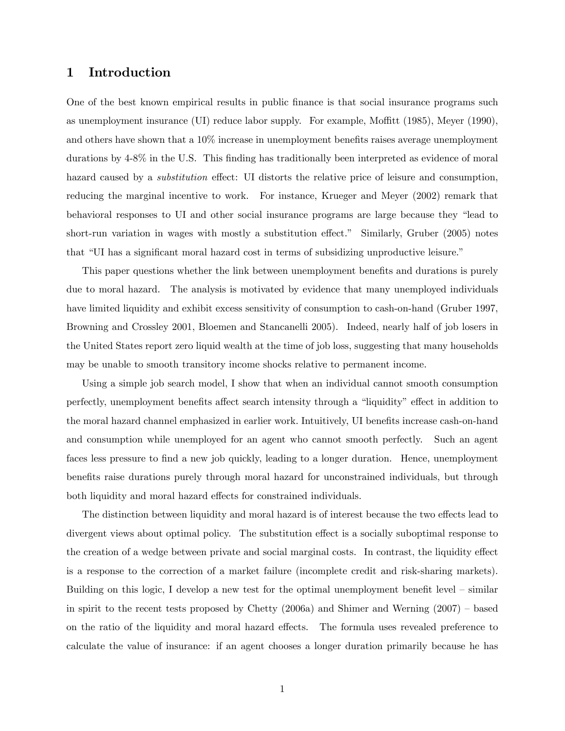# 1 Introduction

One of the best known empirical results in public finance is that social insurance programs such as unemployment insurance (UI) reduce labor supply. For example, Moffitt (1985), Meyer (1990), and others have shown that a 10% increase in unemployment benefits raises average unemployment durations by 4-8% in the U.S. This finding has traditionally been interpreted as evidence of moral hazard caused by a *substitution* effect: UI distorts the relative price of leisure and consumption, reducing the marginal incentive to work. For instance, Krueger and Meyer (2002) remark that behavioral responses to UI and other social insurance programs are large because they "lead to short-run variation in wages with mostly a substitution effect." Similarly, Gruber (2005) notes that "UI has a significant moral hazard cost in terms of subsidizing unproductive leisure."

This paper questions whether the link between unemployment benefits and durations is purely due to moral hazard. The analysis is motivated by evidence that many unemployed individuals have limited liquidity and exhibit excess sensitivity of consumption to cash-on-hand (Gruber 1997, Browning and Crossley 2001, Bloemen and Stancanelli 2005). Indeed, nearly half of job losers in the United States report zero liquid wealth at the time of job loss, suggesting that many households may be unable to smooth transitory income shocks relative to permanent income.

Using a simple job search model, I show that when an individual cannot smooth consumption perfectly, unemployment benefits affect search intensity through a "liquidity" effect in addition to the moral hazard channel emphasized in earlier work. Intuitively, UI benefits increase cash-on-hand and consumption while unemployed for an agent who cannot smooth perfectly. Such an agent faces less pressure to find a new job quickly, leading to a longer duration. Hence, unemployment benefits raise durations purely through moral hazard for unconstrained individuals, but through both liquidity and moral hazard effects for constrained individuals.

The distinction between liquidity and moral hazard is of interest because the two effects lead to divergent views about optimal policy. The substitution effect is a socially suboptimal response to the creation of a wedge between private and social marginal costs. In contrast, the liquidity effect is a response to the correction of a market failure (incomplete credit and risk-sharing markets). Building on this logic, I develop a new test for the optimal unemployment benefit level – similar in spirit to the recent tests proposed by Chetty (2006a) and Shimer and Werning (2007) – based on the ratio of the liquidity and moral hazard effects. The formula uses revealed preference to calculate the value of insurance: if an agent chooses a longer duration primarily because he has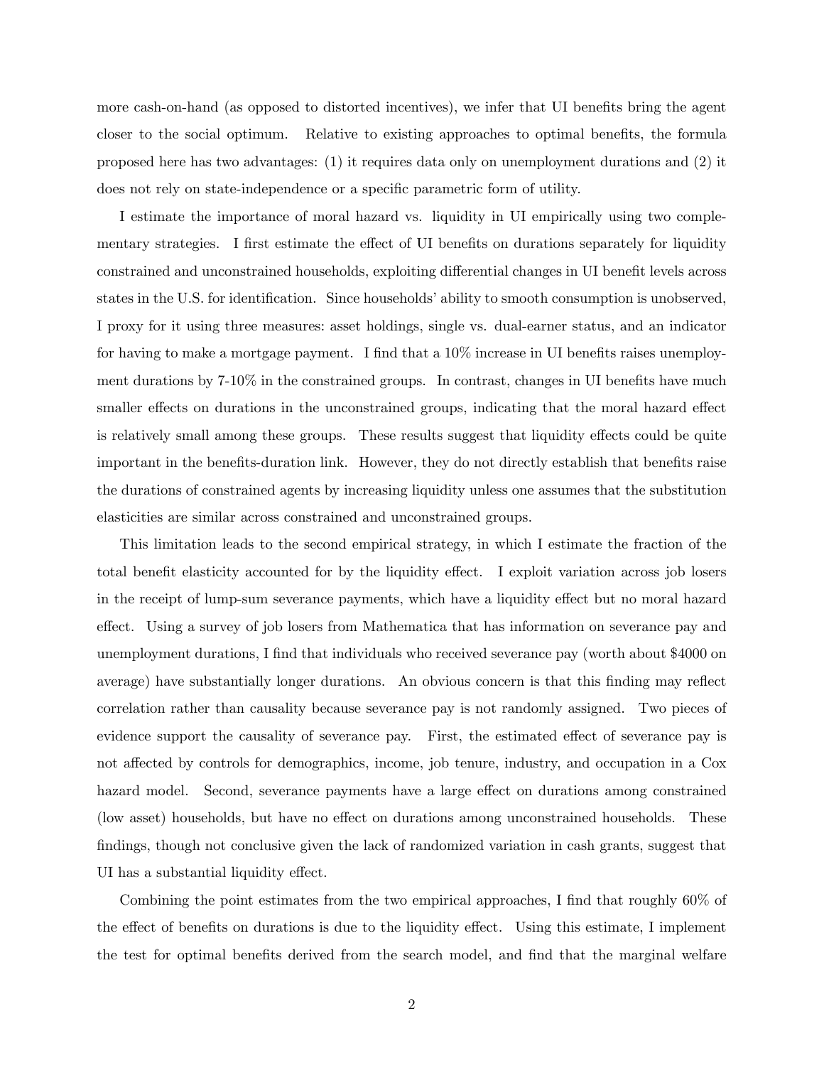more cash-on-hand (as opposed to distorted incentives), we infer that UI benefits bring the agent closer to the social optimum. Relative to existing approaches to optimal benefits, the formula proposed here has two advantages: (1) it requires data only on unemployment durations and (2) it does not rely on state-independence or a specific parametric form of utility.

I estimate the importance of moral hazard vs. liquidity in UI empirically using two complementary strategies. I first estimate the effect of UI benefits on durations separately for liquidity constrained and unconstrained households, exploiting differential changes in UI benefit levels across states in the U.S. for identification. Since households' ability to smooth consumption is unobserved, I proxy for it using three measures: asset holdings, single vs. dual-earner status, and an indicator for having to make a mortgage payment. I find that a 10% increase in UI benefits raises unemployment durations by 7-10% in the constrained groups. In contrast, changes in UI benefits have much smaller effects on durations in the unconstrained groups, indicating that the moral hazard effect is relatively small among these groups. These results suggest that liquidity effects could be quite important in the benefits-duration link. However, they do not directly establish that benefits raise the durations of constrained agents by increasing liquidity unless one assumes that the substitution elasticities are similar across constrained and unconstrained groups.

This limitation leads to the second empirical strategy, in which I estimate the fraction of the total benefit elasticity accounted for by the liquidity effect. I exploit variation across job losers in the receipt of lump-sum severance payments, which have a liquidity effect but no moral hazard effect. Using a survey of job losers from Mathematica that has information on severance pay and unemployment durations, I find that individuals who received severance pay (worth about $4000 on average) have substantially longer durations. An obvious concern is that this finding may reflect correlation rather than causality because severance pay is not randomly assigned. Two pieces of evidence support the causality of severance pay. First, the estimated effect of severance pay is not affected by controls for demographics, income, job tenure, industry, and occupation in a Cox hazard model. Second, severance payments have a large effect on durations among constrained (low asset) households, but have no effect on durations among unconstrained households. These findings, though not conclusive given the lack of randomized variation in cash grants, suggest that UI has a substantial liquidity effect.

Combining the point estimates from the two empirical approaches, I find that roughly 60% of the effect of benefits on durations is due to the liquidity effect. Using this estimate, I implement the test for optimal benefits derived from the search model, and find that the marginal welfare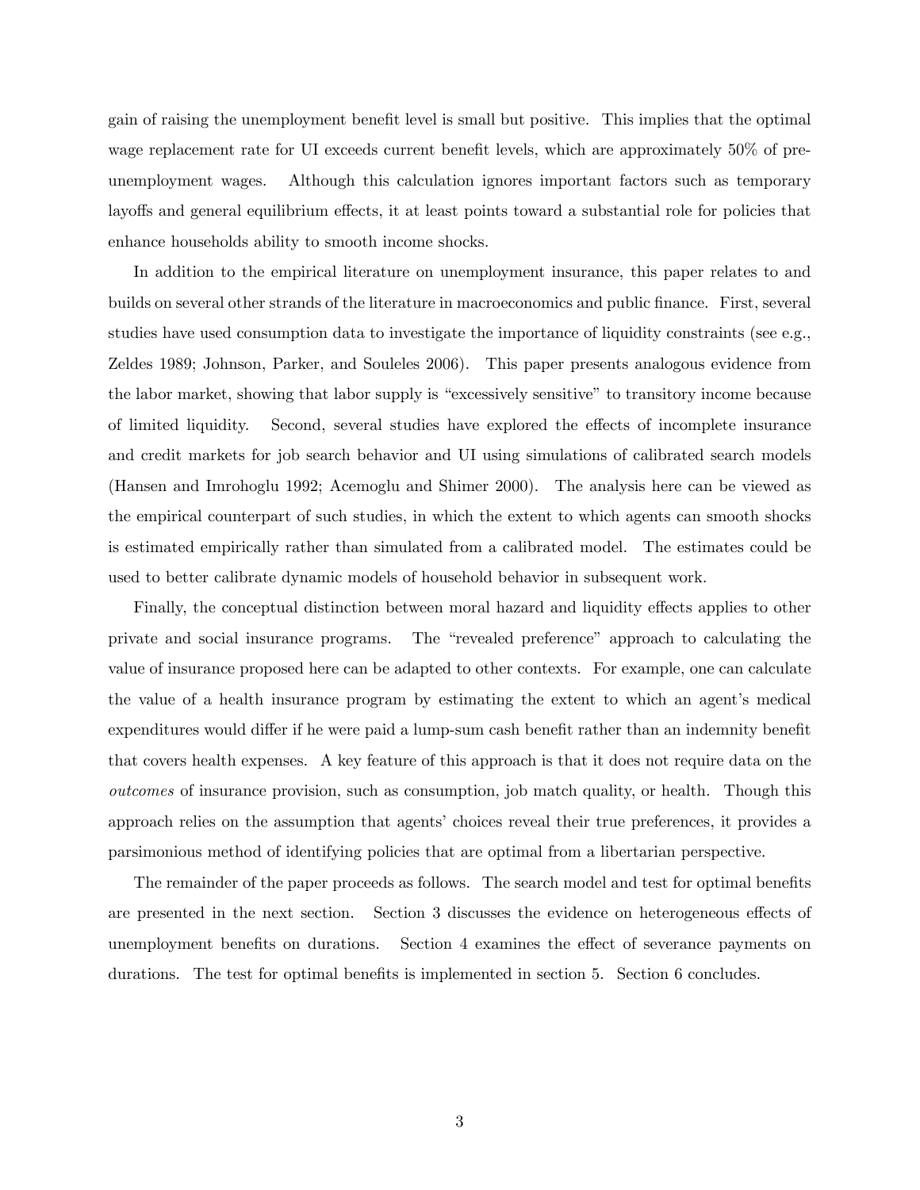gain of raising the unemployment benefit level is small but positive. This implies that the optimal wage replacement rate for UI exceeds current benefit levels, which are approximately 50% of pre-unemployment wages. Although this calculation ignores important factors such as temporary layoffs and general equilibrium effects, it at least points toward a substantial role for policies that enhance households ability to smooth income shocks.

In addition to the empirical literature on unemployment insurance, this paper relates to and builds on several other strands of the literature in macroeconomics and public finance. First, several studies have used consumption data to investigate the importance of liquidity constraints (see e.g., Zeldes 1989; Johnson, Parker, and Souleles 2006). This paper presents analogous evidence from the labor market, showing that labor supply is "excessively sensitive" to transitory income because of limited liquidity. Second, several studies have explored the effects of incomplete insurance and credit markets for job search behavior and UI using simulations of calibrated search models (Hansen and Imrohoglu 1992; Acemoglu and Shimer 2000). The analysis here can be viewed as the empirical counterpart of such studies, in which the extent to which agents can smooth shocks is estimated empirically rather than simulated from a calibrated model. The estimates could be used to better calibrate dynamic models of household behavior in subsequent work.

Finally, the conceptual distinction between moral hazard and liquidity effects applies to other private and social insurance programs. The "revealed preference" approach to calculating the value of insurance proposed here can be adapted to other contexts. For example, one can calculate the value of a health insurance program by estimating the extent to which an agent's medical expenditures would differ if he were paid a lump-sum cash benefit rather than an indemnity benefit that covers health expenses. A key feature of this approach is that it does not require data on the *outcomes* of insurance provision, such as consumption, job match quality, or health. Though this approach relies on the assumption that agents' choices reveal their true preferences, it provides a parsimonious method of identifying policies that are optimal from a libertarian perspective.

The remainder of the paper proceeds as follows. The search model and test for optimal benefits are presented in the next section. Section 3 discusses the evidence on heterogeneous effects of unemployment benefits on durations. Section 4 examines the effect of severance payments on durations. The test for optimal benefits is implemented in section 5. Section 6 concludes.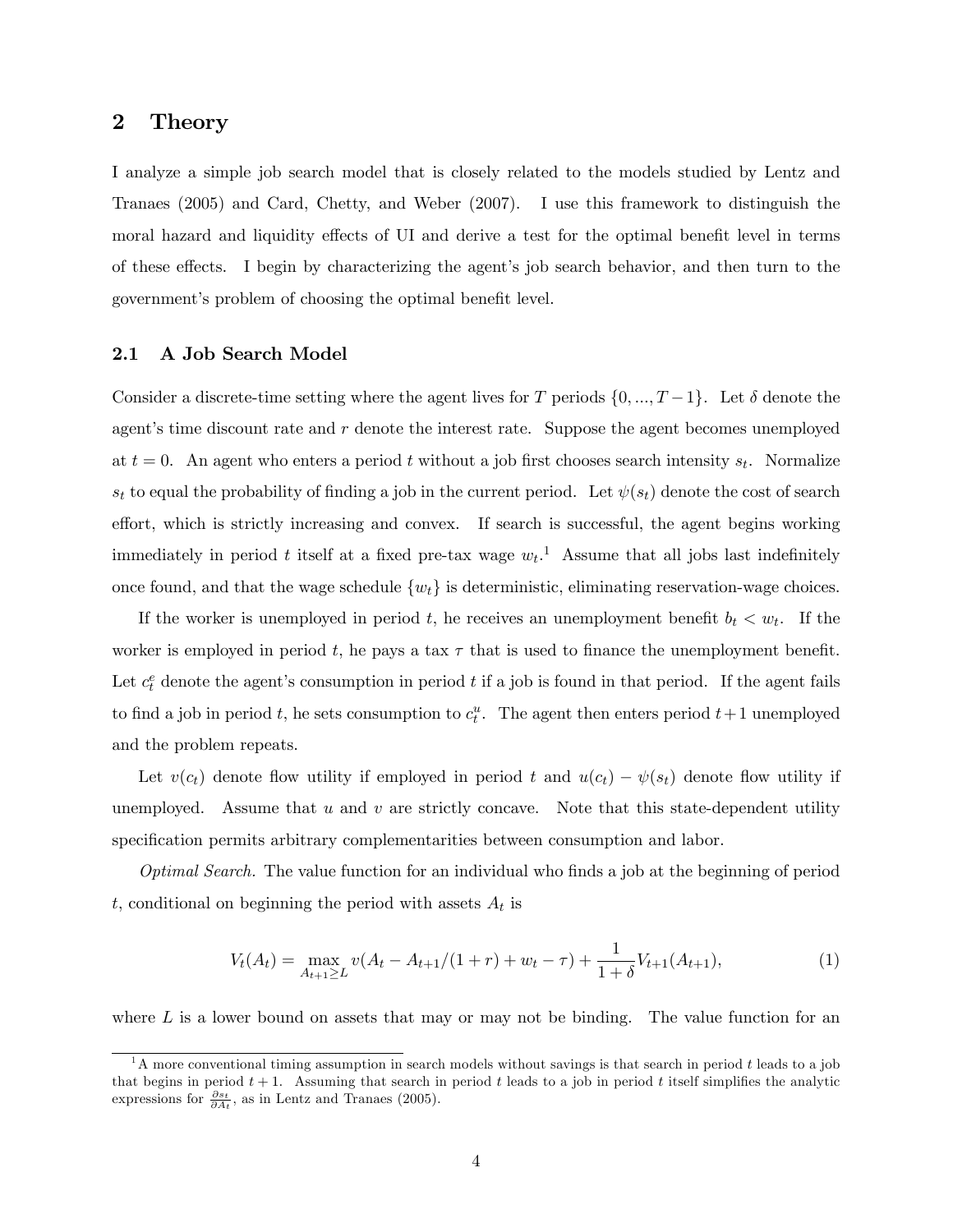## 2 Theory

I analyze a simple job search model that is closely related to the models studied by Lentz and Tranaes (2005) and Card, Chetty, and Weber (2007). I use this framework to distinguish the moral hazard and liquidity effects of UI and derive a test for the optimal benefit level in terms of these effects. I begin by characterizing the agent's job search behavior, and then turn to the government's problem of choosing the optimal benefit level.

### 2.1 A Job Search Model

Consider a discrete-time setting where the agent lives for $T$ periods $\{0, ..., T-1\}$. Let $\delta$ denote the agent's time discount rate and $r$ denote the interest rate. Suppose the agent becomes unemployed at $t = 0$. An agent who enters a period $t$ without a job first chooses search intensity $s_t$. Normalize $s_t$ to equal the probability of finding a job in the current period. Let $\psi(s_t)$ denote the cost of search effort, which is strictly increasing and convex. If search is successful, the agent begins working immediately in period $t$ itself at a fixed pre-tax wage $w_t$.[1] Assume that all jobs last indefinitely once found, and that the wage schedule $\{w_t\}$ is deterministic, eliminating reservation-wage choices.

If the worker is unemployed in period $t$, he receives an unemployment benefit $b_t < w_t$. If the worker is employed in period $t$, he pays a tax $\tau$ that is used to finance the unemployment benefit. Let $c_t^e$ denote the agent's consumption in period $t$ if a job is found in that period. If the agent fails to find a job in period $t$, he sets consumption to $c_t^u$. The agent then enters period $t+1$ unemployed and the problem repeats.

Let $v(c_t)$ denote flow utility if employed in period $t$ and $u(c_t) - \psi(s_t)$ denote flow utility if unemployed. Assume that $u$ and $v$ are strictly concave. Note that this state-dependent utility specification permits arbitrary complementarities between consumption and labor.

*Optimal Search.* The value function for an individual who finds a job at the beginning of period $t$, conditional on beginning the period with assets $A_t$ is

$$V_t(A_t) = \max_{A_{t+1} \geq L} v(A_t - A_{t+1}/(1+r) + w_t - \tau) + \frac{1}{1+\delta} V_{t+1}(A_{t+1}), \tag{1}$$

where $L$ is a lower bound on assets that may or may not be binding. The value function for an

[1] A more conventional timing assumption in search models without savings is that search in period $t$ leads to a job that begins in period $t+1$. Assuming that search in period $t$ leads to a job in period $t$ itself simplifies the analytic expressions for $\frac{\partial s_t}{\partial A_t}$, as in Lentz and Tranaes (2005).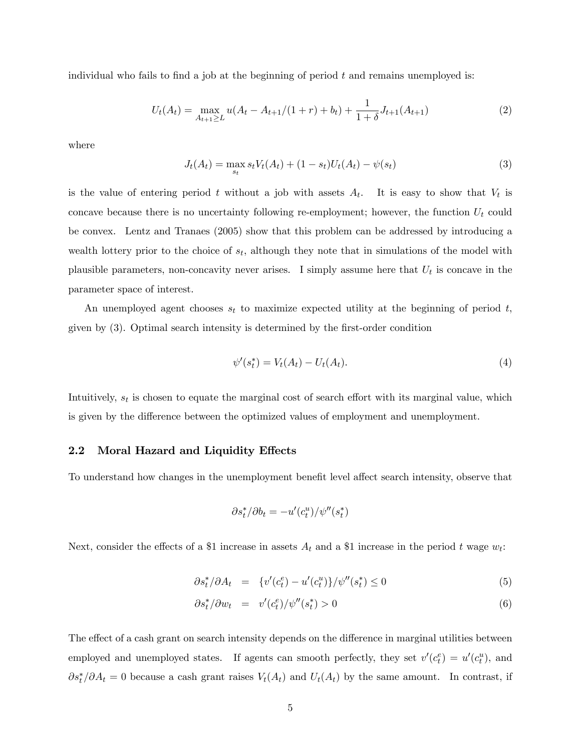individual who fails to find a job at the beginning of period $t$ and remains unemployed is:

$$U_t(A_t) = \max_{A_{t+1} \geq L} u(A_t - A_{t+1}/(1+r) + b_t) + \frac{1}{1+\delta} J_{t+1}(A_{t+1}) \tag{2}$$

where

$$J_t(A_t) = \max_{s_t} s_t V_t(A_t) + (1-s_t)U_t(A_t) - \psi(s_t) \tag{3}$$

is the value of entering period $t$ without a job with assets $A_t$. It is easy to show that $V_t$ is concave because there is no uncertainty following re-employment; however, the function $U_t$ could be convex. Lentz and Tranaes (2005) show that this problem can be addressed by introducing a wealth lottery prior to the choice of $s_t$, although they note that in simulations of the model with plausible parameters, non-concavity never arises. I simply assume here that $U_t$ is concave in the parameter space of interest.

An unemployed agent chooses $s_t$ to maximize expected utility at the beginning of period $t$, given by (3). Optimal search intensity is determined by the first-order condition

$$\psi'(s_t^*) = V_t(A_t) - U_t(A_t). \tag{4}$$

Intuitively, $s_t$ is chosen to equate the marginal cost of search effort with its marginal value, which is given by the difference between the optimized values of employment and unemployment.

## 2.2 Moral Hazard and Liquidity Effects

To understand how changes in the unemployment benefit level affect search intensity, observe that

$$\partial s_t^* / \partial b_t = -u'(c_t^u)/\psi''(s_t^*)$$

Next, consider the effects of a \$1 increase in assets $A_t$ and a \$1 increase in the period $t$ wage $w_t$:

$$\partial s_t^* / \partial A_t = \{v'(c_t^e) - u'(c_t^u)\}/\psi''(s_t^*) \leq 0 \tag{5}$$

$$\partial s_t^* / \partial w_t = v'(c_t^e)/\psi''(s_t^*) > 0 \tag{6}$$

The effect of a cash grant on search intensity depends on the difference in marginal utilities between employed and unemployed states. If agents can smooth perfectly, they set $v'(c_t^e) = u'(c_t^u)$, and $\partial s_t^* / \partial A_t = 0$ because a cash grant raises $V_t(A_t)$ and $U_t(A_t)$ by the same amount. In contrast, if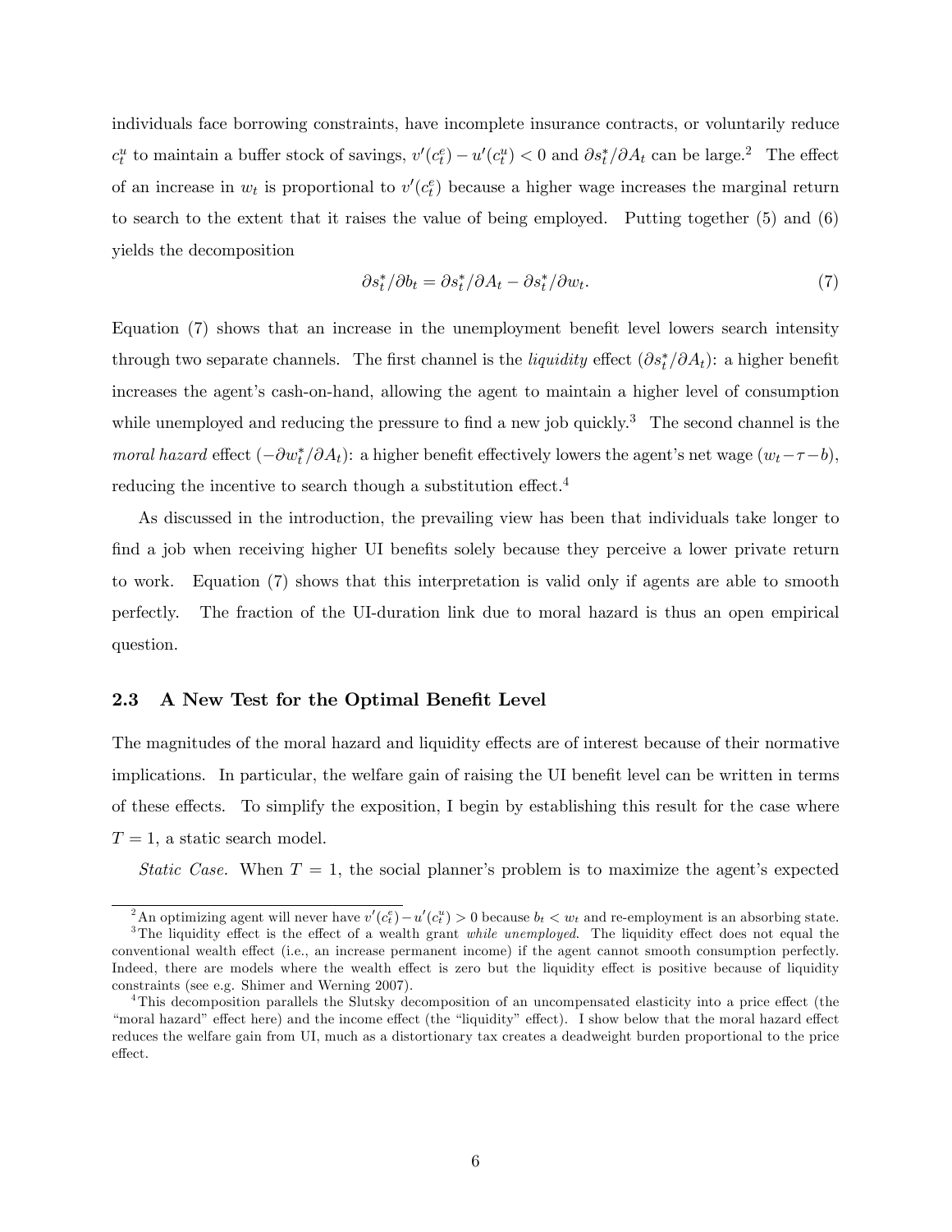individuals face borrowing constraints, have incomplete insurance contracts, or voluntarily reduce $c_t^u$ to maintain a buffer stock of savings, $v'(c_t^e) - u'(c_t^u) < 0$ and $\partial s_t^*/\partial A_t$ can be large.[2] The effect of an increase in $w_t$ is proportional to $v'(c_t^e)$ because a higher wage increases the marginal return to search to the extent that it raises the value of being employed. Putting together (5) and (6) yields the decomposition

$$\partial s_t^*/\partial b_t = \partial s_t^*/\partial A_t - \partial s_t^*/\partial w_t. \tag{7}$$

Equation (7) shows that an increase in the unemployment benefit level lowers search intensity through two separate channels. The first channel is the *liquidity* effect ($\partial s_t^*/\partial A_t$): a higher benefit increases the agent's cash-on-hand, allowing the agent to maintain a higher level of consumption while unemployed and reducing the pressure to find a new job quickly.[3] The second channel is the *moral hazard* effect ($-\partial w_t^*/\partial A_t$): a higher benefit effectively lowers the agent's net wage ($w_t - \tau - b$), reducing the incentive to search though a substitution effect.[4]

As discussed in the introduction, the prevailing view has been that individuals take longer to find a job when receiving higher UI benefits solely because they perceive a lower private return to work. Equation (7) shows that this interpretation is valid only if agents are able to smooth perfectly. The fraction of the UI-duration link due to moral hazard is thus an open empirical question.

### 2.3 A New Test for the Optimal Benefit Level

The magnitudes of the moral hazard and liquidity effects are of interest because of their normative implications. In particular, the welfare gain of raising the UI benefit level can be written in terms of these effects. To simplify the exposition, I begin by establishing this result for the case where $T = 1$, a static search model.

*Static Case.* When $T = 1$, the social planner's problem is to maximize the agent's expected

---

[2] An optimizing agent will never have $v'(c_t^e) - u'(c_t^u) > 0$ because $b_t < w_t$ and re-employment is an absorbing state.

[3] The liquidity effect is the effect of a wealth grant *while unemployed*. The liquidity effect does not equal the conventional wealth effect (i.e., an increase permanent income) if the agent cannot smooth consumption perfectly. Indeed, there are models where the wealth effect is zero but the liquidity effect is positive because of liquidity constraints (see e.g. Shimer and Werning 2007).

[4] This decomposition parallels the Slutsky decomposition of an uncompensated elasticity into a price effect (the "moral hazard" effect here) and the income effect (the "liquidity" effect). I show below that the moral hazard effect reduces the welfare gain from UI, much as a distortionary tax creates a deadweight burden proportional to the price effect.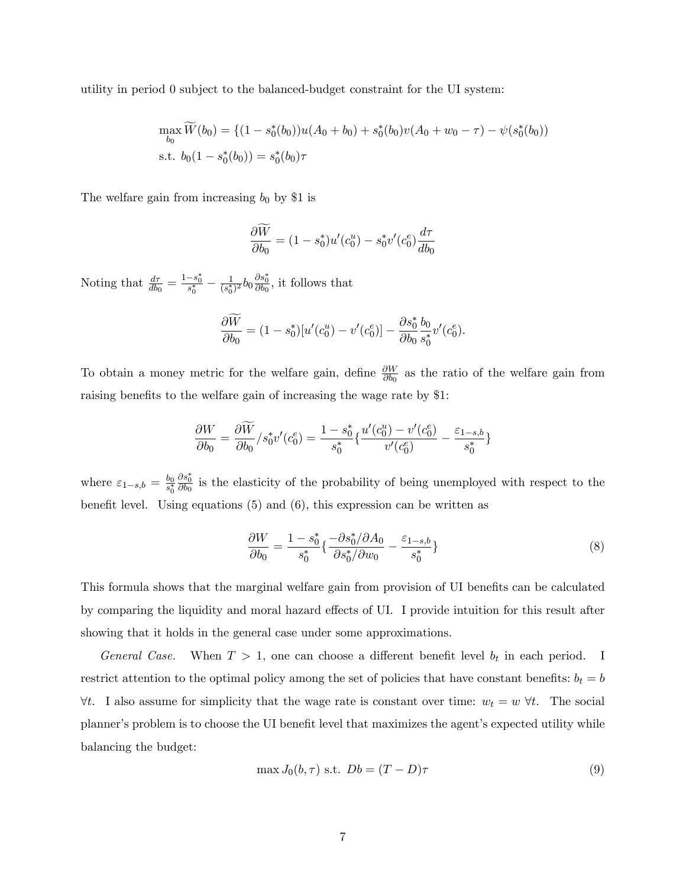utility in period 0 subject to the balanced-budget constraint for the UI system:

$$
\begin{aligned}
&\max_{b_0} \widetilde{W}(b_0) = \{(1 - s_0^*(b_0))u(A_0 + b_0) + s_0^*(b_0)v(A_0 + w_0 - \tau) - \psi(s_0^*(b_0)) \\
&\text{s.t. } b_0(1 - s_0^*(b_0)) = s_0^*(b_0)\tau
\end{aligned}
$$

The welfare gain from increasing $b_0$ by \$1 is

$$
\frac{\partial \widetilde{W}}{\partial b_0} = (1 - s_0^*)u'(c_0^u) - s_0^* v'(c_0^e)\frac{d\tau}{db_0}
$$

Noting that $\frac{d\tau}{db_0} = \frac{1-s_0^*}{s_0^*} - \frac{1}{(s_0^*)^2} b_0 \frac{\partial s_0^*}{\partial b_0}$, it follows that

$$
\frac{\partial \widetilde{W}}{\partial b_0} = (1 - s_0^*)[u'(c_0^u) - v'(c_0^e)] - \frac{\partial s_0^*}{\partial b_0}\frac{b_0}{s_0^*}v'(c_0^e).
$$

To obtain a money metric for the welfare gain, define $\frac{\partial W}{\partial b_0}$ as the ratio of the welfare gain from raising benefits to the welfare gain of increasing the wage rate by \$1:

$$
\frac{\partial W}{\partial b_0} = \frac{\partial \widetilde{W}}{\partial b_0} / s_0^* v'(c_0^e) = \frac{1 - s_0^*}{s_0^*}\{\frac{u'(c_0^u) - v'(c_0^e)}{v'(c_0^e)} - \frac{\varepsilon_{1-s,b}}{s_0^*}\}
$$

where $\varepsilon_{1-s,b} = \frac{b_0}{s_0^*}\frac{\partial s_0^*}{\partial b_0}$ is the elasticity of the probability of being unemployed with respect to the benefit level. Using equations (5) and (6), this expression can be written as

$$
\frac{\partial W}{\partial b_0} = \frac{1 - s_0^*}{s_0^*}\{\frac{-\partial s_0^*/\partial A_0}{\partial s_0^*/\partial w_0} - \frac{\varepsilon_{1-s,b}}{s_0^*}\} \tag{8}
$$

This formula shows that the marginal welfare gain from provision of UI benefits can be calculated by comparing the liquidity and moral hazard effects of UI. I provide intuition for this result after showing that it holds in the general case under some approximations.

*General Case.* When $T > 1$, one can choose a different benefit level $b_t$ in each period. I restrict attention to the optimal policy among the set of policies that have constant benefits: $b_t = b$ $\forall t$. I also assume for simplicity that the wage rate is constant over time: $w_t = w$ $\forall t$. The social planner's problem is to choose the UI benefit level that maximizes the agent's expected utility while balancing the budget:

$$
\max J_0(b, \tau) \text{ s.t. } Db = (T - D)\tau \tag{9}
$$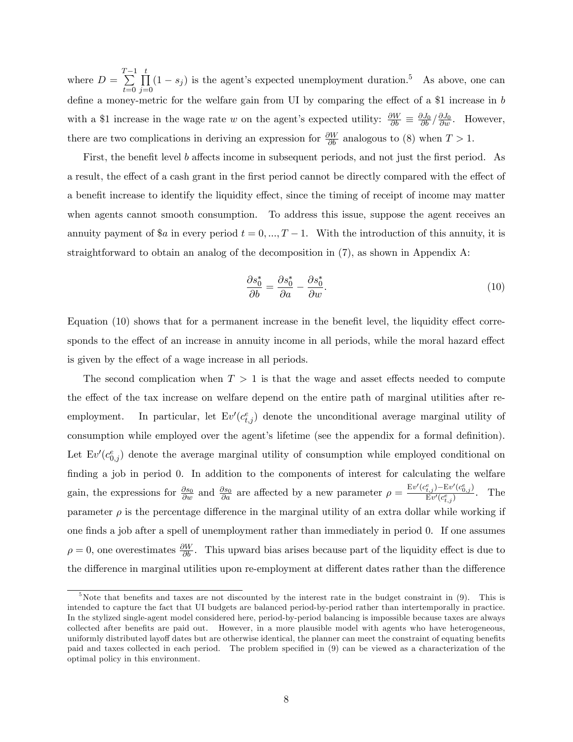where $D = \sum_{t=0}^{T-1} \prod_{j=0}^{t} (1 - s_j)$ is the agent's expected unemployment duration.[5] As above, one can define a money-metric for the welfare gain from UI by comparing the effect of a \$1 increase in $b$ with a \$1 increase in the wage rate $w$ on the agent's expected utility: $\frac{\partial W}{\partial b} \equiv \frac{\partial J_0}{\partial b} / \frac{\partial J_0}{\partial w}$. However, there are two complications in deriving an expression for $\frac{\partial W}{\partial b}$ analogous to (8) when $T > 1$.

First, the benefit level $b$ affects income in subsequent periods, and not just the first period. As a result, the effect of a cash grant in the first period cannot be directly compared with the effect of a benefit increase to identify the liquidity effect, since the timing of receipt of income may matter when agents cannot smooth consumption. To address this issue, suppose the agent receives an annuity payment of \$$a$ in every period $t = 0, ..., T - 1$. With the introduction of this annuity, it is straightforward to obtain an analog of the decomposition in (7), as shown in Appendix A:

$$\frac{\partial s_0^*}{\partial b} = \frac{\partial s_0^*}{\partial a} - \frac{\partial s_0^*}{\partial w}. \tag{10}$$

Equation (10) shows that for a permanent increase in the benefit level, the liquidity effect corresponds to the effect of an increase in annuity income in all periods, while the moral hazard effect is given by the effect of a wage increase in all periods.

The second complication when $T > 1$ is that the wage and asset effects needed to compute the effect of the tax increase on welfare depend on the entire path of marginal utilities after re-employment. In particular, let $\mathrm{E}v'(c_{t,j}^e)$ denote the unconditional average marginal utility of consumption while employed over the agent's lifetime (see the appendix for a formal definition). Let $\mathrm{E}v'(c_{0,j}^e)$ denote the average marginal utility of consumption while employed conditional on finding a job in period 0. In addition to the components of interest for calculating the welfare gain, the expressions for $\frac{\partial s_0}{\partial w}$ and $\frac{\partial s_0}{\partial a}$ are affected by a new parameter $\rho = \frac{\mathrm{E}v'(c_{t,j}^e) - \mathrm{E}v'(c_{0,j}^e)}{\mathrm{E}v'(c_{t,j}^e)}$. The parameter $\rho$ is the percentage difference in the marginal utility of an extra dollar while working if one finds a job after a spell of unemployment rather than immediately in period 0. If one assumes $\rho = 0$, one overestimates $\frac{\partial W}{\partial b}$. This upward bias arises because part of the liquidity effect is due to the difference in marginal utilities upon re-employment at different dates rather than the difference

[5] Note that benefits and taxes are not discounted by the interest rate in the budget constraint in (9). This is intended to capture the fact that UI budgets are balanced period-by-period rather than intertemporally in practice. In the stylized single-agent model considered here, period-by-period balancing is impossible because taxes are always collected after benefits are paid out. However, in a more plausible model with agents who have heterogeneous, uniformly distributed layoff dates but are otherwise identical, the planner can meet the constraint of equating benefits paid and taxes collected in each period. The problem specified in (9) can be viewed as a characterization of the optimal policy in this environment.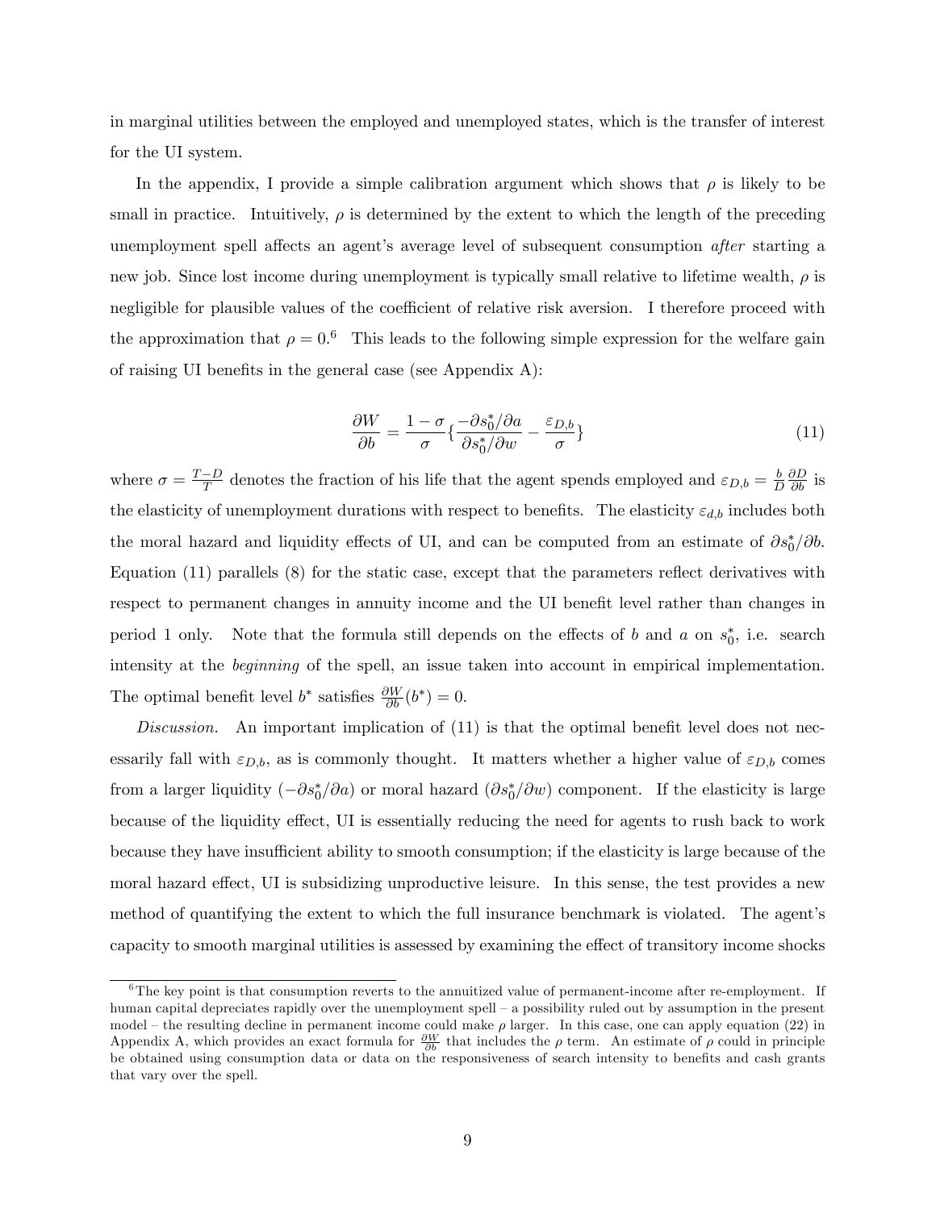in marginal utilities between the employed and unemployed states, which is the transfer of interest for the UI system.

In the appendix, I provide a simple calibration argument which shows that $\rho$ is likely to be small in practice. Intuitively, $\rho$ is determined by the extent to which the length of the preceding unemployment spell affects an agent's average level of subsequent consumption *after* starting a new job. Since lost income during unemployment is typically small relative to lifetime wealth, $\rho$ is negligible for plausible values of the coefficient of relative risk aversion. I therefore proceed with the approximation that $\rho = 0$.[6] This leads to the following simple expression for the welfare gain of raising UI benefits in the general case (see Appendix A):

$$\frac{\partial W}{\partial b} = \frac{1-\sigma}{\sigma}\left\{\frac{-\partial s_0^*/\partial a}{\partial s_0^*/\partial w} - \frac{\varepsilon_{D,b}}{\sigma}\right\} \tag{11}$$

where $\sigma = \frac{T-D}{T}$ denotes the fraction of his life that the agent spends employed and $\varepsilon_{D,b} = \frac{b}{D}\frac{\partial D}{\partial b}$ is the elasticity of unemployment durations with respect to benefits. The elasticity $\varepsilon_{d,b}$ includes both the moral hazard and liquidity effects of UI, and can be computed from an estimate of $\partial s_0^*/\partial b$. Equation (11) parallels (8) for the static case, except that the parameters reflect derivatives with respect to permanent changes in annuity income and the UI benefit level rather than changes in period 1 only. Note that the formula still depends on the effects of $b$ and $a$ on $s_0^*$, i.e. search intensity at the *beginning* of the spell, an issue taken into account in empirical implementation. The optimal benefit level $b^*$ satisfies $\frac{\partial W}{\partial b}(b^*) = 0$.

*Discussion.* An important implication of (11) is that the optimal benefit level does not necessarily fall with $\varepsilon_{D,b}$, as is commonly thought. It matters whether a higher value of $\varepsilon_{D,b}$ comes from a larger liquidity ($-\partial s_0^*/\partial a$) or moral hazard ($\partial s_0^*/\partial w$) component. If the elasticity is large because of the liquidity effect, UI is essentially reducing the need for agents to rush back to work because they have insufficient ability to smooth consumption; if the elasticity is large because of the moral hazard effect, UI is subsidizing unproductive leisure. In this sense, the test provides a new method of quantifying the extent to which the full insurance benchmark is violated. The agent's capacity to smooth marginal utilities is assessed by examining the effect of transitory income shocks

[6] The key point is that consumption reverts to the annuitized value of permanent-income after re-employment. If human capital depreciates rapidly over the unemployment spell – a possibility ruled out by assumption in the present model – the resulting decline in permanent income could make $\rho$ larger. In this case, one can apply equation (22) in Appendix A, which provides an exact formula for $\frac{\partial W}{\partial b}$ that includes the $\rho$ term. An estimate of $\rho$ could in principle be obtained using consumption data or data on the responsiveness of search intensity to benefits and cash grants that vary over the spell.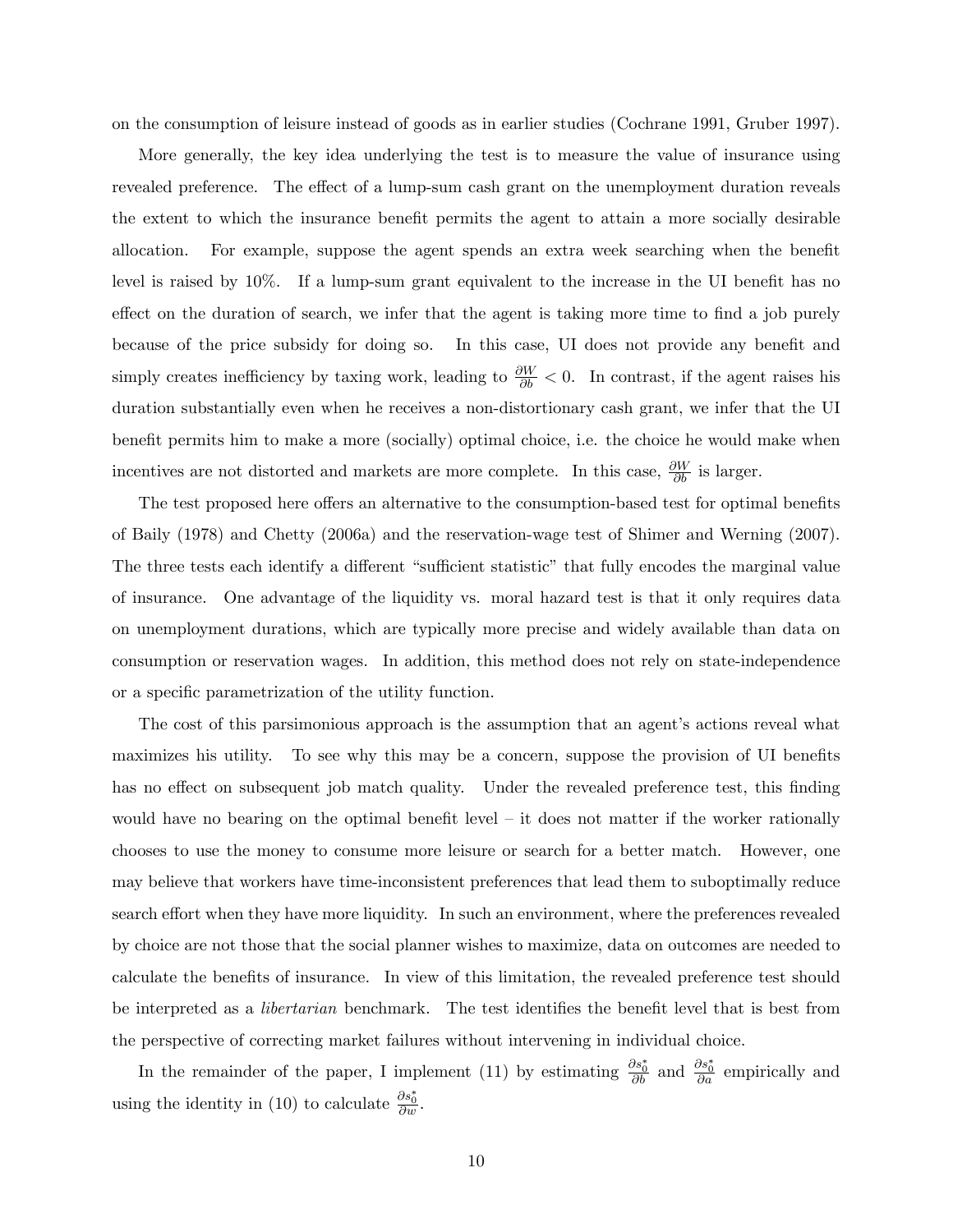on the consumption of leisure instead of goods as in earlier studies (Cochrane 1991, Gruber 1997).

More generally, the key idea underlying the test is to measure the value of insurance using revealed preference. The effect of a lump-sum cash grant on the unemployment duration reveals the extent to which the insurance benefit permits the agent to attain a more socially desirable allocation. For example, suppose the agent spends an extra week searching when the benefit level is raised by 10%. If a lump-sum grant equivalent to the increase in the UI benefit has no effect on the duration of search, we infer that the agent is taking more time to find a job purely because of the price subsidy for doing so. In this case, UI does not provide any benefit and simply creates inefficiency by taxing work, leading to $\frac{\partial W}{\partial b} < 0$. In contrast, if the agent raises his duration substantially even when he receives a non-distortionary cash grant, we infer that the UI benefit permits him to make a more (socially) optimal choice, i.e. the choice he would make when incentives are not distorted and markets are more complete. In this case, $\frac{\partial W}{\partial b}$ is larger.

The test proposed here offers an alternative to the consumption-based test for optimal benefits of Baily (1978) and Chetty (2006a) and the reservation-wage test of Shimer and Werning (2007). The three tests each identify a different "sufficient statistic" that fully encodes the marginal value of insurance. One advantage of the liquidity vs. moral hazard test is that it only requires data on unemployment durations, which are typically more precise and widely available than data on consumption or reservation wages. In addition, this method does not rely on state-independence or a specific parametrization of the utility function.

The cost of this parsimonious approach is the assumption that an agent's actions reveal what maximizes his utility. To see why this may be a concern, suppose the provision of UI benefits has no effect on subsequent job match quality. Under the revealed preference test, this finding would have no bearing on the optimal benefit level – it does not matter if the worker rationally chooses to use the money to consume more leisure or search for a better match. However, one may believe that workers have time-inconsistent preferences that lead them to suboptimally reduce search effort when they have more liquidity. In such an environment, where the preferences revealed by choice are not those that the social planner wishes to maximize, data on outcomes are needed to calculate the benefits of insurance. In view of this limitation, the revealed preference test should be interpreted as a *libertarian* benchmark. The test identifies the benefit level that is best from the perspective of correcting market failures without intervening in individual choice.

In the remainder of the paper, I implement (11) by estimating $\frac{\partial s_0^*}{\partial b}$ and $\frac{\partial s_0^*}{\partial a}$ empirically and using the identity in (10) to calculate $\frac{\partial s_0^*}{\partial w}$.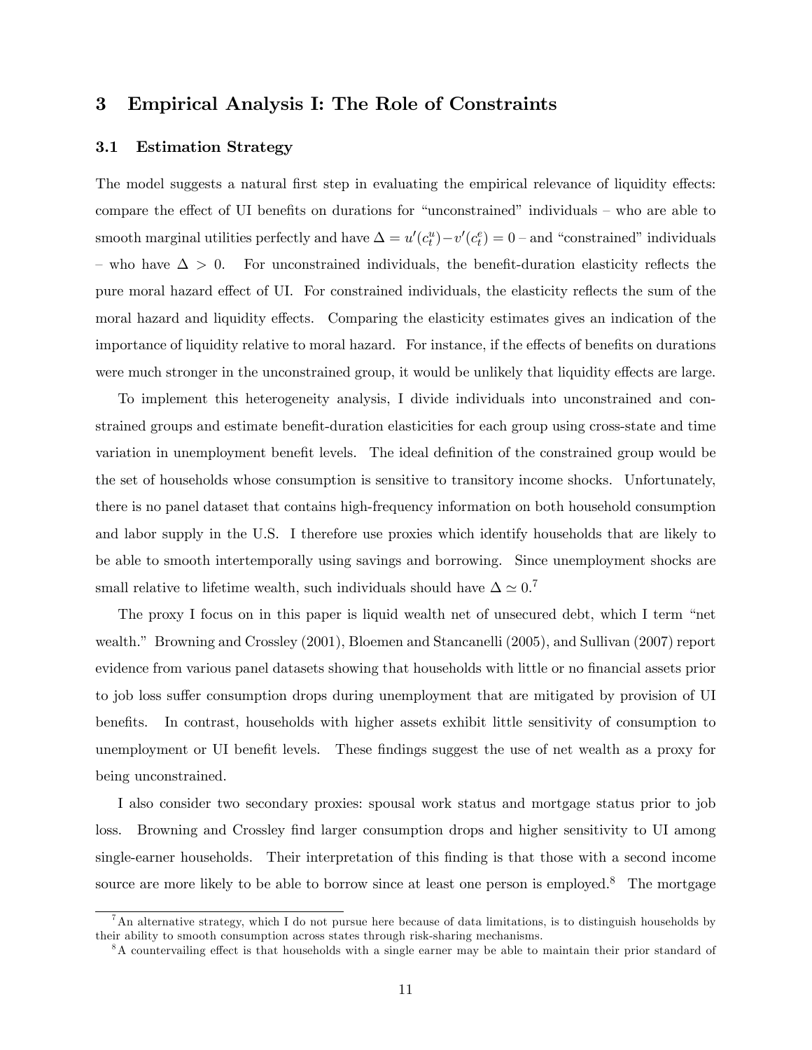## 3 Empirical Analysis I: The Role of Constraints

### 3.1 Estimation Strategy

The model suggests a natural first step in evaluating the empirical relevance of liquidity effects: compare the effect of UI benefits on durations for "unconstrained" individuals – who are able to smooth marginal utilities perfectly and have $\Delta = u'(c_t^u) - v'(c_t^e) = 0$ – and "constrained" individuals – who have $\Delta > 0$. For unconstrained individuals, the benefit-duration elasticity reflects the pure moral hazard effect of UI. For constrained individuals, the elasticity reflects the sum of the moral hazard and liquidity effects. Comparing the elasticity estimates gives an indication of the importance of liquidity relative to moral hazard. For instance, if the effects of benefits on durations were much stronger in the unconstrained group, it would be unlikely that liquidity effects are large.

To implement this heterogeneity analysis, I divide individuals into unconstrained and constrained groups and estimate benefit-duration elasticities for each group using cross-state and time variation in unemployment benefit levels. The ideal definition of the constrained group would be the set of households whose consumption is sensitive to transitory income shocks. Unfortunately, there is no panel dataset that contains high-frequency information on both household consumption and labor supply in the U.S. I therefore use proxies which identify households that are likely to be able to smooth intertemporally using savings and borrowing. Since unemployment shocks are small relative to lifetime wealth, such individuals should have $\Delta \simeq 0$.[7]

The proxy I focus on in this paper is liquid wealth net of unsecured debt, which I term "net wealth." Browning and Crossley (2001), Bloemen and Stancanelli (2005), and Sullivan (2007) report evidence from various panel datasets showing that households with little or no financial assets prior to job loss suffer consumption drops during unemployment that are mitigated by provision of UI benefits. In contrast, households with higher assets exhibit little sensitivity of consumption to unemployment or UI benefit levels. These findings suggest the use of net wealth as a proxy for being unconstrained.

I also consider two secondary proxies: spousal work status and mortgage status prior to job loss. Browning and Crossley find larger consumption drops and higher sensitivity to UI among single-earner households. Their interpretation of this finding is that those with a second income source are more likely to be able to borrow since at least one person is employed.[8] The mortgage

[7] An alternative strategy, which I do not pursue here because of data limitations, is to distinguish households by their ability to smooth consumption across states through risk-sharing mechanisms.

[8] A countervailing effect is that households with a single earner may be able to maintain their prior standard of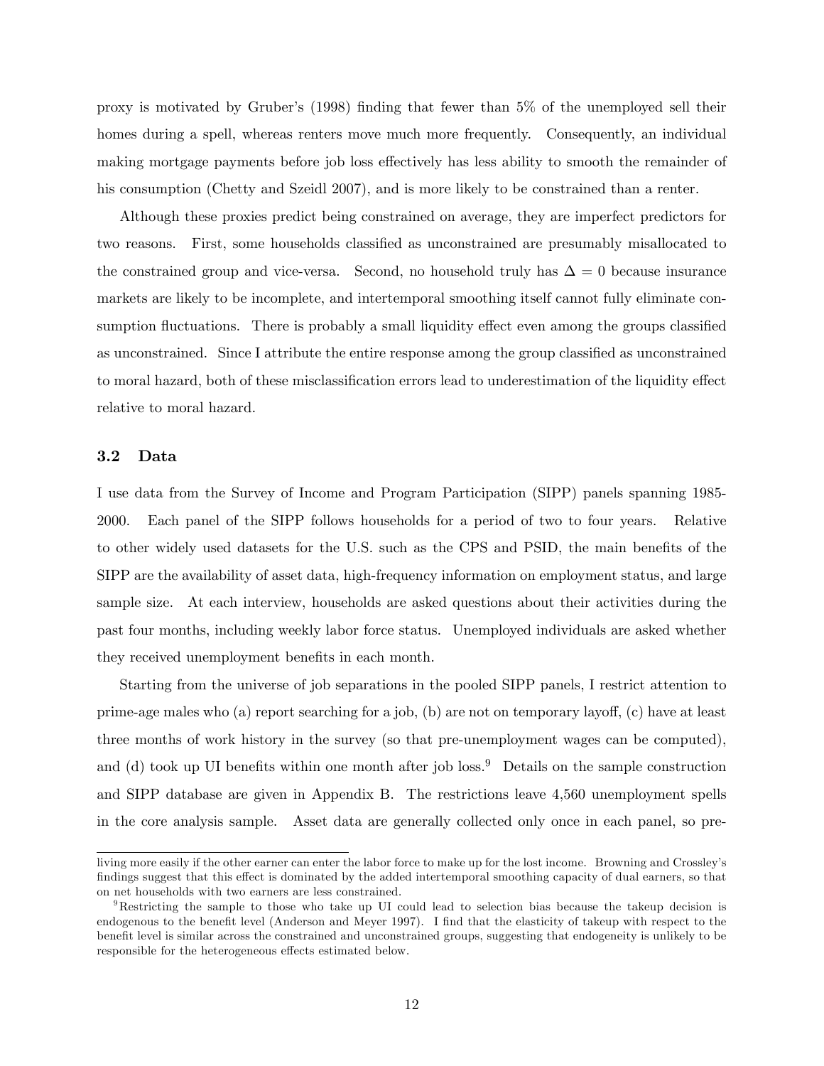proxy is motivated by Gruber's (1998) finding that fewer than 5% of the unemployed sell their homes during a spell, whereas renters move much more frequently. Consequently, an individual making mortgage payments before job loss effectively has less ability to smooth the remainder of his consumption (Chetty and Szeidl 2007), and is more likely to be constrained than a renter.

Although these proxies predict being constrained on average, they are imperfect predictors for two reasons. First, some households classified as unconstrained are presumably misallocated to the constrained group and vice-versa. Second, no household truly has $\Delta = 0$ because insurance markets are likely to be incomplete, and intertemporal smoothing itself cannot fully eliminate consumption fluctuations. There is probably a small liquidity effect even among the groups classified as unconstrained. Since I attribute the entire response among the group classified as unconstrained to moral hazard, both of these misclassification errors lead to underestimation of the liquidity effect relative to moral hazard.

### 3.2 Data

I use data from the Survey of Income and Program Participation (SIPP) panels spanning 1985-2000. Each panel of the SIPP follows households for a period of two to four years. Relative to other widely used datasets for the U.S. such as the CPS and PSID, the main benefits of the SIPP are the availability of asset data, high-frequency information on employment status, and large sample size. At each interview, households are asked questions about their activities during the past four months, including weekly labor force status. Unemployed individuals are asked whether they received unemployment benefits in each month.

Starting from the universe of job separations in the pooled SIPP panels, I restrict attention to prime-age males who (a) report searching for a job, (b) are not on temporary layoff, (c) have at least three months of work history in the survey (so that pre-unemployment wages can be computed), and (d) took up UI benefits within one month after job loss.[9] Details on the sample construction and SIPP database are given in Appendix B. The restrictions leave 4,560 unemployment spells in the core analysis sample. Asset data are generally collected only once in each panel, so pre-

living more easily if the other earner can enter the labor force to make up for the lost income. Browning and Crossley's findings suggest that this effect is dominated by the added intertemporal smoothing capacity of dual earners, so that on net households with two earners are less constrained.

[9] Restricting the sample to those who take up UI could lead to selection bias because the takeup decision is endogenous to the benefit level (Anderson and Meyer 1997). I find that the elasticity of takeup with respect to the benefit level is similar across the constrained and unconstrained groups, suggesting that endogeneity is unlikely to be responsible for the heterogeneous effects estimated below.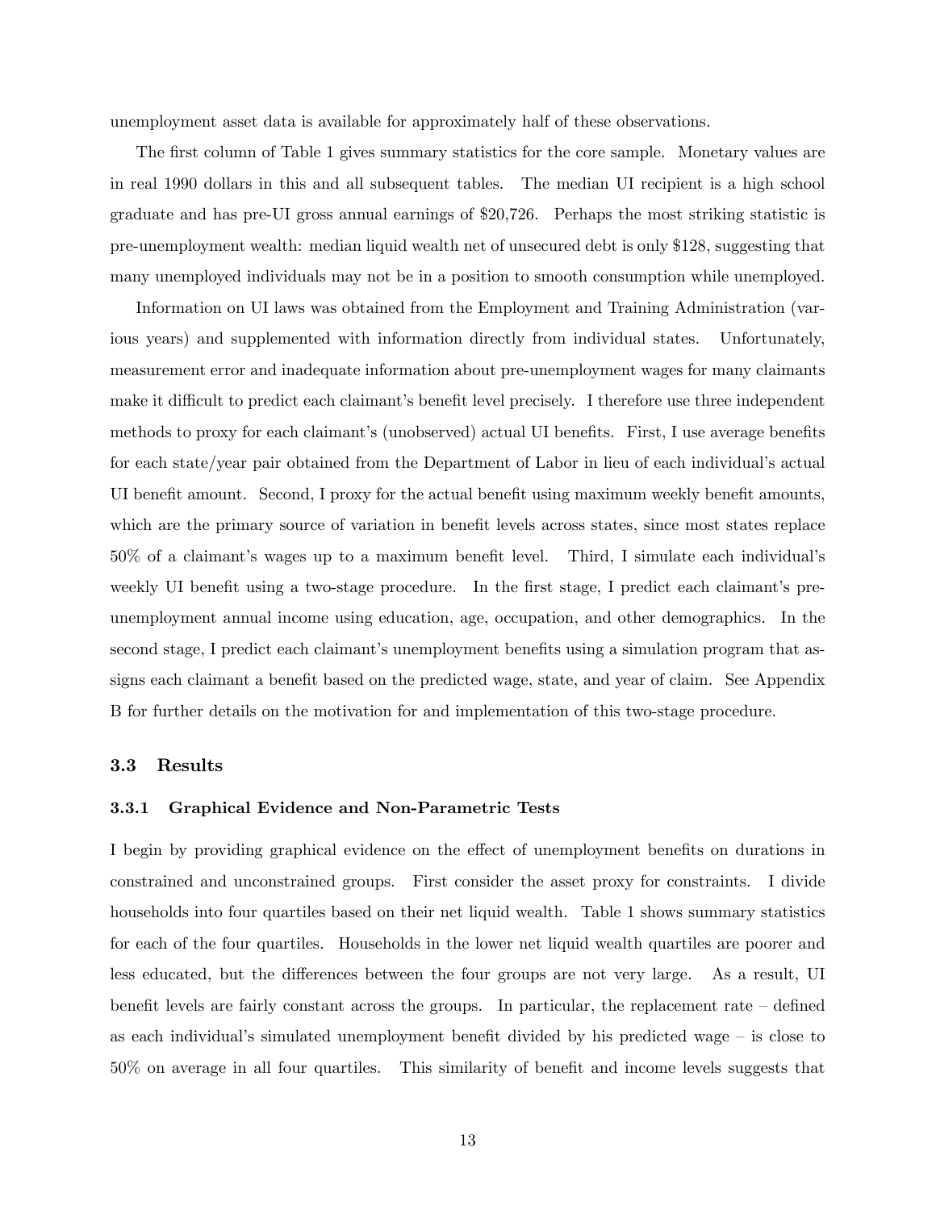unemployment asset data is available for approximately half of these observations.

The first column of Table 1 gives summary statistics for the core sample. Monetary values are in real 1990 dollars in this and all subsequent tables. The median UI recipient is a high school graduate and has pre-UI gross annual earnings of $20,726. Perhaps the most striking statistic is pre-unemployment wealth: median liquid wealth net of unsecured debt is only $128, suggesting that many unemployed individuals may not be in a position to smooth consumption while unemployed.

Information on UI laws was obtained from the Employment and Training Administration (various years) and supplemented with information directly from individual states. Unfortunately, measurement error and inadequate information about pre-unemployment wages for many claimants make it difficult to predict each claimant's benefit level precisely. I therefore use three independent methods to proxy for each claimant's (unobserved) actual UI benefits. First, I use average benefits for each state/year pair obtained from the Department of Labor in lieu of each individual's actual UI benefit amount. Second, I proxy for the actual benefit using maximum weekly benefit amounts, which are the primary source of variation in benefit levels across states, since most states replace 50% of a claimant's wages up to a maximum benefit level. Third, I simulate each individual's weekly UI benefit using a two-stage procedure. In the first stage, I predict each claimant's pre-unemployment annual income using education, age, occupation, and other demographics. In the second stage, I predict each claimant's unemployment benefits using a simulation program that assigns each claimant a benefit based on the predicted wage, state, and year of claim. See Appendix B for further details on the motivation for and implementation of this two-stage procedure.

### 3.3 Results

#### 3.3.1 Graphical Evidence and Non-Parametric Tests

I begin by providing graphical evidence on the effect of unemployment benefits on durations in constrained and unconstrained groups. First consider the asset proxy for constraints. I divide households into four quartiles based on their net liquid wealth. Table 1 shows summary statistics for each of the four quartiles. Households in the lower net liquid wealth quartiles are poorer and less educated, but the differences between the four groups are not very large. As a result, UI benefit levels are fairly constant across the groups. In particular, the replacement rate – defined as each individual's simulated unemployment benefit divided by his predicted wage – is close to 50% on average in all four quartiles. This similarity of benefit and income levels suggests that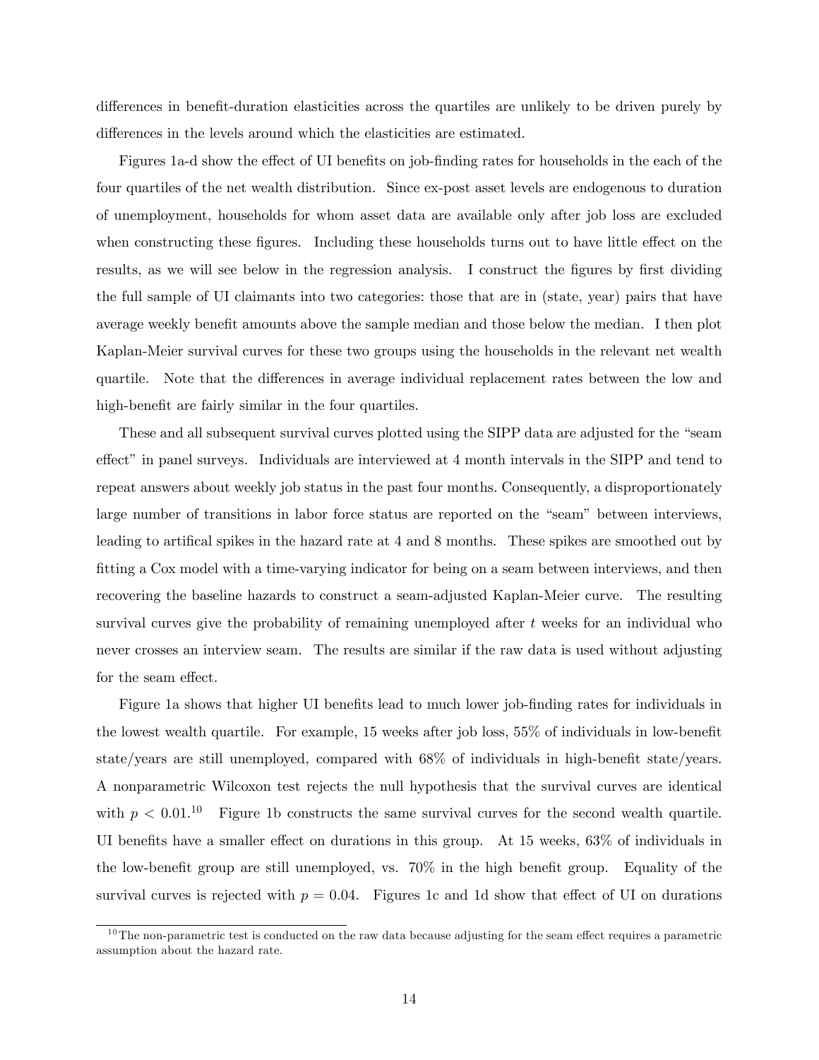differences in benefit-duration elasticities across the quartiles are unlikely to be driven purely by differences in the levels around which the elasticities are estimated.

Figures 1a-d show the effect of UI benefits on job-finding rates for households in the each of the four quartiles of the net wealth distribution. Since ex-post asset levels are endogenous to duration of unemployment, households for whom asset data are available only after job loss are excluded when constructing these figures. Including these households turns out to have little effect on the results, as we will see below in the regression analysis. I construct the figures by first dividing the full sample of UI claimants into two categories: those that are in (state, year) pairs that have average weekly benefit amounts above the sample median and those below the median. I then plot Kaplan-Meier survival curves for these two groups using the households in the relevant net wealth quartile. Note that the differences in average individual replacement rates between the low and high-benefit are fairly similar in the four quartiles.

These and all subsequent survival curves plotted using the SIPP data are adjusted for the "seam effect" in panel surveys. Individuals are interviewed at 4 month intervals in the SIPP and tend to repeat answers about weekly job status in the past four months. Consequently, a disproportionately large number of transitions in labor force status are reported on the "seam" between interviews, leading to artifical spikes in the hazard rate at 4 and 8 months. These spikes are smoothed out by fitting a Cox model with a time-varying indicator for being on a seam between interviews, and then recovering the baseline hazards to construct a seam-adjusted Kaplan-Meier curve. The resulting survival curves give the probability of remaining unemployed after $t$ weeks for an individual who never crosses an interview seam. The results are similar if the raw data is used without adjusting for the seam effect.

Figure 1a shows that higher UI benefits lead to much lower job-finding rates for individuals in the lowest wealth quartile. For example, 15 weeks after job loss, 55% of individuals in low-benefit state/years are still unemployed, compared with 68% of individuals in high-benefit state/years. A nonparametric Wilcoxon test rejects the null hypothesis that the survival curves are identical with $p < 0.01$.[10] Figure 1b constructs the same survival curves for the second wealth quartile. UI benefits have a smaller effect on durations in this group. At 15 weeks, 63% of individuals in the low-benefit group are still unemployed, vs. 70% in the high benefit group. Equality of the survival curves is rejected with $p = 0.04$. Figures 1c and 1d show that effect of UI on durations

[10] The non-parametric test is conducted on the raw data because adjusting for the seam effect requires a parametric assumption about the hazard rate.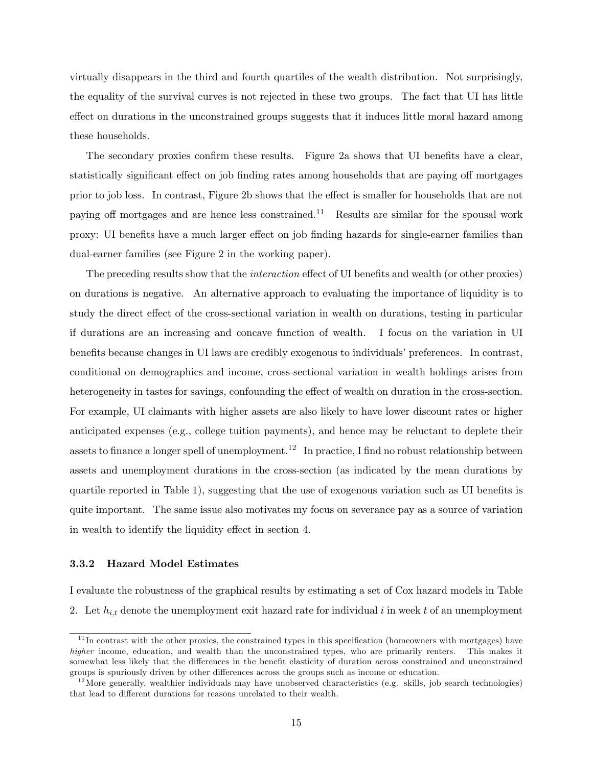virtually disappears in the third and fourth quartiles of the wealth distribution. Not surprisingly, the equality of the survival curves is not rejected in these two groups. The fact that UI has little effect on durations in the unconstrained groups suggests that it induces little moral hazard among these households.

The secondary proxies confirm these results. Figure 2a shows that UI benefits have a clear, statistically significant effect on job finding rates among households that are paying off mortgages prior to job loss. In contrast, Figure 2b shows that the effect is smaller for households that are not paying off mortgages and are hence less constrained.[11] Results are similar for the spousal work proxy: UI benefits have a much larger effect on job finding hazards for single-earner families than dual-earner families (see Figure 2 in the working paper).

The preceding results show that the *interaction* effect of UI benefits and wealth (or other proxies) on durations is negative. An alternative approach to evaluating the importance of liquidity is to study the direct effect of the cross-sectional variation in wealth on durations, testing in particular if durations are an increasing and concave function of wealth. I focus on the variation in UI benefits because changes in UI laws are credibly exogenous to individuals' preferences. In contrast, conditional on demographics and income, cross-sectional variation in wealth holdings arises from heterogeneity in tastes for savings, confounding the effect of wealth on duration in the cross-section. For example, UI claimants with higher assets are also likely to have lower discount rates or higher anticipated expenses (e.g., college tuition payments), and hence may be reluctant to deplete their assets to finance a longer spell of unemployment.[12] In practice, I find no robust relationship between assets and unemployment durations in the cross-section (as indicated by the mean durations by quartile reported in Table 1), suggesting that the use of exogenous variation such as UI benefits is quite important. The same issue also motivates my focus on severance pay as a source of variation in wealth to identify the liquidity effect in section 4.

### 3.3.2 Hazard Model Estimates

I evaluate the robustness of the graphical results by estimating a set of Cox hazard models in Table 2. Let $h_{i,t}$ denote the unemployment exit hazard rate for individual $i$ in week $t$ of an unemployment

---

[11] In contrast with the other proxies, the constrained types in this specification (homeowners with mortgages) have *higher* income, education, and wealth than the unconstrained types, who are primarily renters. This makes it somewhat less likely that the differences in the benefit elasticity of duration across constrained and unconstrained groups is spuriously driven by other differences across the groups such as income or education.

[12] More generally, wealthier individuals may have unobserved characteristics (e.g. skills, job search technologies) that lead to different durations for reasons unrelated to their wealth.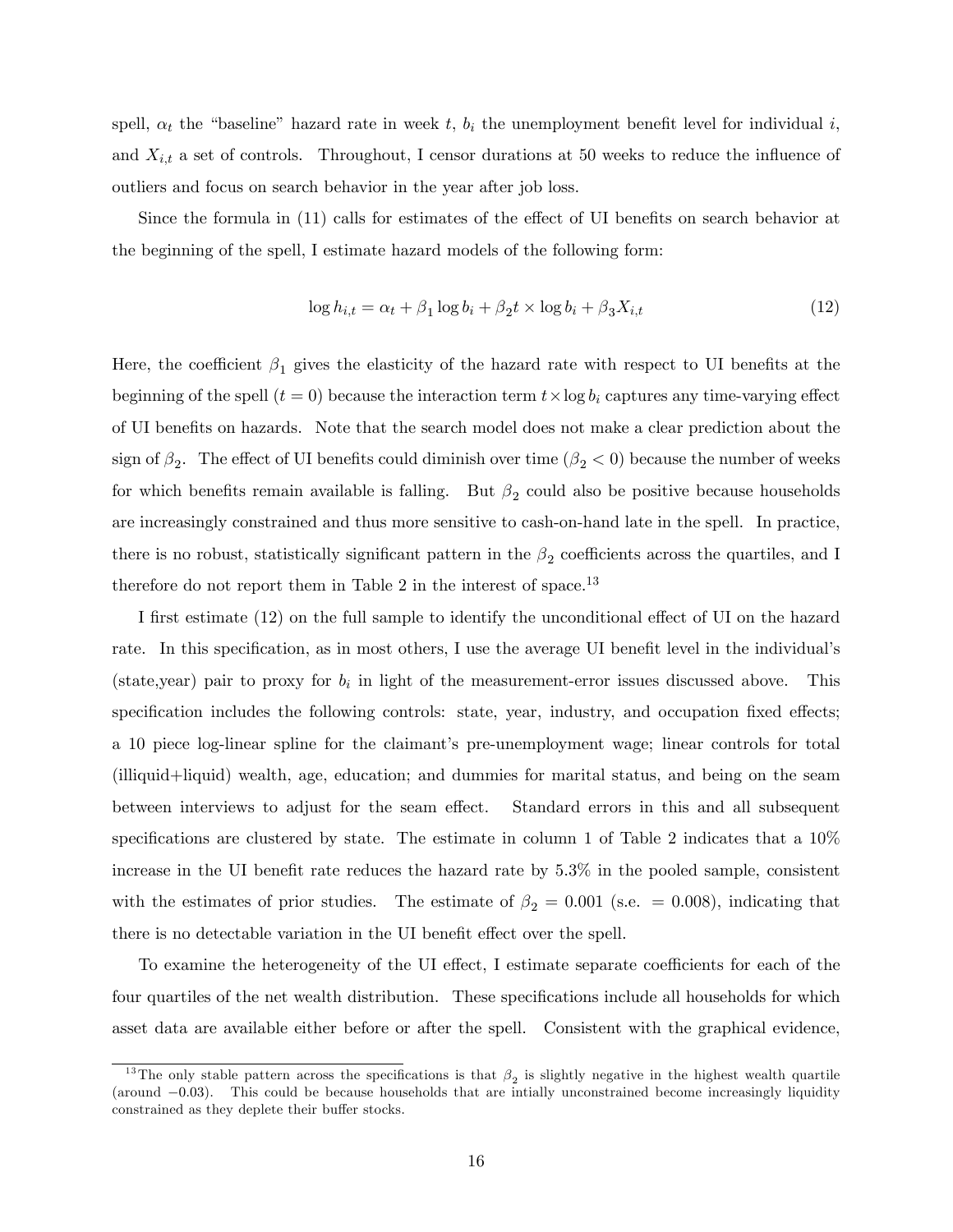spell, $\alpha_t$ the "baseline" hazard rate in week $t$, $b_i$ the unemployment benefit level for individual $i$, and $X_{i,t}$ a set of controls. Throughout, I censor durations at 50 weeks to reduce the influence of outliers and focus on search behavior in the year after job loss.

Since the formula in (11) calls for estimates of the effect of UI benefits on search behavior at the beginning of the spell, I estimate hazard models of the following form:

$$\log h_{i,t} = \alpha_t + \beta_1 \log b_i + \beta_2 t \times \log b_i + \beta_3 X_{i,t} \tag{12}$$

Here, the coefficient $\beta_1$ gives the elasticity of the hazard rate with respect to UI benefits at the beginning of the spell ($t = 0$) because the interaction term $t \times \log b_i$ captures any time-varying effect of UI benefits on hazards. Note that the search model does not make a clear prediction about the sign of $\beta_2$. The effect of UI benefits could diminish over time ($\beta_2 < 0$) because the number of weeks for which benefits remain available is falling. But $\beta_2$ could also be positive because households are increasingly constrained and thus more sensitive to cash-on-hand late in the spell. In practice, there is no robust, statistically significant pattern in the $\beta_2$ coefficients across the quartiles, and I therefore do not report them in Table 2 in the interest of space.[13]

I first estimate (12) on the full sample to identify the unconditional effect of UI on the hazard rate. In this specification, as in most others, I use the average UI benefit level in the individual's (state,year) pair to proxy for $b_i$ in light of the measurement-error issues discussed above. This specification includes the following controls: state, year, industry, and occupation fixed effects; a 10 piece log-linear spline for the claimant's pre-unemployment wage; linear controls for total (illiquid+liquid) wealth, age, education; and dummies for marital status, and being on the seam between interviews to adjust for the seam effect. Standard errors in this and all subsequent specifications are clustered by state. The estimate in column 1 of Table 2 indicates that a 10% increase in the UI benefit rate reduces the hazard rate by 5.3% in the pooled sample, consistent with the estimates of prior studies. The estimate of $\beta_2 = 0.001$ (s.e. $= 0.008$), indicating that there is no detectable variation in the UI benefit effect over the spell.

To examine the heterogeneity of the UI effect, I estimate separate coefficients for each of the four quartiles of the net wealth distribution. These specifications include all households for which asset data are available either before or after the spell. Consistent with the graphical evidence,

[13] The only stable pattern across the specifications is that $\beta_2$ is slightly negative in the highest wealth quartile (around $-0.03$). This could be because households that are intially unconstrained become increasingly liquidity constrained as they deplete their buffer stocks.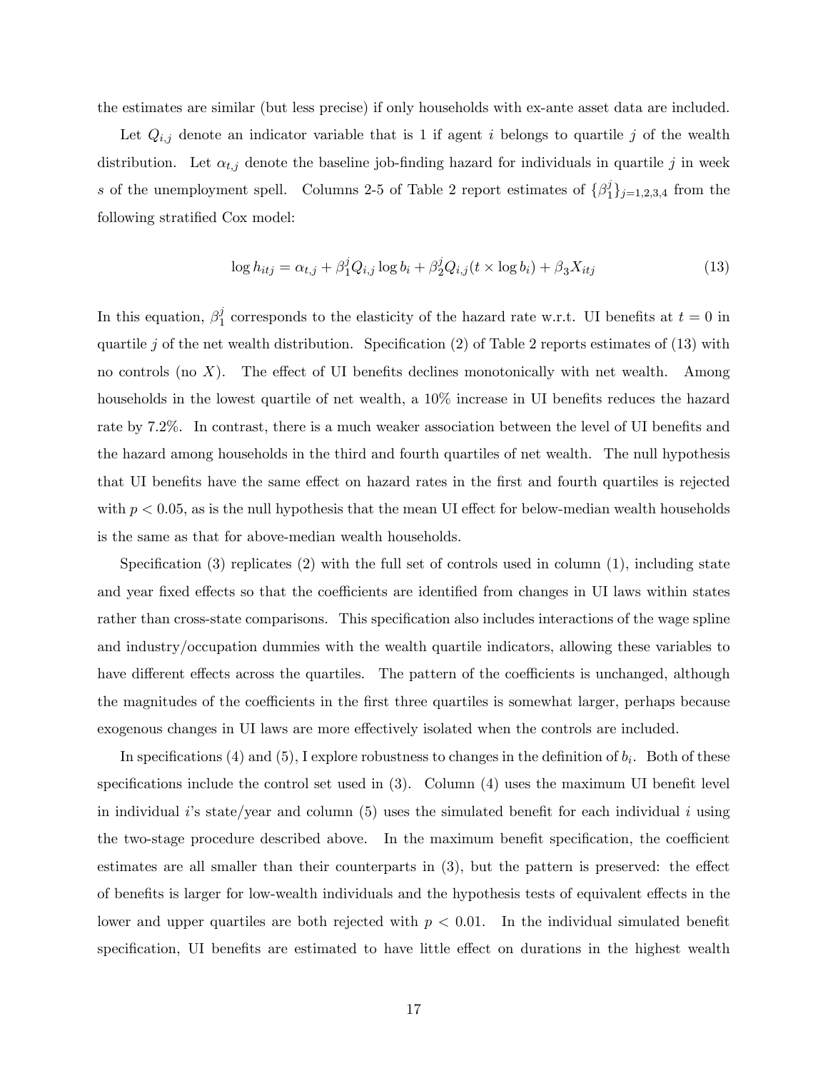the estimates are similar (but less precise) if only households with ex-ante asset data are included.

Let $Q_{i,j}$ denote an indicator variable that is 1 if agent $i$ belongs to quartile $j$ of the wealth distribution. Let $\alpha_{t,j}$ denote the baseline job-finding hazard for individuals in quartile $j$ in week $s$ of the unemployment spell. Columns 2-5 of Table 2 report estimates of $\{\beta_1^j\}_{j=1,2,3,4}$ from the following stratified Cox model:

$$\log h_{itj} = \alpha_{t,j} + \beta_1^j Q_{i,j} \log b_i + \beta_2^j Q_{i,j} (t \times \log b_i) + \beta_3 X_{itj} \tag{13}$$

In this equation, $\beta_1^j$ corresponds to the elasticity of the hazard rate w.r.t. UI benefits at $t = 0$ in quartile $j$ of the net wealth distribution. Specification (2) of Table 2 reports estimates of (13) with no controls (no $X$). The effect of UI benefits declines monotonically with net wealth. Among households in the lowest quartile of net wealth, a 10% increase in UI benefits reduces the hazard rate by 7.2%. In contrast, there is a much weaker association between the level of UI benefits and the hazard among households in the third and fourth quartiles of net wealth. The null hypothesis that UI benefits have the same effect on hazard rates in the first and fourth quartiles is rejected with $p < 0.05$, as is the null hypothesis that the mean UI effect for below-median wealth households is the same as that for above-median wealth households.

Specification (3) replicates (2) with the full set of controls used in column (1), including state and year fixed effects so that the coefficients are identified from changes in UI laws within states rather than cross-state comparisons. This specification also includes interactions of the wage spline and industry/occupation dummies with the wealth quartile indicators, allowing these variables to have different effects across the quartiles. The pattern of the coefficients is unchanged, although the magnitudes of the coefficients in the first three quartiles is somewhat larger, perhaps because exogenous changes in UI laws are more effectively isolated when the controls are included.

In specifications (4) and (5), I explore robustness to changes in the definition of $b_i$. Both of these specifications include the control set used in (3). Column (4) uses the maximum UI benefit level in individual $i$'s state/year and column (5) uses the simulated benefit for each individual $i$ using the two-stage procedure described above. In the maximum benefit specification, the coefficient estimates are all smaller than their counterparts in (3), but the pattern is preserved: the effect of benefits is larger for low-wealth individuals and the hypothesis tests of equivalent effects in the lower and upper quartiles are both rejected with $p < 0.01$. In the individual simulated benefit specification, UI benefits are estimated to have little effect on durations in the highest wealth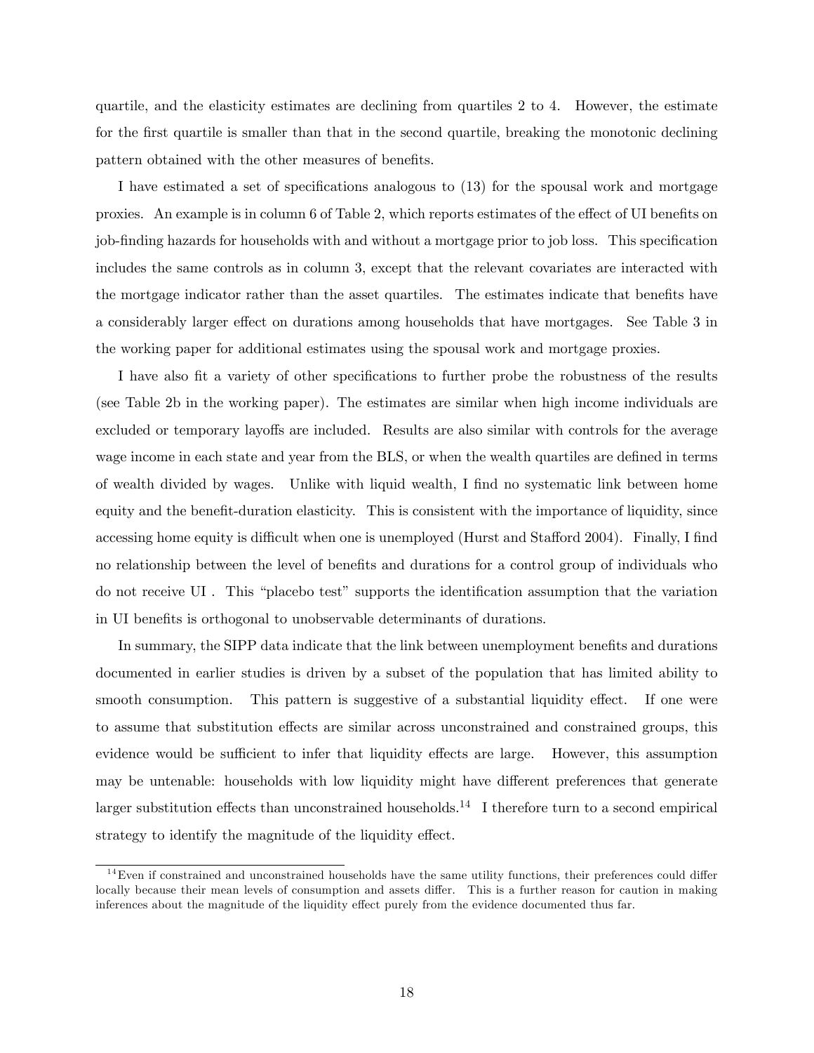quartile, and the elasticity estimates are declining from quartiles 2 to 4. However, the estimate for the first quartile is smaller than that in the second quartile, breaking the monotonic declining pattern obtained with the other measures of benefits.

I have estimated a set of specifications analogous to (13) for the spousal work and mortgage proxies. An example is in column 6 of Table 2, which reports estimates of the effect of UI benefits on job-finding hazards for households with and without a mortgage prior to job loss. This specification includes the same controls as in column 3, except that the relevant covariates are interacted with the mortgage indicator rather than the asset quartiles. The estimates indicate that benefits have a considerably larger effect on durations among households that have mortgages. See Table 3 in the working paper for additional estimates using the spousal work and mortgage proxies.

I have also fit a variety of other specifications to further probe the robustness of the results (see Table 2b in the working paper). The estimates are similar when high income individuals are excluded or temporary layoffs are included. Results are also similar with controls for the average wage income in each state and year from the BLS, or when the wealth quartiles are defined in terms of wealth divided by wages. Unlike with liquid wealth, I find no systematic link between home equity and the benefit-duration elasticity. This is consistent with the importance of liquidity, since accessing home equity is difficult when one is unemployed (Hurst and Stafford 2004). Finally, I find no relationship between the level of benefits and durations for a control group of individuals who do not receive UI . This "placebo test" supports the identification assumption that the variation in UI benefits is orthogonal to unobservable determinants of durations.

In summary, the SIPP data indicate that the link between unemployment benefits and durations documented in earlier studies is driven by a subset of the population that has limited ability to smooth consumption. This pattern is suggestive of a substantial liquidity effect. If one were to assume that substitution effects are similar across unconstrained and constrained groups, this evidence would be sufficient to infer that liquidity effects are large. However, this assumption may be untenable: households with low liquidity might have different preferences that generate larger substitution effects than unconstrained households.[14] I therefore turn to a second empirical strategy to identify the magnitude of the liquidity effect.

[14] Even if constrained and unconstrained households have the same utility functions, their preferences could differ locally because their mean levels of consumption and assets differ. This is a further reason for caution in making inferences about the magnitude of the liquidity effect purely from the evidence documented thus far.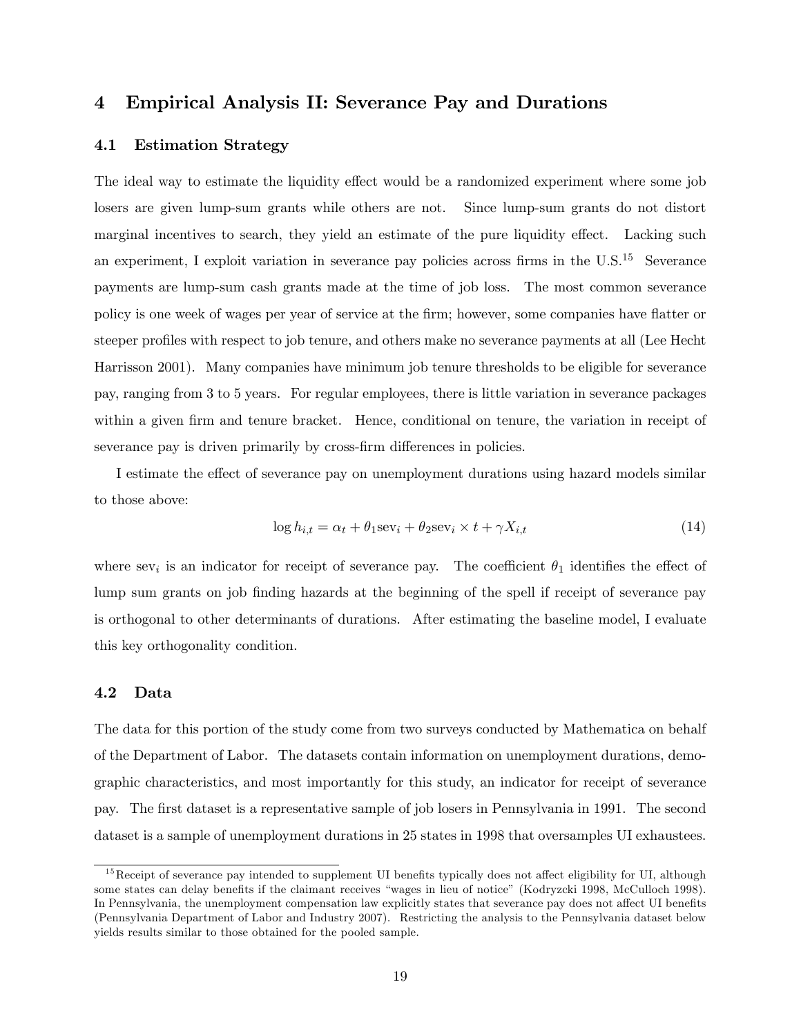## 4 Empirical Analysis II: Severance Pay and Durations

### 4.1 Estimation Strategy

The ideal way to estimate the liquidity effect would be a randomized experiment where some job losers are given lump-sum grants while others are not. Since lump-sum grants do not distort marginal incentives to search, they yield an estimate of the pure liquidity effect. Lacking such an experiment, I exploit variation in severance pay policies across firms in the U.S.[15] Severance payments are lump-sum cash grants made at the time of job loss. The most common severance policy is one week of wages per year of service at the firm; however, some companies have flatter or steeper profiles with respect to job tenure, and others make no severance payments at all (Lee Hecht Harrisson 2001). Many companies have minimum job tenure thresholds to be eligible for severance pay, ranging from 3 to 5 years. For regular employees, there is little variation in severance packages within a given firm and tenure bracket. Hence, conditional on tenure, the variation in receipt of severance pay is driven primarily by cross-firm differences in policies.

I estimate the effect of severance pay on unemployment durations using hazard models similar to those above:

$$\log h_{i,t} = \alpha_t + \theta_1 \text{sev}_i + \theta_2 \text{sev}_i \times t + \gamma X_{i,t} \tag{14}$$

where $\text{sev}_i$ is an indicator for receipt of severance pay. The coefficient $\theta_1$ identifies the effect of lump sum grants on job finding hazards at the beginning of the spell if receipt of severance pay is orthogonal to other determinants of durations. After estimating the baseline model, I evaluate this key orthogonality condition.

### 4.2 Data

The data for this portion of the study come from two surveys conducted by Mathematica on behalf of the Department of Labor. The datasets contain information on unemployment durations, demographic characteristics, and most importantly for this study, an indicator for receipt of severance pay. The first dataset is a representative sample of job losers in Pennsylvania in 1991. The second dataset is a sample of unemployment durations in 25 states in 1998 that oversamples UI exhaustees.

[15] Receipt of severance pay intended to supplement UI benefits typically does not affect eligibility for UI, although some states can delay benefits if the claimant receives "wages in lieu of notice" (Kodryzcki 1998, McCulloch 1998). In Pennsylvania, the unemployment compensation law explicitly states that severance pay does not affect UI benefits (Pennsylvania Department of Labor and Industry 2007). Restricting the analysis to the Pennsylvania dataset below yields results similar to those obtained for the pooled sample.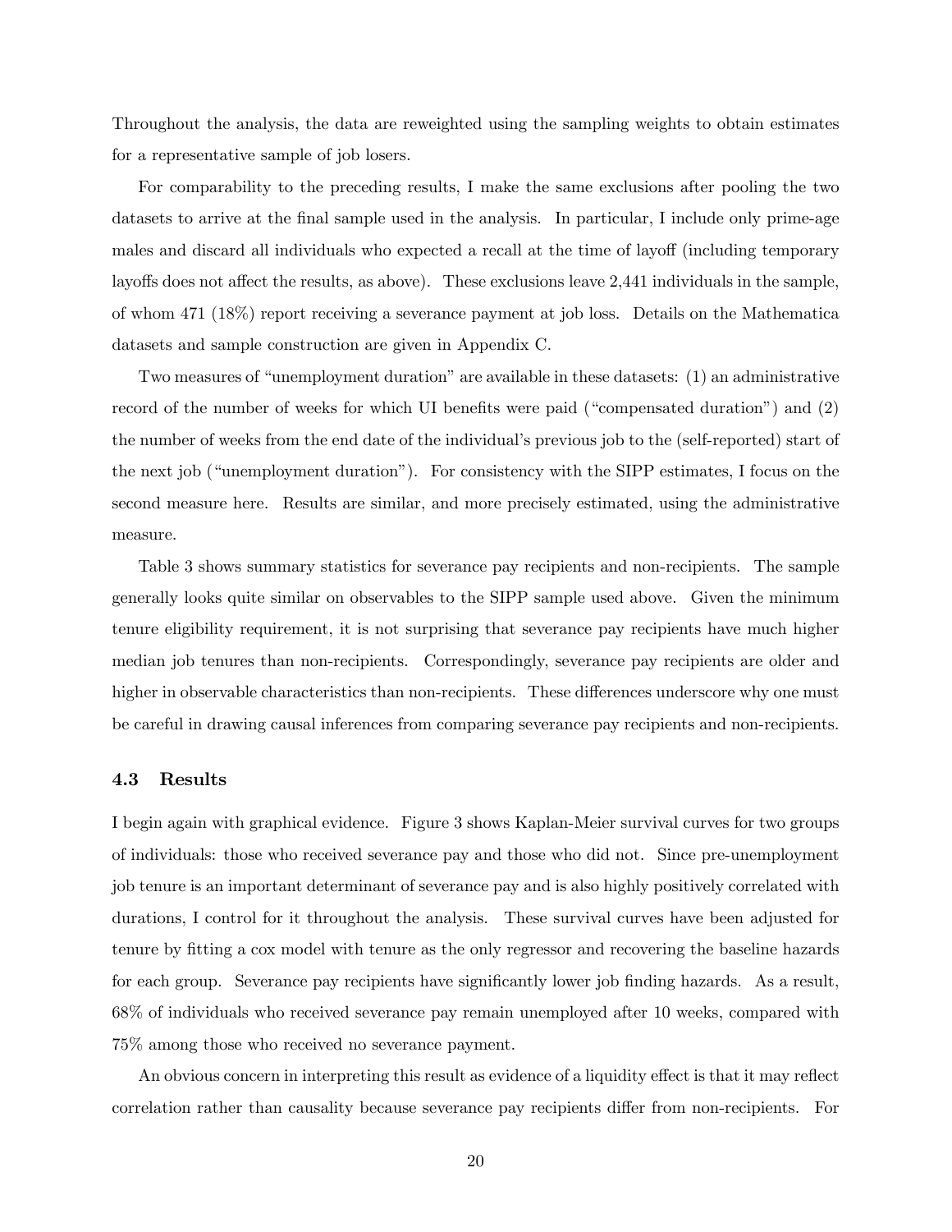Throughout the analysis, the data are reweighted using the sampling weights to obtain estimates for a representative sample of job losers.

For comparability to the preceding results, I make the same exclusions after pooling the two datasets to arrive at the final sample used in the analysis. In particular, I include only prime-age males and discard all individuals who expected a recall at the time of layoff (including temporary layoffs does not affect the results, as above). These exclusions leave 2,441 individuals in the sample, of whom 471 (18%) report receiving a severance payment at job loss. Details on the Mathematica datasets and sample construction are given in Appendix C.

Two measures of "unemployment duration" are available in these datasets: (1) an administrative record of the number of weeks for which UI benefits were paid ("compensated duration") and (2) the number of weeks from the end date of the individual's previous job to the (self-reported) start of the next job ("unemployment duration"). For consistency with the SIPP estimates, I focus on the second measure here. Results are similar, and more precisely estimated, using the administrative measure.

Table 3 shows summary statistics for severance pay recipients and non-recipients. The sample generally looks quite similar on observables to the SIPP sample used above. Given the minimum tenure eligibility requirement, it is not surprising that severance pay recipients have much higher median job tenures than non-recipients. Correspondingly, severance pay recipients are older and higher in observable characteristics than non-recipients. These differences underscore why one must be careful in drawing causal inferences from comparing severance pay recipients and non-recipients.

### 4.3 Results

I begin again with graphical evidence. Figure 3 shows Kaplan-Meier survival curves for two groups of individuals: those who received severance pay and those who did not. Since pre-unemployment job tenure is an important determinant of severance pay and is also highly positively correlated with durations, I control for it throughout the analysis. These survival curves have been adjusted for tenure by fitting a cox model with tenure as the only regressor and recovering the baseline hazards for each group. Severance pay recipients have significantly lower job finding hazards. As a result, 68% of individuals who received severance pay remain unemployed after 10 weeks, compared with 75% among those who received no severance payment.

An obvious concern in interpreting this result as evidence of a liquidity effect is that it may reflect correlation rather than causality because severance pay recipients differ from non-recipients. For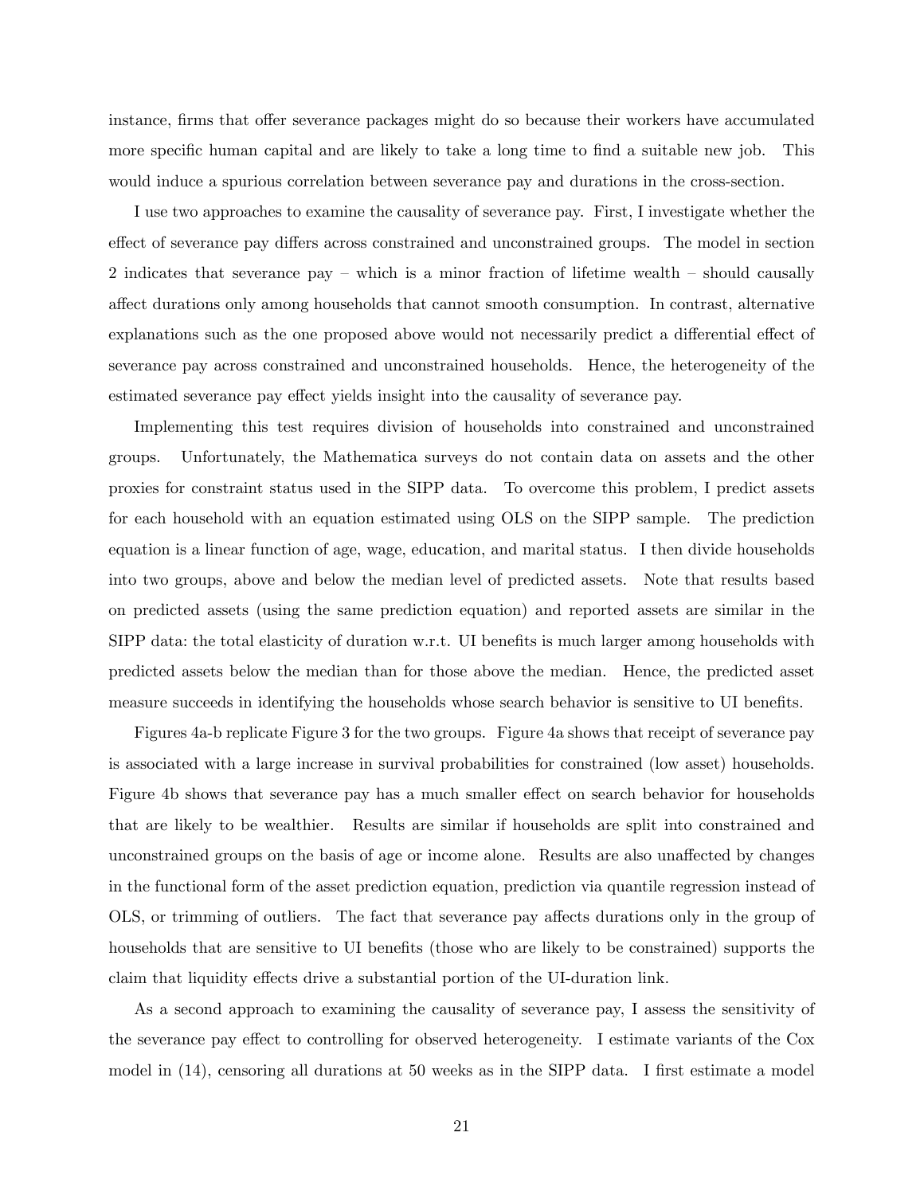instance, firms that offer severance packages might do so because their workers have accumulated more specific human capital and are likely to take a long time to find a suitable new job. This would induce a spurious correlation between severance pay and durations in the cross-section.

I use two approaches to examine the causality of severance pay. First, I investigate whether the effect of severance pay differs across constrained and unconstrained groups. The model in section 2 indicates that severance pay – which is a minor fraction of lifetime wealth – should causally affect durations only among households that cannot smooth consumption. In contrast, alternative explanations such as the one proposed above would not necessarily predict a differential effect of severance pay across constrained and unconstrained households. Hence, the heterogeneity of the estimated severance pay effect yields insight into the causality of severance pay.

Implementing this test requires division of households into constrained and unconstrained groups. Unfortunately, the Mathematica surveys do not contain data on assets and the other proxies for constraint status used in the SIPP data. To overcome this problem, I predict assets for each household with an equation estimated using OLS on the SIPP sample. The prediction equation is a linear function of age, wage, education, and marital status. I then divide households into two groups, above and below the median level of predicted assets. Note that results based on predicted assets (using the same prediction equation) and reported assets are similar in the SIPP data: the total elasticity of duration w.r.t. UI benefits is much larger among households with predicted assets below the median than for those above the median. Hence, the predicted asset measure succeeds in identifying the households whose search behavior is sensitive to UI benefits.

Figures 4a-b replicate Figure 3 for the two groups. Figure 4a shows that receipt of severance pay is associated with a large increase in survival probabilities for constrained (low asset) households. Figure 4b shows that severance pay has a much smaller effect on search behavior for households that are likely to be wealthier. Results are similar if households are split into constrained and unconstrained groups on the basis of age or income alone. Results are also unaffected by changes in the functional form of the asset prediction equation, prediction via quantile regression instead of OLS, or trimming of outliers. The fact that severance pay affects durations only in the group of households that are sensitive to UI benefits (those who are likely to be constrained) supports the claim that liquidity effects drive a substantial portion of the UI-duration link.

As a second approach to examining the causality of severance pay, I assess the sensitivity of the severance pay effect to controlling for observed heterogeneity. I estimate variants of the Cox model in (14), censoring all durations at 50 weeks as in the SIPP data. I first estimate a model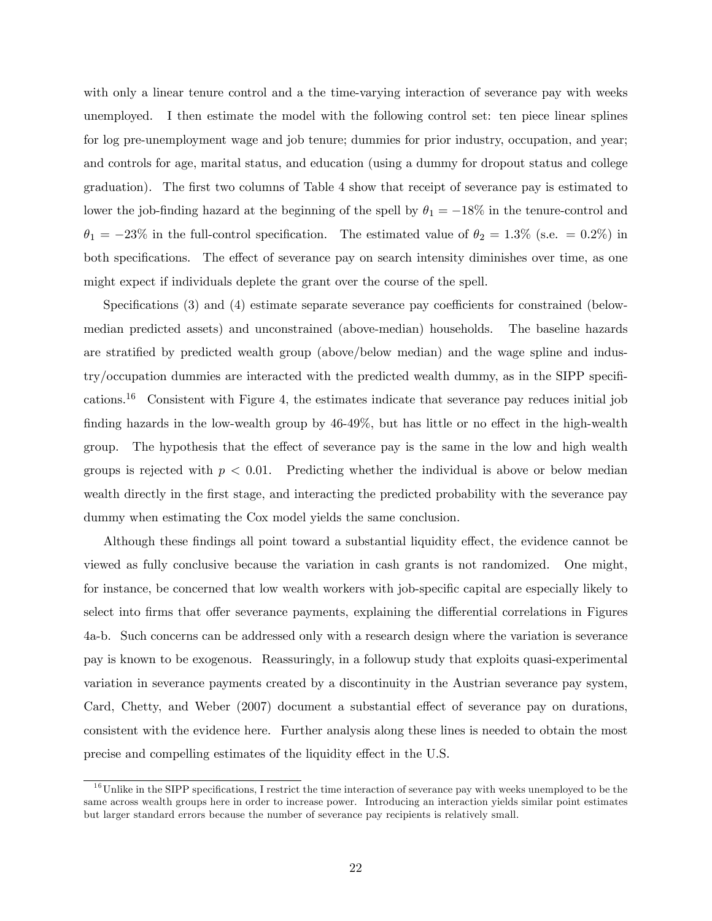with only a linear tenure control and a the time-varying interaction of severance pay with weeks unemployed. I then estimate the model with the following control set: ten piece linear splines for log pre-unemployment wage and job tenure; dummies for prior industry, occupation, and year; and controls for age, marital status, and education (using a dummy for dropout status and college graduation). The first two columns of Table 4 show that receipt of severance pay is estimated to lower the job-finding hazard at the beginning of the spell by $\theta_1 = -18\%$ in the tenure-control and $\theta_1 = -23\%$ in the full-control specification. The estimated value of $\theta_2 = 1.3\%$ (s.e. $= 0.2\%$) in both specifications. The effect of severance pay on search intensity diminishes over time, as one might expect if individuals deplete the grant over the course of the spell.

Specifications (3) and (4) estimate separate severance pay coefficients for constrained (below-median predicted assets) and unconstrained (above-median) households. The baseline hazards are stratified by predicted wealth group (above/below median) and the wage spline and industry/occupation dummies are interacted with the predicted wealth dummy, as in the SIPP specifications.[16] Consistent with Figure 4, the estimates indicate that severance pay reduces initial job finding hazards in the low-wealth group by 46-49%, but has little or no effect in the high-wealth group. The hypothesis that the effect of severance pay is the same in the low and high wealth groups is rejected with $p < 0.01$. Predicting whether the individual is above or below median wealth directly in the first stage, and interacting the predicted probability with the severance pay dummy when estimating the Cox model yields the same conclusion.

Although these findings all point toward a substantial liquidity effect, the evidence cannot be viewed as fully conclusive because the variation in cash grants is not randomized. One might, for instance, be concerned that low wealth workers with job-specific capital are especially likely to select into firms that offer severance payments, explaining the differential correlations in Figures 4a-b. Such concerns can be addressed only with a research design where the variation is severance pay is known to be exogenous. Reassuringly, in a followup study that exploits quasi-experimental variation in severance payments created by a discontinuity in the Austrian severance pay system, Card, Chetty, and Weber (2007) document a substantial effect of severance pay on durations, consistent with the evidence here. Further analysis along these lines is needed to obtain the most precise and compelling estimates of the liquidity effect in the U.S.

[16] Unlike in the SIPP specifications, I restrict the time interaction of severance pay with weeks unemployed to be the same across wealth groups here in order to increase power. Introducing an interaction yields similar point estimates but larger standard errors because the number of severance pay recipients is relatively small.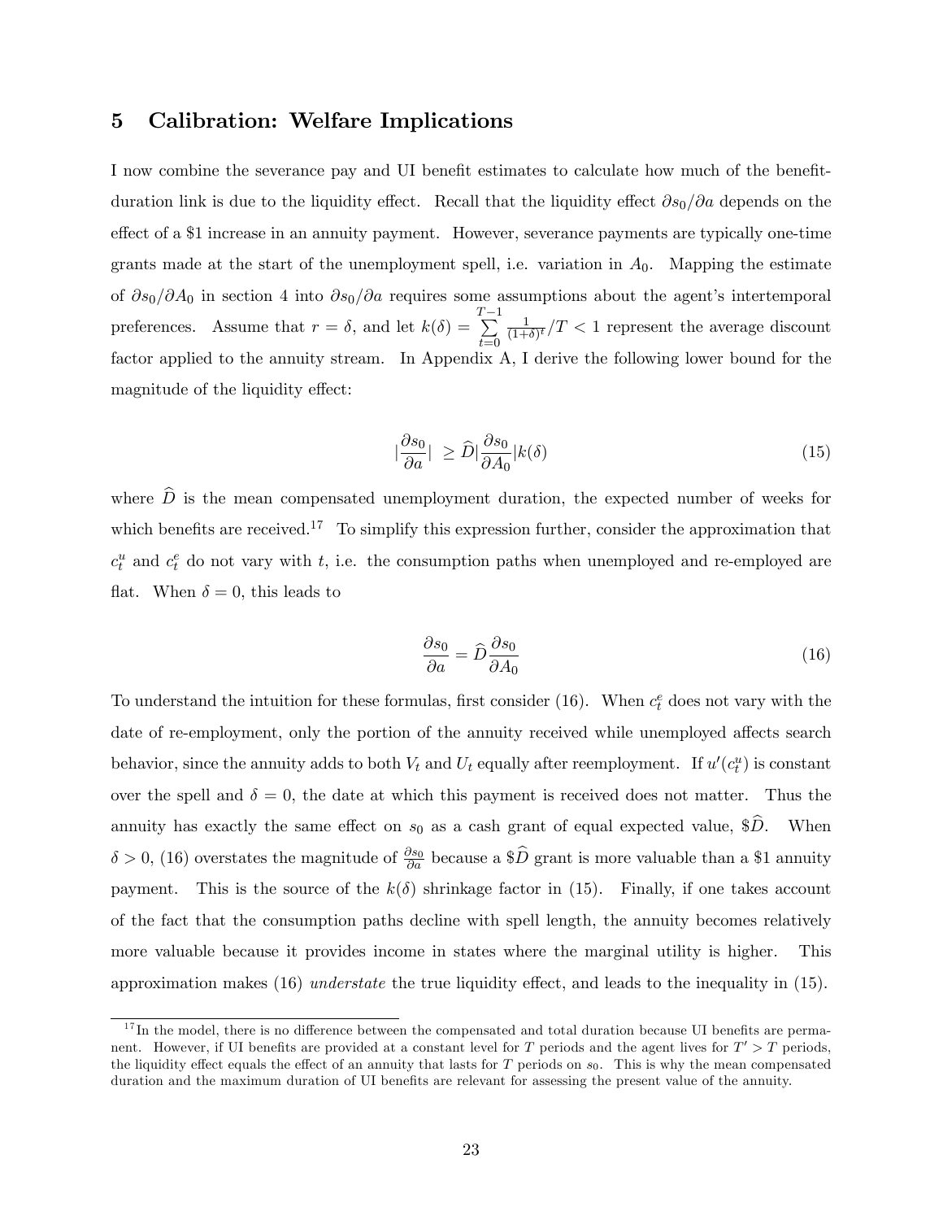## 5 Calibration: Welfare Implications

I now combine the severance pay and UI benefit estimates to calculate how much of the benefit-duration link is due to the liquidity effect. Recall that the liquidity effect $\partial s_0/\partial a$ depends on the effect of a \$1 increase in an annuity payment. However, severance payments are typically one-time grants made at the start of the unemployment spell, i.e. variation in $A_0$. Mapping the estimate of $\partial s_0/\partial A_0$ in section 4 into $\partial s_0/\partial a$ requires some assumptions about the agent's intertemporal preferences. Assume that $r = \delta$, and let $k(\delta) = \sum_{t=0}^{T-1} \frac{1}{(1+\delta)^t}/T < 1$ represent the average discount factor applied to the annuity stream. In Appendix A, I derive the following lower bound for the magnitude of the liquidity effect:

$$|\frac{\partial s_0}{\partial a}| \geq \widehat{D}|\frac{\partial s_0}{\partial A_0}|k(\delta) \tag{15}$$

where $\widehat{D}$ is the mean compensated unemployment duration, the expected number of weeks for which benefits are received.[17] To simplify this expression further, consider the approximation that $c_t^u$ and $c_t^e$ do not vary with $t$, i.e. the consumption paths when unemployed and re-employed are flat. When $\delta = 0$, this leads to

$$\frac{\partial s_0}{\partial a} = \widehat{D}\frac{\partial s_0}{\partial A_0} \tag{16}$$

To understand the intuition for these formulas, first consider (16). When $c_t^e$ does not vary with the date of re-employment, only the portion of the annuity received while unemployed affects search behavior, since the annuity adds to both $V_t$ and $U_t$ equally after reemployment. If $u'(c_t^u)$ is constant over the spell and $\delta = 0$, the date at which this payment is received does not matter. Thus the annuity has exactly the same effect on $s_0$ as a cash grant of equal expected value, \$$\widehat{D}$. When $\delta > 0$, (16) overstates the magnitude of $\frac{\partial s_0}{\partial a}$ because a \$$\widehat{D}$ grant is more valuable than a \$1 annuity payment. This is the source of the $k(\delta)$ shrinkage factor in (15). Finally, if one takes account of the fact that the consumption paths decline with spell length, the annuity becomes relatively more valuable because it provides income in states where the marginal utility is higher. This approximation makes (16) *understate* the true liquidity effect, and leads to the inequality in (15).

[17] In the model, there is no difference between the compensated and total duration because UI benefits are permanent. However, if UI benefits are provided at a constant level for $T$ periods and the agent lives for $T' > T$ periods, the liquidity effect equals the effect of an annuity that lasts for $T$ periods on $s_0$. This is why the mean compensated duration and the maximum duration of UI benefits are relevant for assessing the present value of the annuity.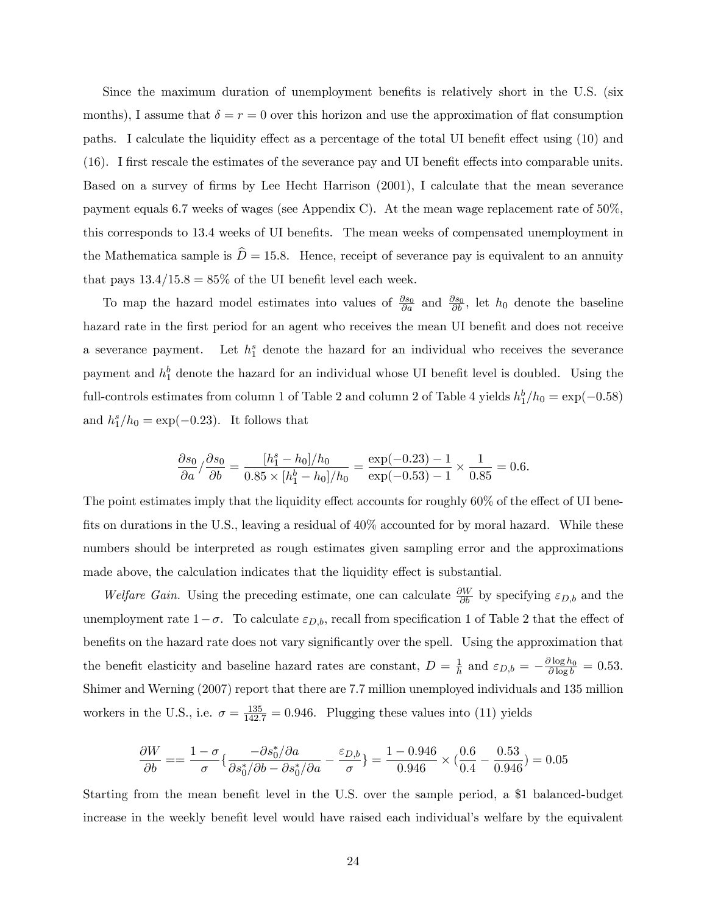Since the maximum duration of unemployment benefits is relatively short in the U.S. (six months), I assume that $\delta = r = 0$ over this horizon and use the approximation of flat consumption paths. I calculate the liquidity effect as a percentage of the total UI benefit effect using (10) and (16). I first rescale the estimates of the severance pay and UI benefit effects into comparable units. Based on a survey of firms by Lee Hecht Harrison (2001), I calculate that the mean severance payment equals 6.7 weeks of wages (see Appendix C). At the mean wage replacement rate of 50%, this corresponds to 13.4 weeks of UI benefits. The mean weeks of compensated unemployment in the Mathematica sample is $\widehat{D} = 15.8$. Hence, receipt of severance pay is equivalent to an annuity that pays $13.4/15.8 = 85\%$ of the UI benefit level each week.

To map the hazard model estimates into values of $\frac{\partial s_0}{\partial a}$ and $\frac{\partial s_0}{\partial b}$, let $h_0$ denote the baseline hazard rate in the first period for an agent who receives the mean UI benefit and does not receive a severance payment. Let $h_1^s$ denote the hazard for an individual who receives the severance payment and $h_1^b$ denote the hazard for an individual whose UI benefit level is doubled. Using the full-controls estimates from column 1 of Table 2 and column 2 of Table 4 yields $h_1^b/h_0 = \exp(-0.58)$ and $h_1^s/h_0 = \exp(-0.23)$. It follows that

$$\frac{\partial s_0}{\partial a} / \frac{\partial s_0}{\partial b} = \frac{[h_1^s - h_0]/h_0}{0.85 \times [h_1^b - h_0]/h_0} = \frac{\exp(-0.23) - 1}{\exp(-0.53) - 1} \times \frac{1}{0.85} = 0.6.$$

The point estimates imply that the liquidity effect accounts for roughly 60% of the effect of UI benefits on durations in the U.S., leaving a residual of 40% accounted for by moral hazard. While these numbers should be interpreted as rough estimates given sampling error and the approximations made above, the calculation indicates that the liquidity effect is substantial.

*Welfare Gain.* Using the preceding estimate, one can calculate $\frac{\partial W}{\partial b}$ by specifying $\varepsilon_{D,b}$ and the unemployment rate $1 - \sigma$. To calculate $\varepsilon_{D,b}$, recall from specification 1 of Table 2 that the effect of benefits on the hazard rate does not vary significantly over the spell. Using the approximation that the benefit elasticity and baseline hazard rates are constant, $D = \frac{1}{h}$ and $\varepsilon_{D,b} = -\frac{\partial \log h_0}{\partial \log b} = 0.53$. Shimer and Werning (2007) report that there are 7.7 million unemployed individuals and 135 million workers in the U.S., i.e. $\sigma = \frac{135}{142.7} = 0.946$. Plugging these values into (11) yields

$$\frac{\partial W}{\partial b} == \frac{1-\sigma}{\sigma} \left\{ \frac{-\partial s_0^*/\partial a}{\partial s_0^*/\partial b - \partial s_0^*/\partial a} - \frac{\varepsilon_{D,b}}{\sigma} \right\} = \frac{1 - 0.946}{0.946} \times \left(\frac{0.6}{0.4} - \frac{0.53}{0.946}\right) = 0.05$$

Starting from the mean benefit level in the U.S. over the sample period, a \$1 balanced-budget increase in the weekly benefit level would have raised each individual's welfare by the equivalent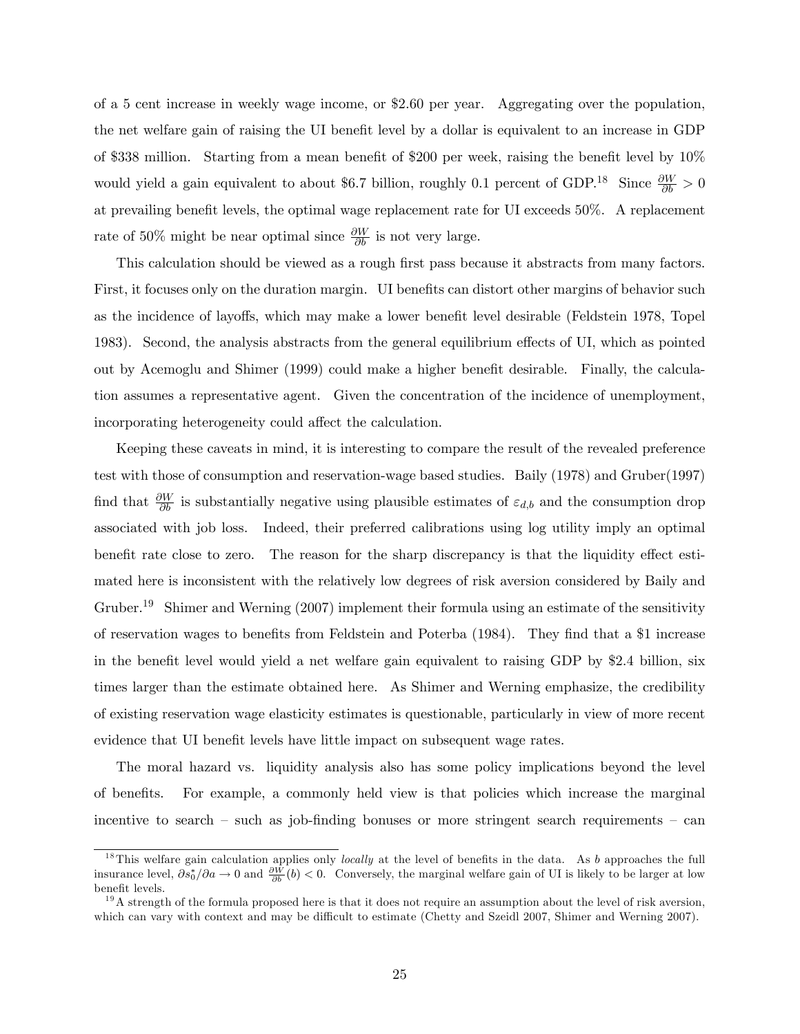of a 5 cent increase in weekly wage income, or \$2.60 per year. Aggregating over the population, the net welfare gain of raising the UI benefit level by a dollar is equivalent to an increase in GDP of \$338 million. Starting from a mean benefit of \$200 per week, raising the benefit level by 10% would yield a gain equivalent to about \$6.7 billion, roughly 0.1 percent of GDP.[18] Since $\frac{\partial W}{\partial b} > 0$ at prevailing benefit levels, the optimal wage replacement rate for UI exceeds 50%. A replacement rate of 50% might be near optimal since $\frac{\partial W}{\partial b}$ is not very large.

This calculation should be viewed as a rough first pass because it abstracts from many factors. First, it focuses only on the duration margin. UI benefits can distort other margins of behavior such as the incidence of layoffs, which may make a lower benefit level desirable (Feldstein 1978, Topel 1983). Second, the analysis abstracts from the general equilibrium effects of UI, which as pointed out by Acemoglu and Shimer (1999) could make a higher benefit desirable. Finally, the calculation assumes a representative agent. Given the concentration of the incidence of unemployment, incorporating heterogeneity could affect the calculation.

Keeping these caveats in mind, it is interesting to compare the result of the revealed preference test with those of consumption and reservation-wage based studies. Baily (1978) and Gruber(1997) find that $\frac{\partial W}{\partial b}$ is substantially negative using plausible estimates of $\varepsilon_{d,b}$ and the consumption drop associated with job loss. Indeed, their preferred calibrations using log utility imply an optimal benefit rate close to zero. The reason for the sharp discrepancy is that the liquidity effect estimated here is inconsistent with the relatively low degrees of risk aversion considered by Baily and Gruber.[19] Shimer and Werning (2007) implement their formula using an estimate of the sensitivity of reservation wages to benefits from Feldstein and Poterba (1984). They find that a \$1 increase in the benefit level would yield a net welfare gain equivalent to raising GDP by \$2.4 billion, six times larger than the estimate obtained here. As Shimer and Werning emphasize, the credibility of existing reservation wage elasticity estimates is questionable, particularly in view of more recent evidence that UI benefit levels have little impact on subsequent wage rates.

The moral hazard vs. liquidity analysis also has some policy implications beyond the level of benefits. For example, a commonly held view is that policies which increase the marginal incentive to search – such as job-finding bonuses or more stringent search requirements – can

[18] This welfare gain calculation applies only *locally* at the level of benefits in the data. As $b$ approaches the full insurance level, $\partial s_0^*/\partial a \to 0$ and $\frac{\partial W}{\partial b}(b) < 0$. Conversely, the marginal welfare gain of UI is likely to be larger at low benefit levels.

[19] A strength of the formula proposed here is that it does not require an assumption about the level of risk aversion, which can vary with context and may be difficult to estimate (Chetty and Szeidl 2007, Shimer and Werning 2007).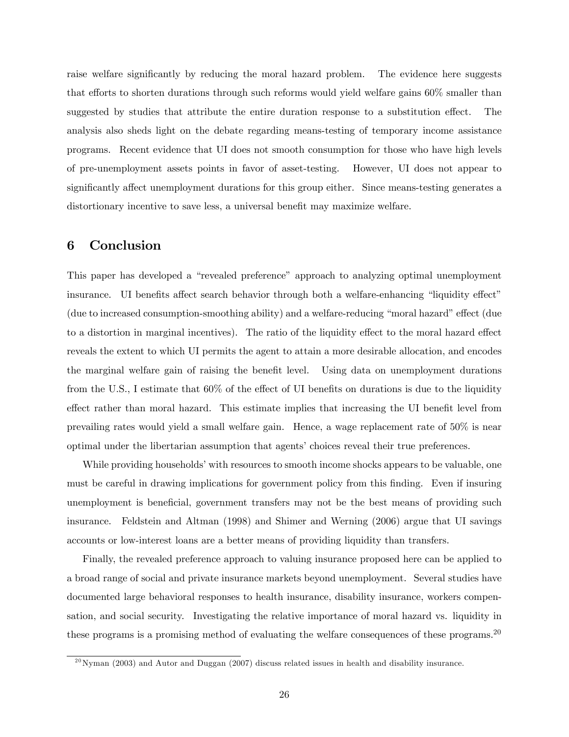raise welfare significantly by reducing the moral hazard problem. The evidence here suggests that efforts to shorten durations through such reforms would yield welfare gains 60% smaller than suggested by studies that attribute the entire duration response to a substitution effect. The analysis also sheds light on the debate regarding means-testing of temporary income assistance programs. Recent evidence that UI does not smooth consumption for those who have high levels of pre-unemployment assets points in favor of asset-testing. However, UI does not appear to significantly affect unemployment durations for this group either. Since means-testing generates a distortionary incentive to save less, a universal benefit may maximize welfare.

# 6 Conclusion

This paper has developed a "revealed preference" approach to analyzing optimal unemployment insurance. UI benefits affect search behavior through both a welfare-enhancing "liquidity effect" (due to increased consumption-smoothing ability) and a welfare-reducing "moral hazard" effect (due to a distortion in marginal incentives). The ratio of the liquidity effect to the moral hazard effect reveals the extent to which UI permits the agent to attain a more desirable allocation, and encodes the marginal welfare gain of raising the benefit level. Using data on unemployment durations from the U.S., I estimate that 60% of the effect of UI benefits on durations is due to the liquidity effect rather than moral hazard. This estimate implies that increasing the UI benefit level from prevailing rates would yield a small welfare gain. Hence, a wage replacement rate of 50% is near optimal under the libertarian assumption that agents' choices reveal their true preferences.

While providing households' with resources to smooth income shocks appears to be valuable, one must be careful in drawing implications for government policy from this finding. Even if insuring unemployment is beneficial, government transfers may not be the best means of providing such insurance. Feldstein and Altman (1998) and Shimer and Werning (2006) argue that UI savings accounts or low-interest loans are a better means of providing liquidity than transfers.

Finally, the revealed preference approach to valuing insurance proposed here can be applied to a broad range of social and private insurance markets beyond unemployment. Several studies have documented large behavioral responses to health insurance, disability insurance, workers compensation, and social security. Investigating the relative importance of moral hazard vs. liquidity in these programs is a promising method of evaluating the welfare consequences of these programs.[20]

[20] Nyman (2003) and Autor and Duggan (2007) discuss related issues in health and disability insurance.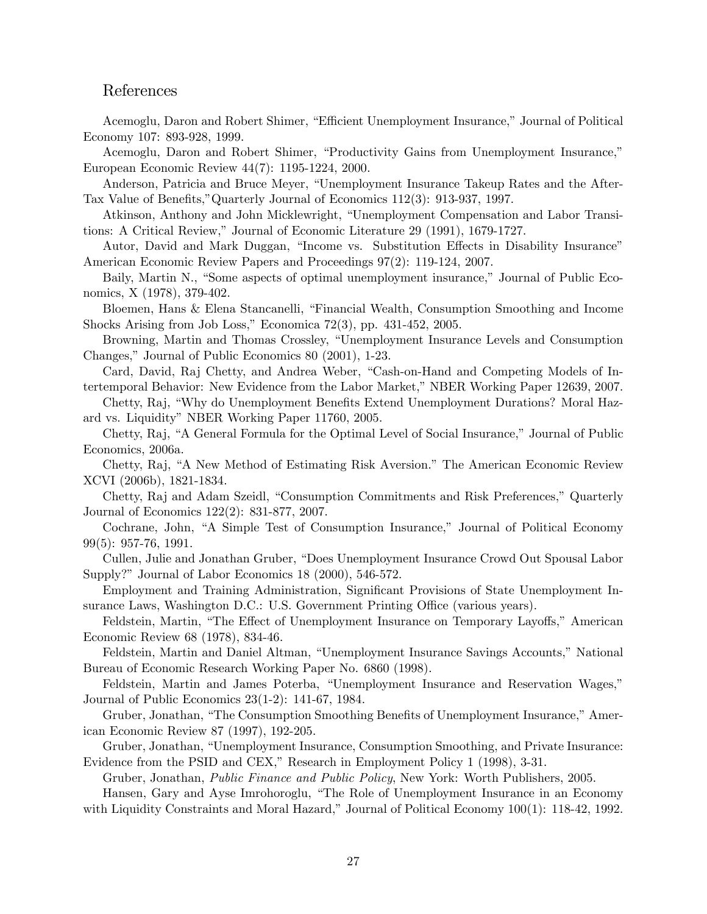## References

Acemoglu, Daron and Robert Shimer, "Efficient Unemployment Insurance," Journal of Political Economy 107: 893-928, 1999.

Acemoglu, Daron and Robert Shimer, "Productivity Gains from Unemployment Insurance," European Economic Review 44(7): 1195-1224, 2000.

Anderson, Patricia and Bruce Meyer, "Unemployment Insurance Takeup Rates and the After-Tax Value of Benefits,"Quarterly Journal of Economics 112(3): 913-937, 1997.

Atkinson, Anthony and John Micklewright, "Unemployment Compensation and Labor Transitions: A Critical Review," Journal of Economic Literature 29 (1991), 1679-1727.

Autor, David and Mark Duggan, "Income vs. Substitution Effects in Disability Insurance" American Economic Review Papers and Proceedings 97(2): 119-124, 2007.

Baily, Martin N., "Some aspects of optimal unemployment insurance," Journal of Public Economics, X (1978), 379-402.

Bloemen, Hans & Elena Stancanelli, "Financial Wealth, Consumption Smoothing and Income Shocks Arising from Job Loss," Economica 72(3), pp. 431-452, 2005.

Browning, Martin and Thomas Crossley, "Unemployment Insurance Levels and Consumption Changes," Journal of Public Economics 80 (2001), 1-23.

Card, David, Raj Chetty, and Andrea Weber, "Cash-on-Hand and Competing Models of Intertemporal Behavior: New Evidence from the Labor Market," NBER Working Paper 12639, 2007.

Chetty, Raj, "Why do Unemployment Benefits Extend Unemployment Durations? Moral Hazard vs. Liquidity" NBER Working Paper 11760, 2005.

Chetty, Raj, "A General Formula for the Optimal Level of Social Insurance," Journal of Public Economics, 2006a.

Chetty, Raj, "A New Method of Estimating Risk Aversion." The American Economic Review XCVI (2006b), 1821-1834.

Chetty, Raj and Adam Szeidl, "Consumption Commitments and Risk Preferences," Quarterly Journal of Economics 122(2): 831-877, 2007.

Cochrane, John, "A Simple Test of Consumption Insurance," Journal of Political Economy 99(5): 957-76, 1991.

Cullen, Julie and Jonathan Gruber, "Does Unemployment Insurance Crowd Out Spousal Labor Supply?" Journal of Labor Economics 18 (2000), 546-572.

Employment and Training Administration, Significant Provisions of State Unemployment Insurance Laws, Washington D.C.: U.S. Government Printing Office (various years).

Feldstein, Martin, "The Effect of Unemployment Insurance on Temporary Layoffs," American Economic Review 68 (1978), 834-46.

Feldstein, Martin and Daniel Altman, "Unemployment Insurance Savings Accounts," National Bureau of Economic Research Working Paper No. 6860 (1998).

Feldstein, Martin and James Poterba, "Unemployment Insurance and Reservation Wages," Journal of Public Economics 23(1-2): 141-67, 1984.

Gruber, Jonathan, "The Consumption Smoothing Benefits of Unemployment Insurance," American Economic Review 87 (1997), 192-205.

Gruber, Jonathan, "Unemployment Insurance, Consumption Smoothing, and Private Insurance: Evidence from the PSID and CEX," Research in Employment Policy 1 (1998), 3-31.

Gruber, Jonathan, *Public Finance and Public Policy*, New York: Worth Publishers, 2005.

Hansen, Gary and Ayse Imrohoroglu, "The Role of Unemployment Insurance in an Economy with Liquidity Constraints and Moral Hazard," Journal of Political Economy 100(1): 118-42, 1992.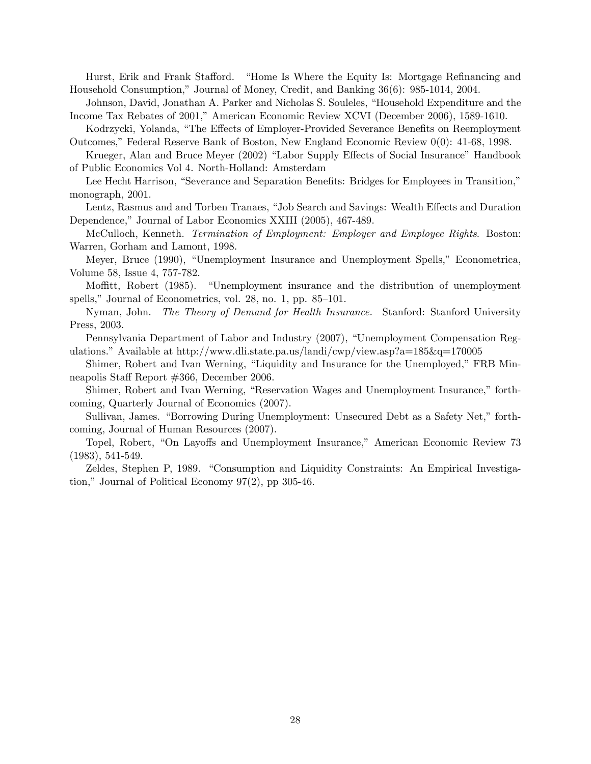Hurst, Erik and Frank Stafford. "Home Is Where the Equity Is: Mortgage Refinancing and Household Consumption," Journal of Money, Credit, and Banking 36(6): 985-1014, 2004.

Johnson, David, Jonathan A. Parker and Nicholas S. Souleles, "Household Expenditure and the Income Tax Rebates of 2001," American Economic Review XCVI (December 2006), 1589-1610.

Kodrzycki, Yolanda, "The Effects of Employer-Provided Severance Benefits on Reemployment Outcomes," Federal Reserve Bank of Boston, New England Economic Review 0(0): 41-68, 1998.

Krueger, Alan and Bruce Meyer (2002) "Labor Supply Effects of Social Insurance" Handbook of Public Economics Vol 4. North-Holland: Amsterdam

Lee Hecht Harrison, "Severance and Separation Benefits: Bridges for Employees in Transition," monograph, 2001.

Lentz, Rasmus and and Torben Tranaes, "Job Search and Savings: Wealth Effects and Duration Dependence," Journal of Labor Economics XXIII (2005), 467-489.

McCulloch, Kenneth. *Termination of Employment: Employer and Employee Rights*. Boston: Warren, Gorham and Lamont, 1998.

Meyer, Bruce (1990), "Unemployment Insurance and Unemployment Spells," Econometrica, Volume 58, Issue 4, 757-782.

Moffitt, Robert (1985). "Unemployment insurance and the distribution of unemployment spells," Journal of Econometrics, vol. 28, no. 1, pp. 85–101.

Nyman, John. *The Theory of Demand for Health Insurance.* Stanford: Stanford University Press, 2003.

Pennsylvania Department of Labor and Industry (2007), "Unemployment Compensation Regulations." Available at http://www.dli.state.pa.us/landi/cwp/view.asp?a=185&q=170005

Shimer, Robert and Ivan Werning, "Liquidity and Insurance for the Unemployed," FRB Minneapolis Staff Report #366, December 2006.

Shimer, Robert and Ivan Werning, "Reservation Wages and Unemployment Insurance," forthcoming, Quarterly Journal of Economics (2007).

Sullivan, James. "Borrowing During Unemployment: Unsecured Debt as a Safety Net," forthcoming, Journal of Human Resources (2007).

Topel, Robert, "On Layoffs and Unemployment Insurance," American Economic Review 73 (1983), 541-549.

Zeldes, Stephen P, 1989. "Consumption and Liquidity Constraints: An Empirical Investigation," Journal of Political Economy 97(2), pp 305-46.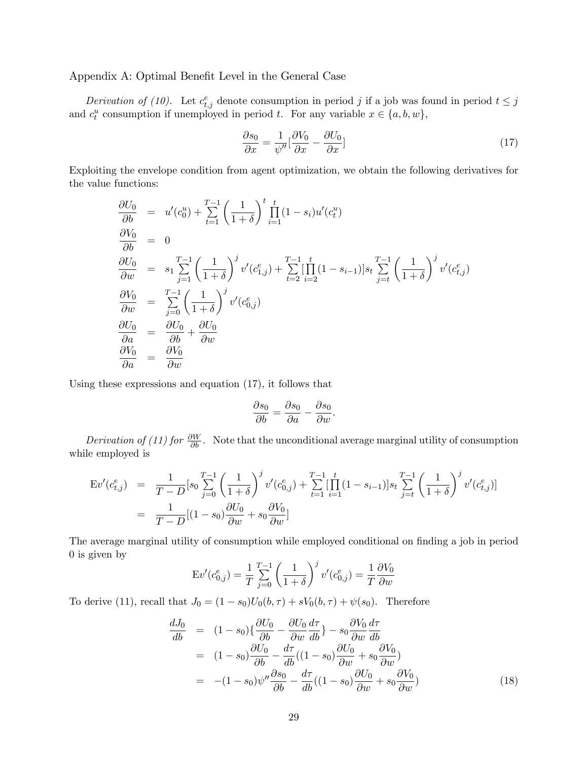Appendix A: Optimal Benefit Level in the General Case

*Derivation of (10).* Let $c_{t,j}^e$ denote consumption in period $j$ if a job was found in period $t \leq j$ and $c_t^u$ consumption if unemployed in period $t$. For any variable $x \in \{a, b, w\}$,

$$\frac{\partial s_0}{\partial x} = \frac{1}{\psi''}[\frac{\partial V_0}{\partial x} - \frac{\partial U_0}{\partial x}] \tag{17}$$

Exploiting the envelope condition from agent optimization, we obtain the following derivatives for the value functions:

$$\begin{aligned}
\frac{\partial U_0}{\partial b} &= u'(c_0^u) + \sum_{t=1}^{T-1} \left(\frac{1}{1+\delta}\right)^t \prod_{i=1}^{t}(1-s_i)u'(c_t^u) \\
\frac{\partial V_0}{\partial b} &= 0 \\
\frac{\partial U_0}{\partial w} &= s_1 \sum_{j=1}^{T-1} \left(\frac{1}{1+\delta}\right)^j v'(c_{1,j}^e) + \sum_{t=2}^{T-1} [\prod_{i=2}^{t}(1-s_{i-1})] s_t \sum_{j=t}^{T-1} \left(\frac{1}{1+\delta}\right)^j v'(c_{t,j}^e) \\
\frac{\partial V_0}{\partial w} &= \sum_{j=0}^{T-1} \left(\frac{1}{1+\delta}\right)^j v'(c_{0,j}^e) \\
\frac{\partial U_0}{\partial a} &= \frac{\partial U_0}{\partial b} + \frac{\partial U_0}{\partial w} \\
\frac{\partial V_0}{\partial a} &= \frac{\partial V_0}{\partial w}
\end{aligned}$$

Using these expressions and equation (17), it follows that

$$\frac{\partial s_0}{\partial b} = \frac{\partial s_0}{\partial a} - \frac{\partial s_0}{\partial w}.$$

*Derivation of (11) for $\frac{\partial W}{\partial b}$.* Note that the unconditional average marginal utility of consumption while employed is

$$\begin{aligned}
\mathrm{E}v'(c_{t,j}^e) &= \frac{1}{T-D}[s_0 \sum_{j=0}^{T-1} \left(\frac{1}{1+\delta}\right)^j v'(c_{0,j}^e) + \sum_{t=1}^{T-1} [\prod_{i=1}^{t}(1-s_{i-1})] s_t \sum_{j=t}^{T-1} \left(\frac{1}{1+\delta}\right)^j v'(c_{t,j}^e)] \\
&= \frac{1}{T-D}[(1-s_0)\frac{\partial U_0}{\partial w} + s_0 \frac{\partial V_0}{\partial w}]
\end{aligned}$$

The average marginal utility of consumption while employed conditional on finding a job in period 0 is given by

$$\mathrm{E}v'(c_{0,j}^e) = \frac{1}{T} \sum_{j=0}^{T-1} \left(\frac{1}{1+\delta}\right)^j v'(c_{0,j}^e) = \frac{1}{T}\frac{\partial V_0}{\partial w}$$

To derive (11), recall that $J_0 = (1-s_0)U_0(b,\tau) + sV_0(b,\tau) + \psi(s_0)$. Therefore

$$\begin{aligned}
\frac{dJ_0}{db} &= (1-s_0)\{\frac{\partial U_0}{\partial b} - \frac{\partial U_0}{\partial w}\frac{d\tau}{db}\} - s_0 \frac{\partial V_0}{\partial w}\frac{d\tau}{db} \\
&= (1-s_0)\frac{\partial U_0}{\partial b} - \frac{d\tau}{db}((1-s_0)\frac{\partial U_0}{\partial w} + s_0 \frac{\partial V_0}{\partial w}) \\
&= -(1-s_0)\psi''\frac{\partial s_0}{\partial b} - \frac{d\tau}{db}((1-s_0)\frac{\partial U_0}{\partial w} + s_0 \frac{\partial V_0}{\partial w})
\end{aligned} \tag{18}$$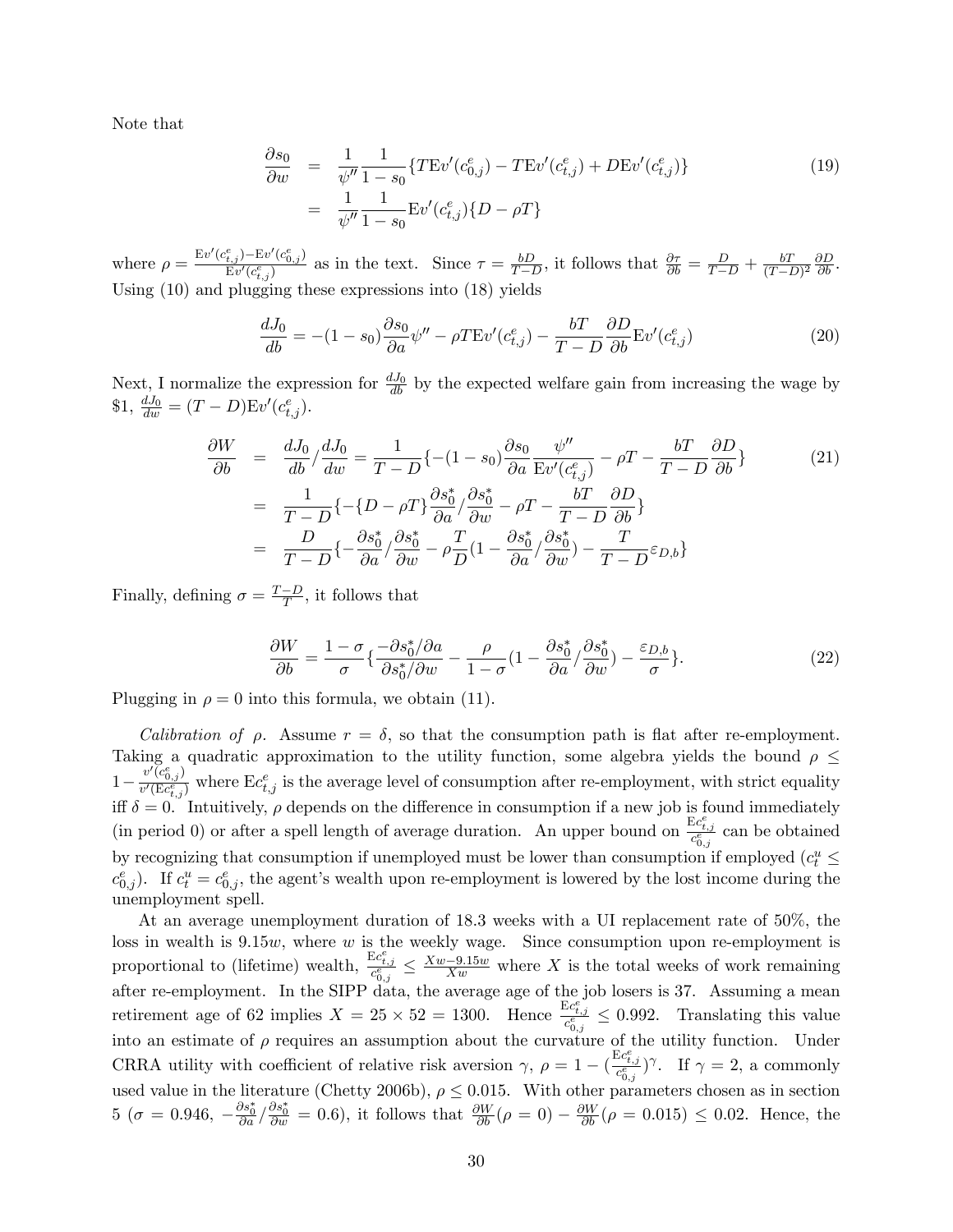Note that

$$
\begin{aligned}
\frac{\partial s_0}{\partial w} &= \frac{1}{\psi''}\frac{1}{1-s_0}\{T\mathrm{E}v'(c^e_{0,j}) - T\mathrm{E}v'(c^e_{t,j}) + D\mathrm{E}v'(c^e_{t,j})\} \\
&= \frac{1}{\psi''}\frac{1}{1-s_0}\mathrm{E}v'(c^e_{t,j})\{D - \rho T\}
\end{aligned}
\tag{19}
$$

where $\rho = \frac{\mathrm{E}v'(c^e_{t,j}) - \mathrm{E}v'(c^e_{0,j})}{\mathrm{E}v'(c^e_{t,j})}$ as in the text. Since $\tau = \frac{bD}{T-D}$, it follows that $\frac{\partial \tau}{\partial b} = \frac{D}{T-D} + \frac{bT}{(T-D)^2}\frac{\partial D}{\partial b}$. Using (10) and plugging these expressions into (18) yields

$$
\frac{dJ_0}{db} = -(1-s_0)\frac{\partial s_0}{\partial a}\psi'' - \rho T\mathrm{E}v'(c^e_{t,j}) - \frac{bT}{T-D}\frac{\partial D}{\partial b}\mathrm{E}v'(c^e_{t,j}) \tag{20}
$$

Next, I normalize the expression for $\frac{dJ_0}{db}$ by the expected welfare gain from increasing the wage by \$1, $\frac{dJ_0}{dw} = (T-D)\mathrm{E}v'(c^e_{t,j})$.

$$
\begin{aligned}
\frac{\partial W}{\partial b} &= \frac{dJ_0}{db}/\frac{dJ_0}{dw} = \frac{1}{T-D}\{-(1-s_0)\frac{\partial s_0}{\partial a}\frac{\psi''}{\mathrm{E}v'(c^e_{t,j})} - \rho T - \frac{bT}{T-D}\frac{\partial D}{\partial b}\} \\
&= \frac{1}{T-D}\{-\{D-\rho T\}\frac{\partial s^*_0}{\partial a}/\frac{\partial s^*_0}{\partial w} - \rho T - \frac{bT}{T-D}\frac{\partial D}{\partial b}\} \\
&= \frac{D}{T-D}\{-\frac{\partial s^*_0}{\partial a}/\frac{\partial s^*_0}{\partial w} - \rho\frac{T}{D}(1 - \frac{\partial s^*_0}{\partial a}/\frac{\partial s^*_0}{\partial w}) - \frac{T}{T-D}\varepsilon_{D,b}\}
\end{aligned}
\tag{21}
$$

Finally, defining $\sigma = \frac{T-D}{T}$, it follows that

$$
\frac{\partial W}{\partial b} = \frac{1-\sigma}{\sigma}\{\frac{-\partial s^*_0/\partial a}{\partial s^*_0/\partial w} - \frac{\rho}{1-\sigma}(1 - \frac{\partial s^*_0}{\partial a}/\frac{\partial s^*_0}{\partial w}) - \frac{\varepsilon_{D,b}}{\sigma}\}. \tag{22}
$$

Plugging in $\rho = 0$ into this formula, we obtain (11).

*Calibration of* $\rho$. Assume $r = \delta$, so that the consumption path is flat after re-employment. Taking a quadratic approximation to the utility function, some algebra yields the bound $\rho \leq 1 - \frac{v'(c^e_{0,j})}{v'(\mathrm{E}c^e_{t,j})}$ where $\mathrm{E}c^e_{t,j}$ is the average level of consumption after re-employment, with strict equality iff $\delta = 0$. Intuitively, $\rho$ depends on the difference in consumption if a new job is found immediately (in period 0) or after a spell length of average duration. An upper bound on $\frac{\mathrm{E}c^e_{t,j}}{c^e_{0,j}}$ can be obtained by recognizing that consumption if unemployed must be lower than consumption if employed ($c^u_t \leq c^e_{0,j}$). If $c^u_t = c^e_{0,j}$, the agent's wealth upon re-employment is lowered by the lost income during the unemployment spell.

At an average unemployment duration of 18.3 weeks with a UI replacement rate of 50%, the loss in wealth is $9.15w$, where $w$ is the weekly wage. Since consumption upon re-employment is proportional to (lifetime) wealth, $\frac{\mathrm{E}c^e_{t,j}}{c^e_{0,j}} \leq \frac{Xw - 9.15w}{Xw}$ where $X$ is the total weeks of work remaining after re-employment. In the SIPP data, the average age of the job losers is 37. Assuming a mean retirement age of 62 implies $X = 25 \times 52 = 1300$. Hence $\frac{\mathrm{E}c^e_{t,j}}{c^e_{0,j}} \leq 0.992$. Translating this value into an estimate of $\rho$ requires an assumption about the curvature of the utility function. Under CRRA utility with coefficient of relative risk aversion $\gamma$, $\rho = 1 - (\frac{\mathrm{E}c^e_{t,j}}{c^e_{0,j}})^\gamma$. If $\gamma = 2$, a commonly used value in the literature (Chetty 2006b), $\rho \leq 0.015$. With other parameters chosen as in section 5 ($\sigma = 0.946$, $-\frac{\partial s^*_0}{\partial a}/\frac{\partial s^*_0}{\partial w} = 0.6$), it follows that $\frac{\partial W}{\partial b}(\rho = 0) - \frac{\partial W}{\partial b}(\rho = 0.015) \leq 0.02$. Hence, the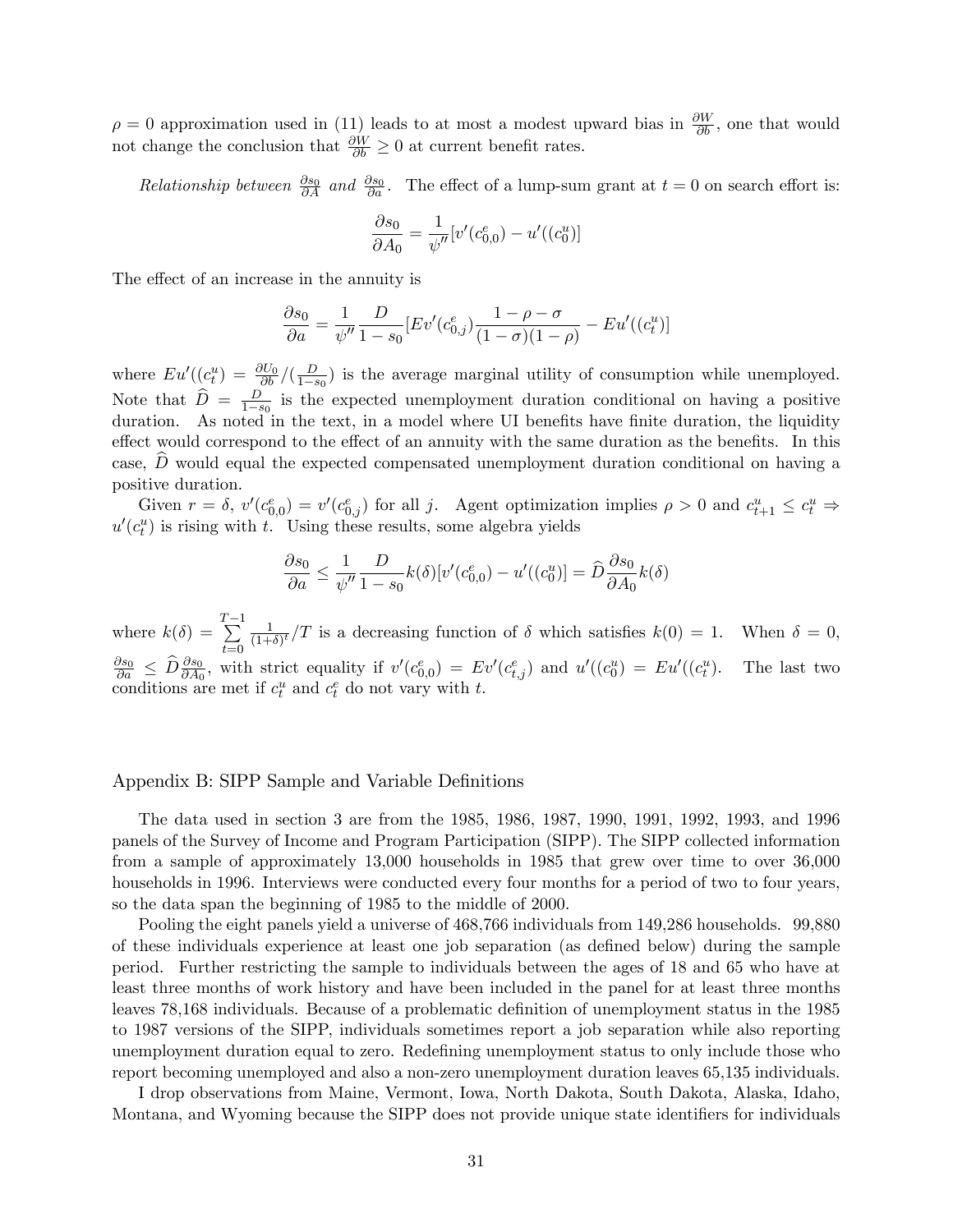$\rho = 0$ approximation used in (11) leads to at most a modest upward bias in $\frac{\partial W}{\partial b}$, one that would not change the conclusion that $\frac{\partial W}{\partial b} \geq 0$ at current benefit rates.

*Relationship between $\frac{\partial s_0}{\partial A}$ and $\frac{\partial s_0}{\partial a}$.* The effect of a lump-sum grant at $t = 0$ on search effort is:

$$\frac{\partial s_0}{\partial A_0} = \frac{1}{\psi''}[v'(c_{0,0}^e) - u'((c_0^u)]$$

The effect of an increase in the annuity is

$$\frac{\partial s_0}{\partial a} = \frac{1}{\psi''}\frac{D}{1-s_0}[Ev'(c_{0,j}^e)\frac{1-\rho-\sigma}{(1-\sigma)(1-\rho)} - Eu'((c_t^u)]$$

where $Eu'((c_t^u) = \frac{\partial U_0}{\partial b}/(\frac{D}{1-s_0})$ is the average marginal utility of consumption while unemployed. Note that $\widehat{D} = \frac{D}{1-s_0}$ is the expected unemployment duration conditional on having a positive duration. As noted in the text, in a model where UI benefits have finite duration, the liquidity effect would correspond to the effect of an annuity with the same duration as the benefits. In this case, $\widehat{D}$ would equal the expected compensated unemployment duration conditional on having a positive duration.

Given $r = \delta$, $v'(c_{0,0}^e) = v'(c_{0,j}^e)$ for all $j$. Agent optimization implies $\rho > 0$ and $c_{t+1}^u \leq c_t^u \Rightarrow u'(c_t^u)$ is rising with $t$. Using these results, some algebra yields

$$\frac{\partial s_0}{\partial a} \leq \frac{1}{\psi''}\frac{D}{1-s_0}k(\delta)[v'(c_{0,0}^e) - u'((c_0^u)] = \widehat{D}\frac{\partial s_0}{\partial A_0}k(\delta)$$

where $k(\delta) = \sum_{t=0}^{T-1} \frac{1}{(1+\delta)^t}/T$ is a decreasing function of $\delta$ which satisfies $k(0) = 1$. When $\delta = 0$, $\frac{\partial s_0}{\partial a} \leq \widehat{D}\frac{\partial s_0}{\partial A_0}$, with strict equality if $v'(c_{0,0}^e) = Ev'(c_{t,j}^e)$ and $u'((c_0^u) = Eu'((c_t^u)$. The last two conditions are met if $c_t^u$ and $c_t^e$ do not vary with $t$.

## Appendix B: SIPP Sample and Variable Definitions

The data used in section 3 are from the 1985, 1986, 1987, 1990, 1991, 1992, 1993, and 1996 panels of the Survey of Income and Program Participation (SIPP). The SIPP collected information from a sample of approximately 13,000 households in 1985 that grew over time to over 36,000 households in 1996. Interviews were conducted every four months for a period of two to four years, so the data span the beginning of 1985 to the middle of 2000.

Pooling the eight panels yield a universe of 468,766 individuals from 149,286 households. 99,880 of these individuals experience at least one job separation (as defined below) during the sample period. Further restricting the sample to individuals between the ages of 18 and 65 who have at least three months of work history and have been included in the panel for at least three months leaves 78,168 individuals. Because of a problematic definition of unemployment status in the 1985 to 1987 versions of the SIPP, individuals sometimes report a job separation while also reporting unemployment duration equal to zero. Redefining unemployment status to only include those who report becoming unemployed and also a non-zero unemployment duration leaves 65,135 individuals.

I drop observations from Maine, Vermont, Iowa, North Dakota, South Dakota, Alaska, Idaho, Montana, and Wyoming because the SIPP does not provide unique state identifiers for individuals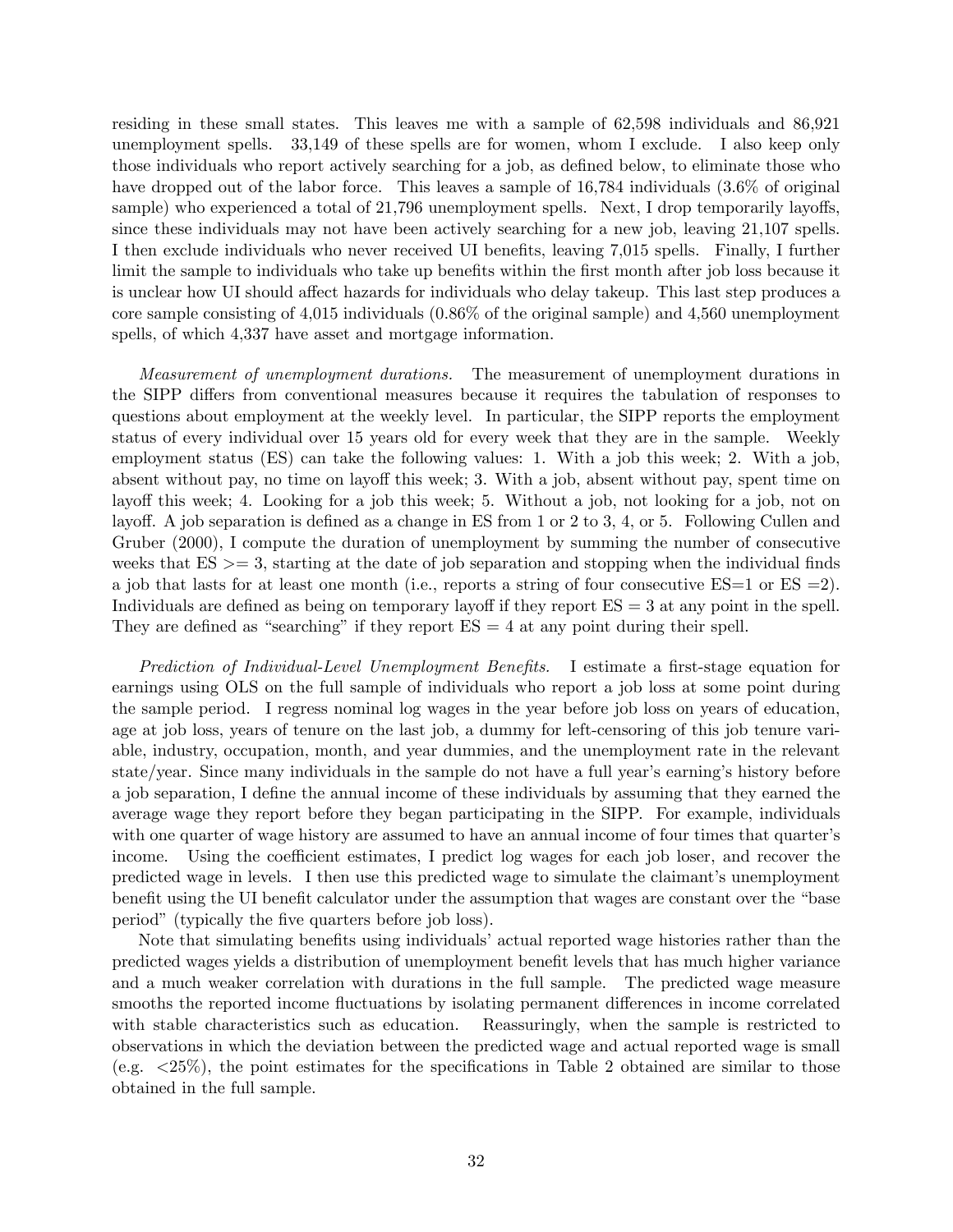residing in these small states. This leaves me with a sample of 62,598 individuals and 86,921 unemployment spells. 33,149 of these spells are for women, whom I exclude. I also keep only those individuals who report actively searching for a job, as defined below, to eliminate those who have dropped out of the labor force. This leaves a sample of 16,784 individuals (3.6% of original sample) who experienced a total of 21,796 unemployment spells. Next, I drop temporarily layoffs, since these individuals may not have been actively searching for a new job, leaving 21,107 spells. I then exclude individuals who never received UI benefits, leaving 7,015 spells. Finally, I further limit the sample to individuals who take up benefits within the first month after job loss because it is unclear how UI should affect hazards for individuals who delay takeup. This last step produces a core sample consisting of 4,015 individuals (0.86% of the original sample) and 4,560 unemployment spells, of which 4,337 have asset and mortgage information.

*Measurement of unemployment durations.* The measurement of unemployment durations in the SIPP differs from conventional measures because it requires the tabulation of responses to questions about employment at the weekly level. In particular, the SIPP reports the employment status of every individual over 15 years old for every week that they are in the sample. Weekly employment status (ES) can take the following values: 1. With a job this week; 2. With a job, absent without pay, no time on layoff this week; 3. With a job, absent without pay, spent time on layoff this week; 4. Looking for a job this week; 5. Without a job, not looking for a job, not on layoff. A job separation is defined as a change in ES from 1 or 2 to 3, 4, or 5. Following Cullen and Gruber (2000), I compute the duration of unemployment by summing the number of consecutive weeks that ES >= 3, starting at the date of job separation and stopping when the individual finds a job that lasts for at least one month (i.e., reports a string of four consecutive ES=1 or ES =2). Individuals are defined as being on temporary layoff if they report ES = 3 at any point in the spell. They are defined as "searching" if they report ES = 4 at any point during their spell.

*Prediction of Individual-Level Unemployment Benefits.* I estimate a first-stage equation for earnings using OLS on the full sample of individuals who report a job loss at some point during the sample period. I regress nominal log wages in the year before job loss on years of education, age at job loss, years of tenure on the last job, a dummy for left-censoring of this job tenure variable, industry, occupation, month, and year dummies, and the unemployment rate in the relevant state/year. Since many individuals in the sample do not have a full year's earning's history before a job separation, I define the annual income of these individuals by assuming that they earned the average wage they report before they began participating in the SIPP. For example, individuals with one quarter of wage history are assumed to have an annual income of four times that quarter's income. Using the coefficient estimates, I predict log wages for each job loser, and recover the predicted wage in levels. I then use this predicted wage to simulate the claimant's unemployment benefit using the UI benefit calculator under the assumption that wages are constant over the "base period" (typically the five quarters before job loss).

Note that simulating benefits using individuals' actual reported wage histories rather than the predicted wages yields a distribution of unemployment benefit levels that has much higher variance and a much weaker correlation with durations in the full sample. The predicted wage measure smooths the reported income fluctuations by isolating permanent differences in income correlated with stable characteristics such as education. Reassuringly, when the sample is restricted to observations in which the deviation between the predicted wage and actual reported wage is small (e.g. <25%), the point estimates for the specifications in Table 2 obtained are similar to those obtained in the full sample.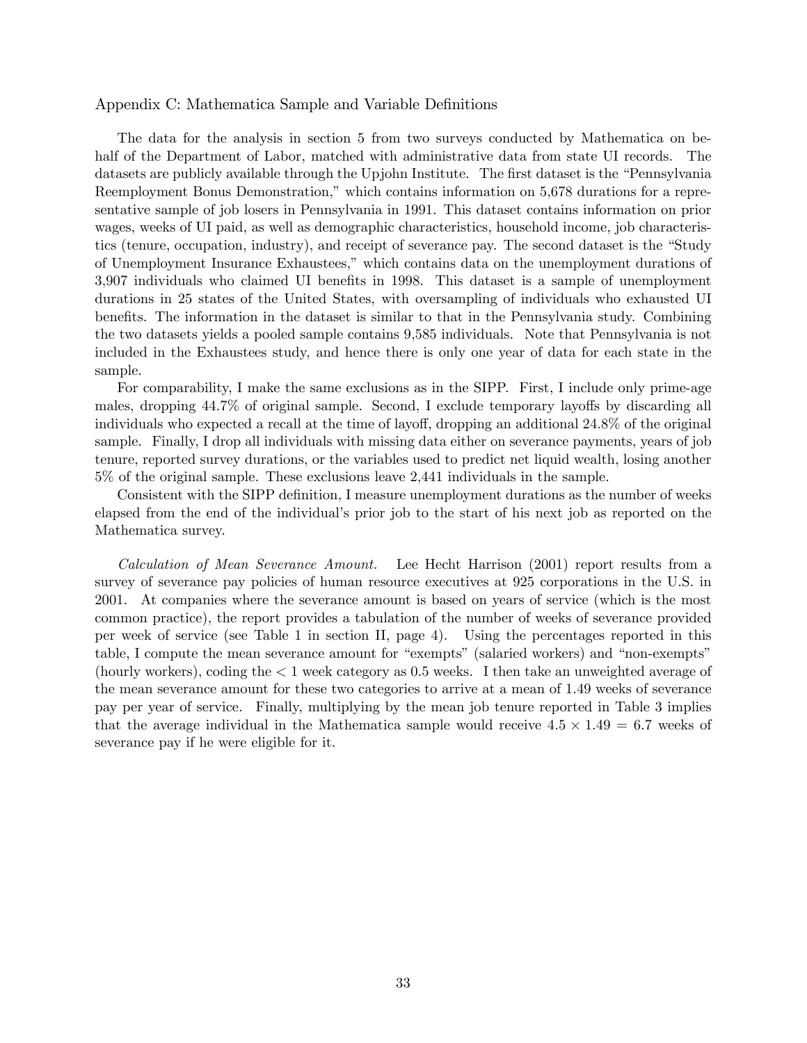## Appendix C: Mathematica Sample and Variable Definitions

The data for the analysis in section 5 from two surveys conducted by Mathematica on behalf of the Department of Labor, matched with administrative data from state UI records. The datasets are publicly available through the Upjohn Institute. The first dataset is the "Pennsylvania Reemployment Bonus Demonstration," which contains information on 5,678 durations for a representative sample of job losers in Pennsylvania in 1991. This dataset contains information on prior wages, weeks of UI paid, as well as demographic characteristics, household income, job characteristics (tenure, occupation, industry), and receipt of severance pay. The second dataset is the "Study of Unemployment Insurance Exhaustees," which contains data on the unemployment durations of 3,907 individuals who claimed UI benefits in 1998. This dataset is a sample of unemployment durations in 25 states of the United States, with oversampling of individuals who exhausted UI benefits. The information in the dataset is similar to that in the Pennsylvania study. Combining the two datasets yields a pooled sample contains 9,585 individuals. Note that Pennsylvania is not included in the Exhaustees study, and hence there is only one year of data for each state in the sample.

For comparability, I make the same exclusions as in the SIPP. First, I include only prime-age males, dropping 44.7% of original sample. Second, I exclude temporary layoffs by discarding all individuals who expected a recall at the time of layoff, dropping an additional 24.8% of the original sample. Finally, I drop all individuals with missing data either on severance payments, years of job tenure, reported survey durations, or the variables used to predict net liquid wealth, losing another 5% of the original sample. These exclusions leave 2,441 individuals in the sample.

Consistent with the SIPP definition, I measure unemployment durations as the number of weeks elapsed from the end of the individual's prior job to the start of his next job as reported on the Mathematica survey.

*Calculation of Mean Severance Amount.* Lee Hecht Harrison (2001) report results from a survey of severance pay policies of human resource executives at 925 corporations in the U.S. in 2001. At companies where the severance amount is based on years of service (which is the most common practice), the report provides a tabulation of the number of weeks of severance provided per week of service (see Table 1 in section II, page 4). Using the percentages reported in this table, I compute the mean severance amount for "exempts" (salaried workers) and "non-exempts" (hourly workers), coding the $< 1$ week category as 0.5 weeks. I then take an unweighted average of the mean severance amount for these two categories to arrive at a mean of 1.49 weeks of severance pay per year of service. Finally, multiplying by the mean job tenure reported in Table 3 implies that the average individual in the Mathematica sample would receive $4.5 \times 1.49 = 6.7$ weeks of severance pay if he were eligible for it.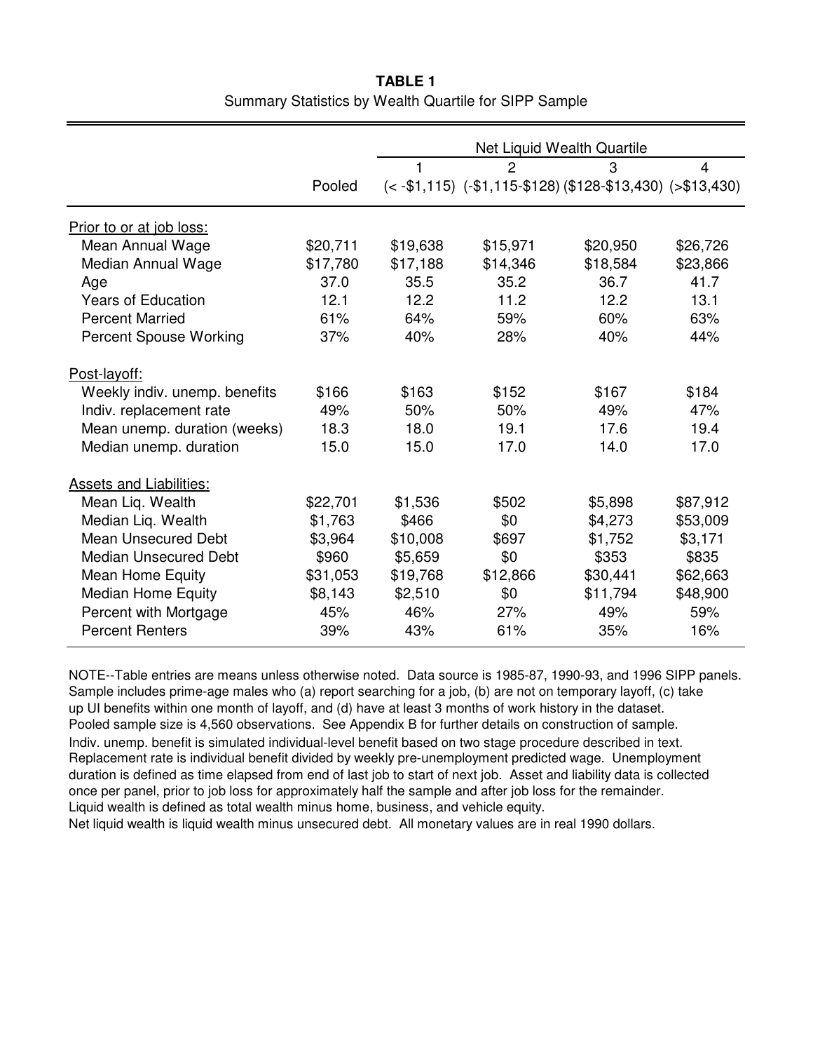**TABLE 1**

Summary Statistics by Wealth Quartile for SIPP Sample

| | Pooled | Net Liquid Wealth Quartile 1 (< -$1,115) | 2 (-$1,115-$128) | 3 ($128-$13,430) | 4 (>$13,430) |
|---|---|---|---|---|---|
| Prior to or at job loss: | | | | | |
| Mean Annual Wage | $20,711 | $19,638 | $15,971 | $20,950 | $26,726 |
| Median Annual Wage | $17,780 | $17,188 | $14,346 | $18,584 | $23,866 |
| Age | 37.0 | 35.5 | 35.2 | 36.7 | 41.7 |
| Years of Education | 12.1 | 12.2 | 11.2 | 12.2 | 13.1 |
| Percent Married | 61% | 64% | 59% | 60% | 63% |
| Percent Spouse Working | 37% | 40% | 28% | 40% | 44% |
| Post-layoff: | | | | | |
| Weekly indiv. unemp. benefits | $166 | $163 | $152 | $167 | $184 |
| Indiv. replacement rate | 49% | 50% | 50% | 49% | 47% |
| Mean unemp. duration (weeks) | 18.3 | 18.0 | 19.1 | 17.6 | 19.4 |
| Median unemp. duration | 15.0 | 15.0 | 17.0 | 14.0 | 17.0 |
| Assets and Liabilities: | | | | | |
| Mean Liq. Wealth | $22,701 | $1,536 | $502 | $5,898 | $87,912 |
| Median Liq. Wealth | $1,763 | $466 | $0 | $4,273 | $53,009 |
| Mean Unsecured Debt | $3,964 | $10,008 | $697 | $1,752 | $3,171 |
| Median Unsecured Debt | $960 | $5,659 | $0 | $353 | $835 |
| Mean Home Equity | $31,053 | $19,768 | $12,866 | $30,441 | $62,663 |
| Median Home Equity | $8,143 | $2,510 | $0 | $11,794 | $48,900 |
| Percent with Mortgage | 45% | 46% | 27% | 49% | 59% |
| Percent Renters | 39% | 43% | 61% | 35% | 16% |

NOTE--Table entries are means unless otherwise noted. Data source is 1985-87, 1990-93, and 1996 SIPP panels. Sample includes prime-age males who (a) report searching for a job, (b) are not on temporary layoff, (c) take up UI benefits within one month of layoff, and (d) have at least 3 months of work history in the dataset. Pooled sample size is 4,560 observations. See Appendix B for further details on construction of sample.
Indiv. unemp. benefit is simulated individual-level benefit based on two stage procedure described in text. Replacement rate is individual benefit divided by weekly pre-unemployment predicted wage. Unemployment duration is defined as time elapsed from end of last job to start of next job. Asset and liability data is collected once per panel, prior to job loss for approximately half the sample and after job loss for the remainder.
Liquid wealth is defined as total wealth minus home, business, and vehicle equity.
Net liquid wealth is liquid wealth minus unsecured debt. All monetary values are in real 1990 dollars.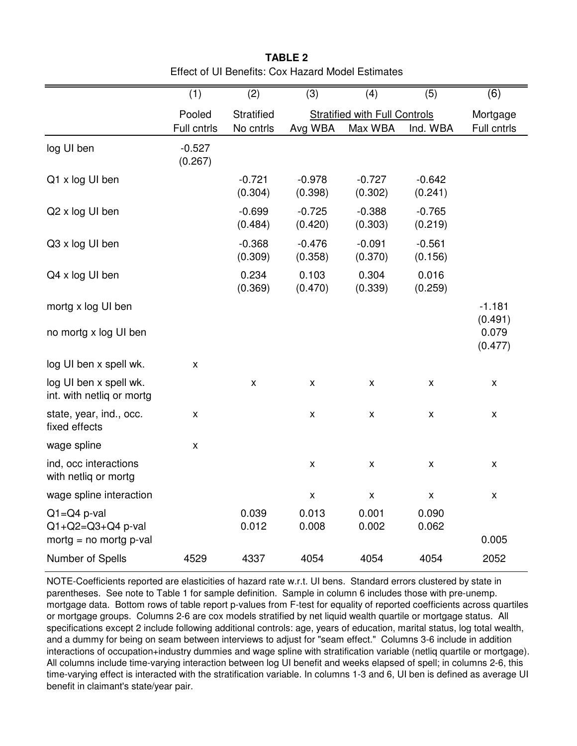**TABLE 2**

Effect of UI Benefits: Cox Hazard Model Estimates

| | (1) | (2) | (3) | (4) | (5) | (6) |
|---|---|---|---|---|---|---|
| | Pooled | Stratified | Stratified with Full Controls | | | Mortgage |
| | Full cntrls | No cntrls | Avg WBA | Max WBA | Ind. WBA | Full cntrls |
| log UI ben | -0.527<br>(0.267) | | | | | |
| Q1 x log UI ben | | -0.721<br>(0.304) | -0.978<br>(0.398) | -0.727<br>(0.302) | -0.642<br>(0.241) | |
| Q2 x log UI ben | | -0.699<br>(0.484) | -0.725<br>(0.420) | -0.388<br>(0.303) | -0.765<br>(0.219) | |
| Q3 x log UI ben | | -0.368<br>(0.309) | -0.476<br>(0.358) | -0.091<br>(0.370) | -0.561<br>(0.156) | |
| Q4 x log UI ben | | 0.234<br>(0.369) | 0.103<br>(0.470) | 0.304<br>(0.339) | 0.016<br>(0.259) | |
| mortg x log UI ben | | | | | | -1.181<br>(0.491) |
| no mortg x log UI ben | | | | | | 0.079<br>(0.477) |
| log UI ben x spell wk. | x | | | | | |
| log UI ben x spell wk. int. with netliq or mortg | | x | x | x | x | x |
| state, year, ind., occ. fixed effects | x | | x | x | x | x |
| wage spline | x | | | | | |
| ind, occ interactions with netliq or mortg | | | x | x | x | x |
| wage spline interaction | | | x | x | x | x |
| Q1=Q4 p-val | | 0.039 | 0.013 | 0.001 | 0.090 | |
| Q1+Q2=Q3+Q4 p-val | | 0.012 | 0.008 | 0.002 | 0.062 | |
| mortg = no mortg p-val | | | | | | 0.005 |
| Number of Spells | 4529 | 4337 | 4054 | 4054 | 4054 | 2052 |

NOTE-Coefficients reported are elasticities of hazard rate w.r.t. UI bens. Standard errors clustered by state in parentheses. See note to Table 1 for sample definition. Sample in column 6 includes those with pre-unemp. mortgage data. Bottom rows of table report p-values from F-test for equality of reported coefficients across quartiles or mortgage groups. Columns 2-6 are cox models stratified by net liquid wealth quartile or mortgage status. All specifications except 2 include following additional controls: age, years of education, marital status, log total wealth, and a dummy for being on seam between interviews to adjust for "seam effect." Columns 3-6 include in addition interactions of occupation+industry dummies and wage spline with stratification variable (netliq quartile or mortgage). All columns include time-varying interaction between log UI benefit and weeks elapsed of spell; in columns 2-6, this time-varying effect is interacted with the stratification variable. In columns 1-3 and 6, UI ben is defined as average UI benefit in claimant's state/year pair.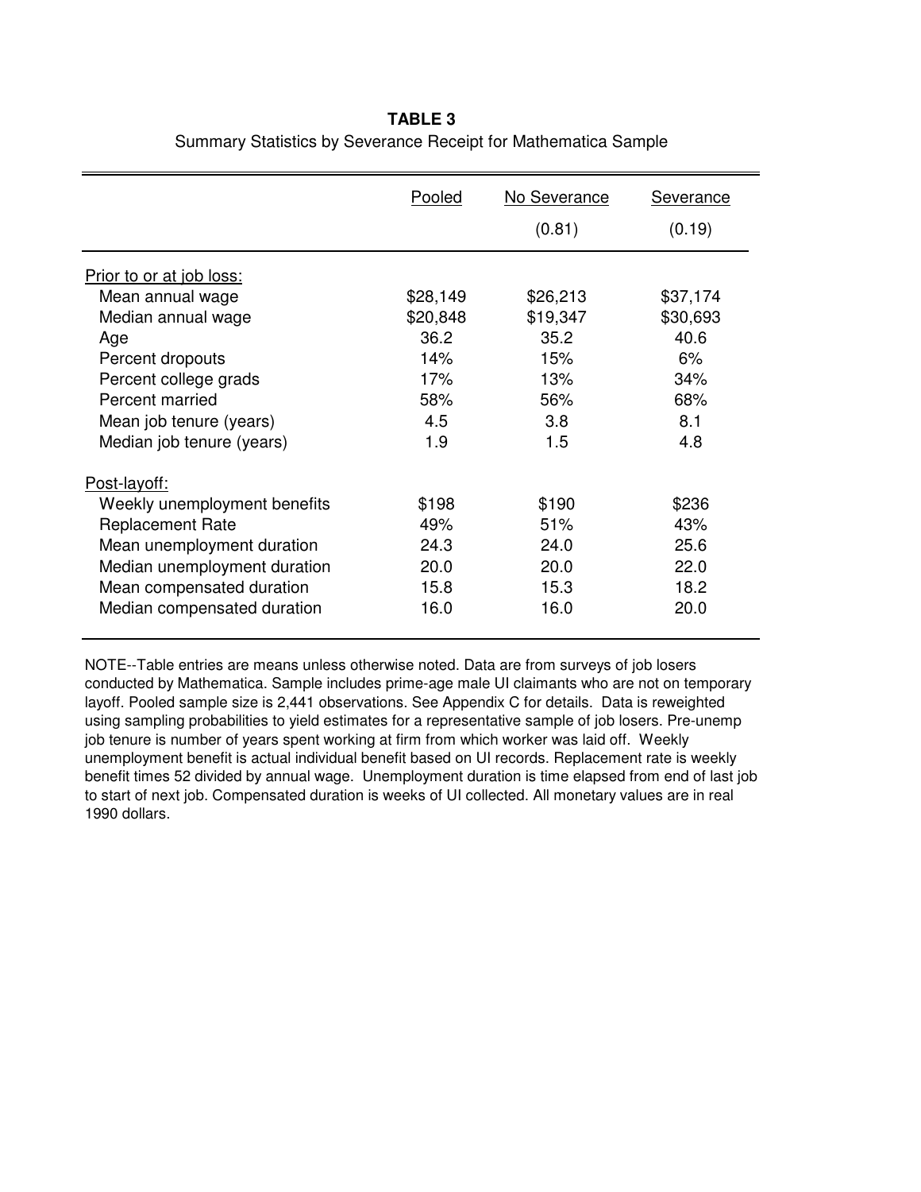**TABLE 3**

Summary Statistics by Severance Receipt for Mathematica Sample

| | Pooled | No Severance (0.81) | Severance (0.19) |
|---|---|---|---|
| Prior to or at job loss: | | | |
| Mean annual wage | $28,149 | $26,213 | $37,174 |
| Median annual wage | $20,848 | $19,347 | $30,693 |
| Age | 36.2 | 35.2 | 40.6 |
| Percent dropouts | 14% | 15% | 6% |
| Percent college grads | 17% | 13% | 34% |
| Percent married | 58% | 56% | 68% |
| Mean job tenure (years) | 4.5 | 3.8 | 8.1 |
| Median job tenure (years) | 1.9 | 1.5 | 4.8 |
| Post-layoff: | | | |
| Weekly unemployment benefits | $198 | $190 | $236 |
| Replacement Rate | 49% | 51% | 43% |
| Mean unemployment duration | 24.3 | 24.0 | 25.6 |
| Median unemployment duration | 20.0 | 20.0 | 22.0 |
| Mean compensated duration | 15.8 | 15.3 | 18.2 |
| Median compensated duration | 16.0 | 16.0 | 20.0 |

NOTE--Table entries are means unless otherwise noted. Data are from surveys of job losers conducted by Mathematica. Sample includes prime-age male UI claimants who are not on temporary layoff. Pooled sample size is 2,441 observations. See Appendix C for details. Data is reweighted using sampling probabilities to yield estimates for a representative sample of job losers. Pre-unemp job tenure is number of years spent working at firm from which worker was laid off. Weekly unemployment benefit is actual individual benefit based on UI records. Replacement rate is weekly benefit times 52 divided by annual wage. Unemployment duration is time elapsed from end of last job to start of next job. Compensated duration is weeks of UI collected. All monetary values are in real 1990 dollars.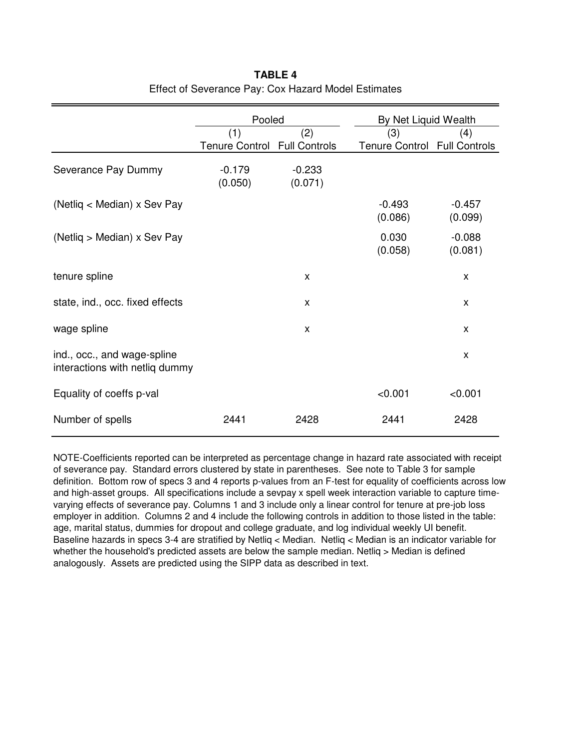**TABLE 4**

Effect of Severance Pay: Cox Hazard Model Estimates

| | Pooled | | By Net Liquid Wealth | |
|---|---|---|---|---|
| | (1) Tenure Control | (2) Full Controls | (3) Tenure Control | (4) Full Controls |
| Severance Pay Dummy | -0.179<br>(0.050) | -0.233<br>(0.071) | | |
| (Netliq < Median) x Sev Pay | | | -0.493<br>(0.086) | -0.457<br>(0.099) |
| (Netliq > Median) x Sev Pay | | | 0.030<br>(0.058) | -0.088<br>(0.081) |
| tenure spline | | x | | x |
| state, ind., occ. fixed effects | | x | | x |
| wage spline | | x | | x |
| ind., occ., and wage-spline interactions with netliq dummy | | | | x |
| Equality of coeffs p-val | | | <0.001 | <0.001 |
| Number of spells | 2441 | 2428 | 2441 | 2428 |

NOTE-Coefficients reported can be interpreted as percentage change in hazard rate associated with receipt of severance pay. Standard errors clustered by state in parentheses. See note to Table 3 for sample definition. Bottom row of specs 3 and 4 reports p-values from an F-test for equality of coefficients across low and high-asset groups. All specifications include a sevpay x spell week interaction variable to capture time-varying effects of severance pay. Columns 1 and 3 include only a linear control for tenure at pre-job loss employer in addition. Columns 2 and 4 include the following controls in addition to those listed in the table: age, marital status, dummies for dropout and college graduate, and log individual weekly UI benefit. Baseline hazards in specs 3-4 are stratified by Netliq < Median. Netliq < Median is an indicator variable for whether the household's predicted assets are below the sample median. Netliq > Median is defined analogously. Assets are predicted using the SIPP data as described in text.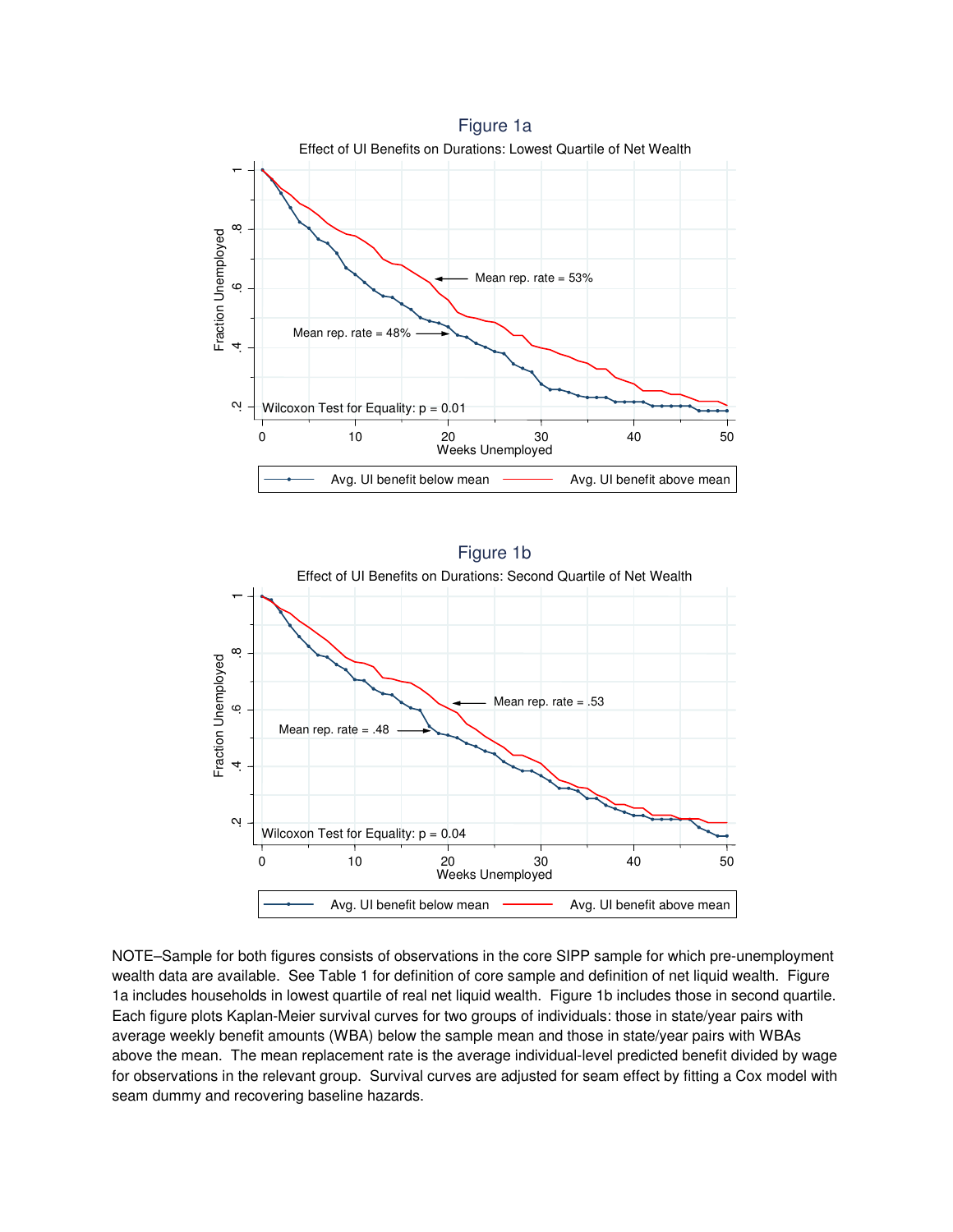Figure 1a

Effect of UI Benefits on Durations: Lowest Quartile of Net Wealth

Figure 1b

Effect of UI Benefits on Durations: Second Quartile of Net Wealth

NOTE–Sample for both figures consists of observations in the core SIPP sample for which pre-unemployment wealth data are available. See Table 1 for definition of core sample and definition of net liquid wealth. Figure 1a includes households in lowest quartile of real net liquid wealth. Figure 1b includes those in second quartile. Each figure plots Kaplan-Meier survival curves for two groups of individuals: those in state/year pairs with average weekly benefit amounts (WBA) below the sample mean and those in state/year pairs with WBAs above the mean. The mean replacement rate is the average individual-level predicted benefit divided by wage for observations in the relevant group. Survival curves are adjusted for seam effect by fitting a Cox model with seam dummy and recovering baseline hazards.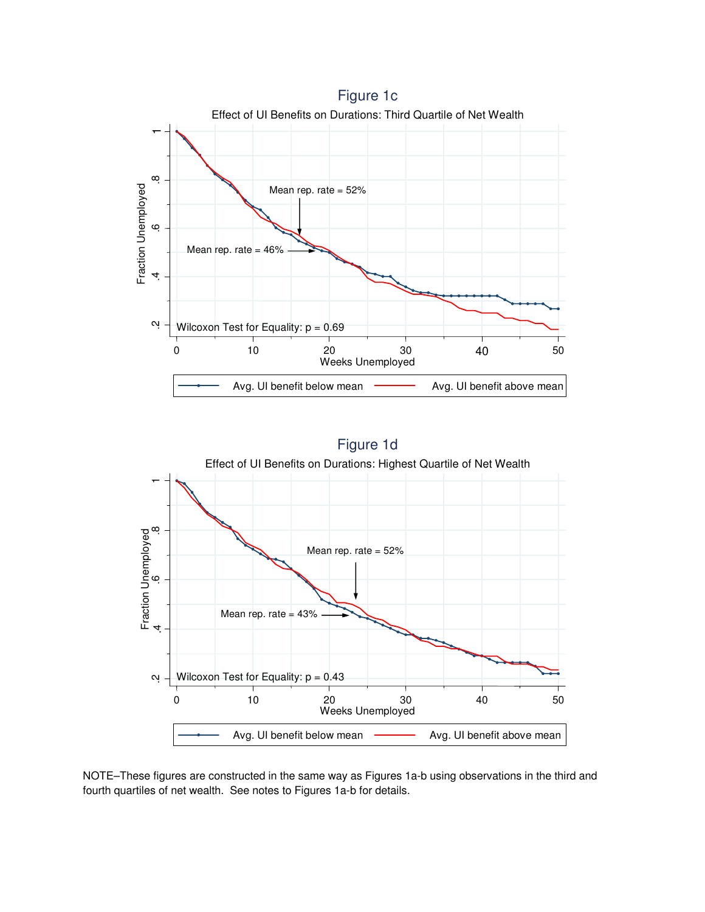Figure 1c

Effect of UI Benefits on Durations: Third Quartile of Net Wealth

Figure 1d

Effect of UI Benefits on Durations: Highest Quartile of Net Wealth

NOTE–These figures are constructed in the same way as Figures 1a-b using observations in the third and fourth quartiles of net wealth. See notes to Figures 1a-b for details.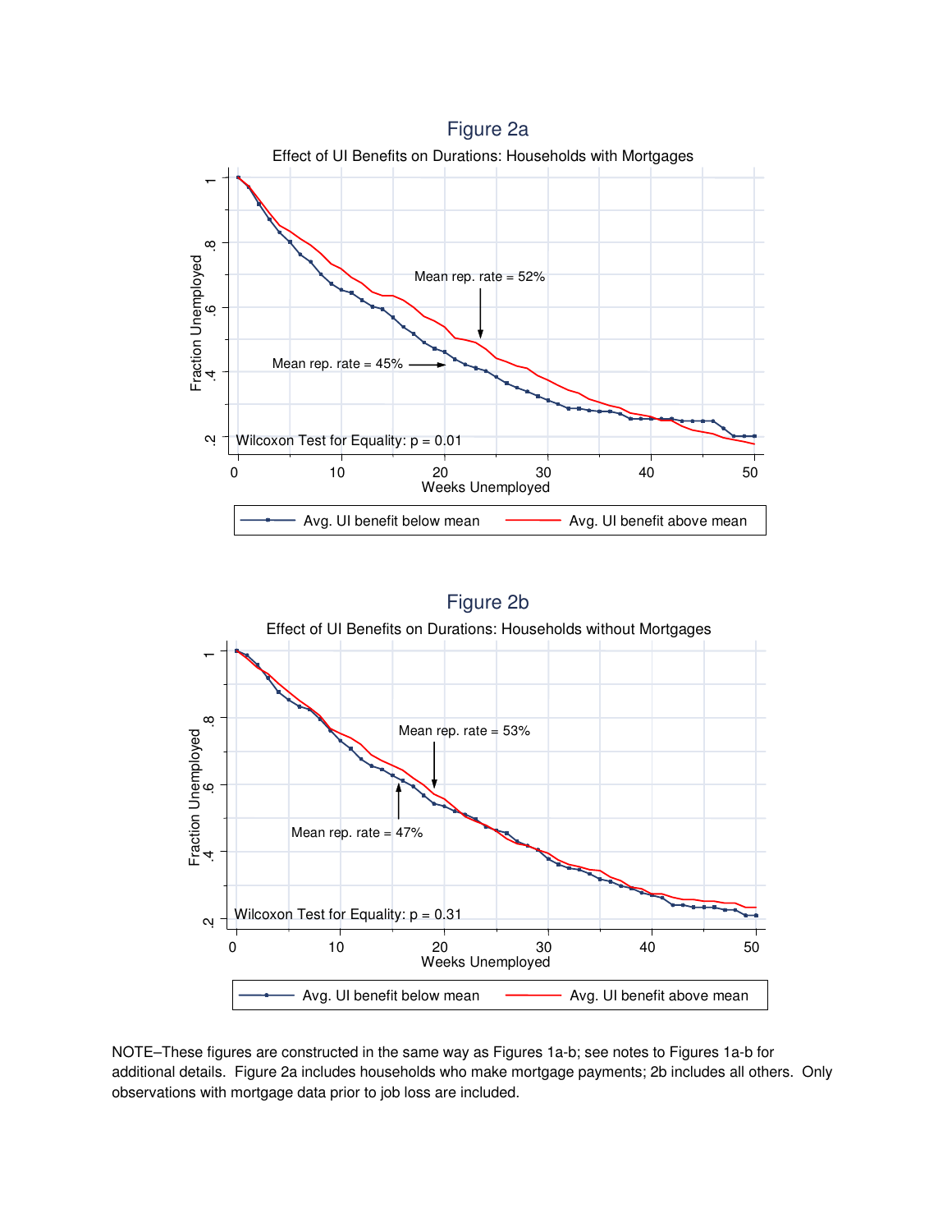## Figure 2a

Effect of UI Benefits on Durations: Households with Mortgages

## Figure 2b

Effect of UI Benefits on Durations: Households without Mortgages

NOTE–These figures are constructed in the same way as Figures 1a-b; see notes to Figures 1a-b for additional details. Figure 2a includes households who make mortgage payments; 2b includes all others. Only observations with mortgage data prior to job loss are included.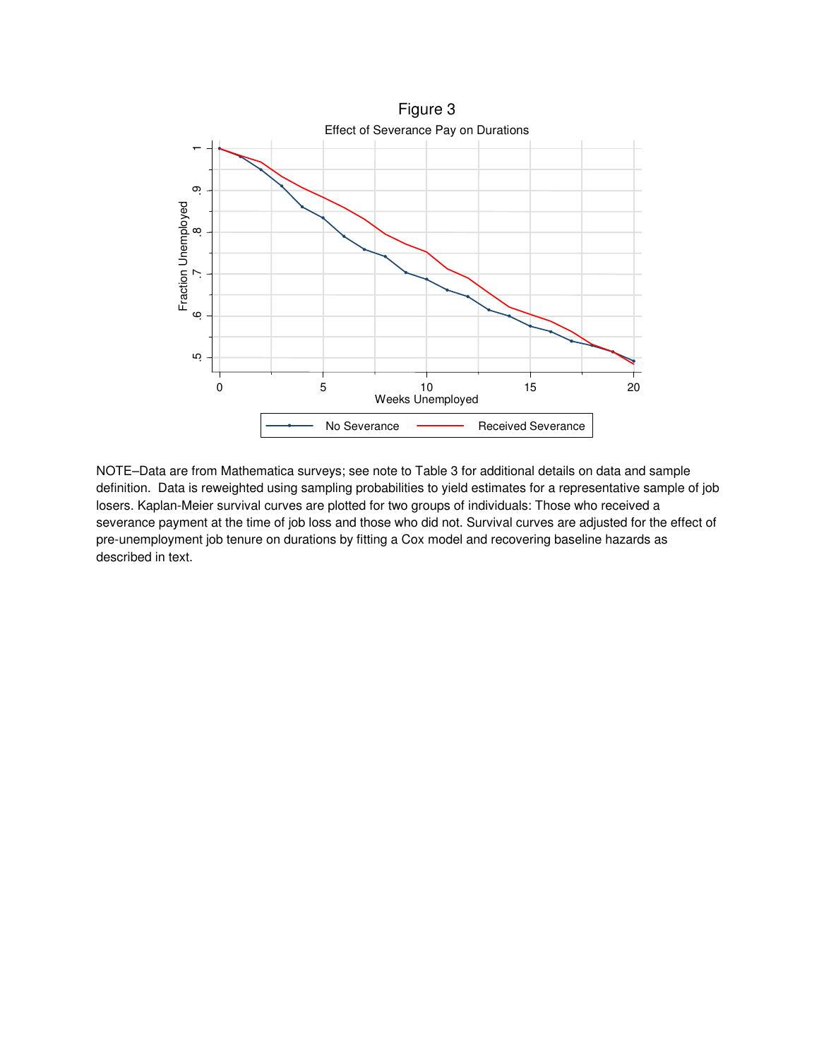Figure 3

Effect of Severance Pay on Durations

NOTE–Data are from Mathematica surveys; see note to Table 3 for additional details on data and sample definition. Data is reweighted using sampling probabilities to yield estimates for a representative sample of job losers. Kaplan-Meier survival curves are plotted for two groups of individuals: Those who received a severance payment at the time of job loss and those who did not. Survival curves are adjusted for the effect of pre-unemployment job tenure on durations by fitting a Cox model and recovering baseline hazards as described in text.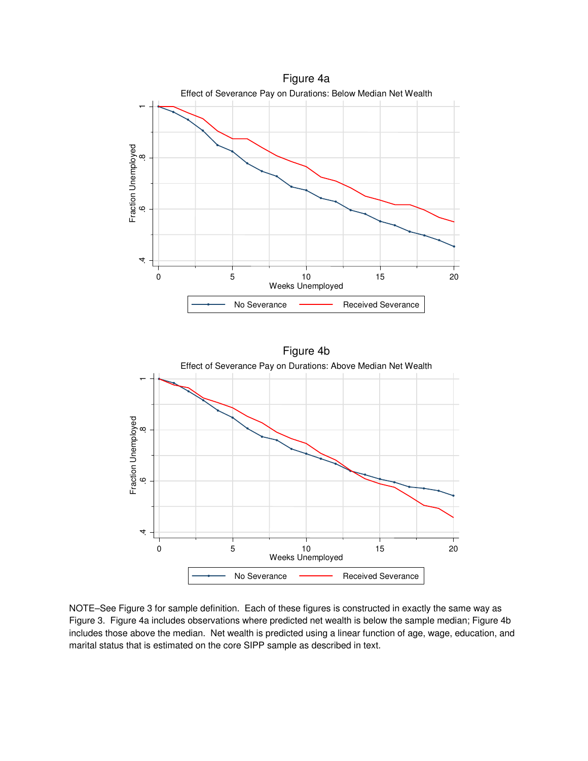Figure 4a

Effect of Severance Pay on Durations: Below Median Net Wealth

Fraction Unemployed

1
.8
.6
.4

0
5
10
15
20

Weeks Unemployed

No Severance
Received Severance

Figure 4b

Effect of Severance Pay on Durations: Above Median Net Wealth

Fraction Unemployed

1
.8
.6
.4

0
5
10
15
20

Weeks Unemployed

No Severance
Received Severance

NOTE–See Figure 3 for sample definition. Each of these figures is constructed in exactly the same way as Figure 3. Figure 4a includes observations where predicted net wealth is below the sample median; Figure 4b includes those above the median. Net wealth is predicted using a linear function of age, wage, education, and marital status that is estimated on the core SIPP sample as described in text.